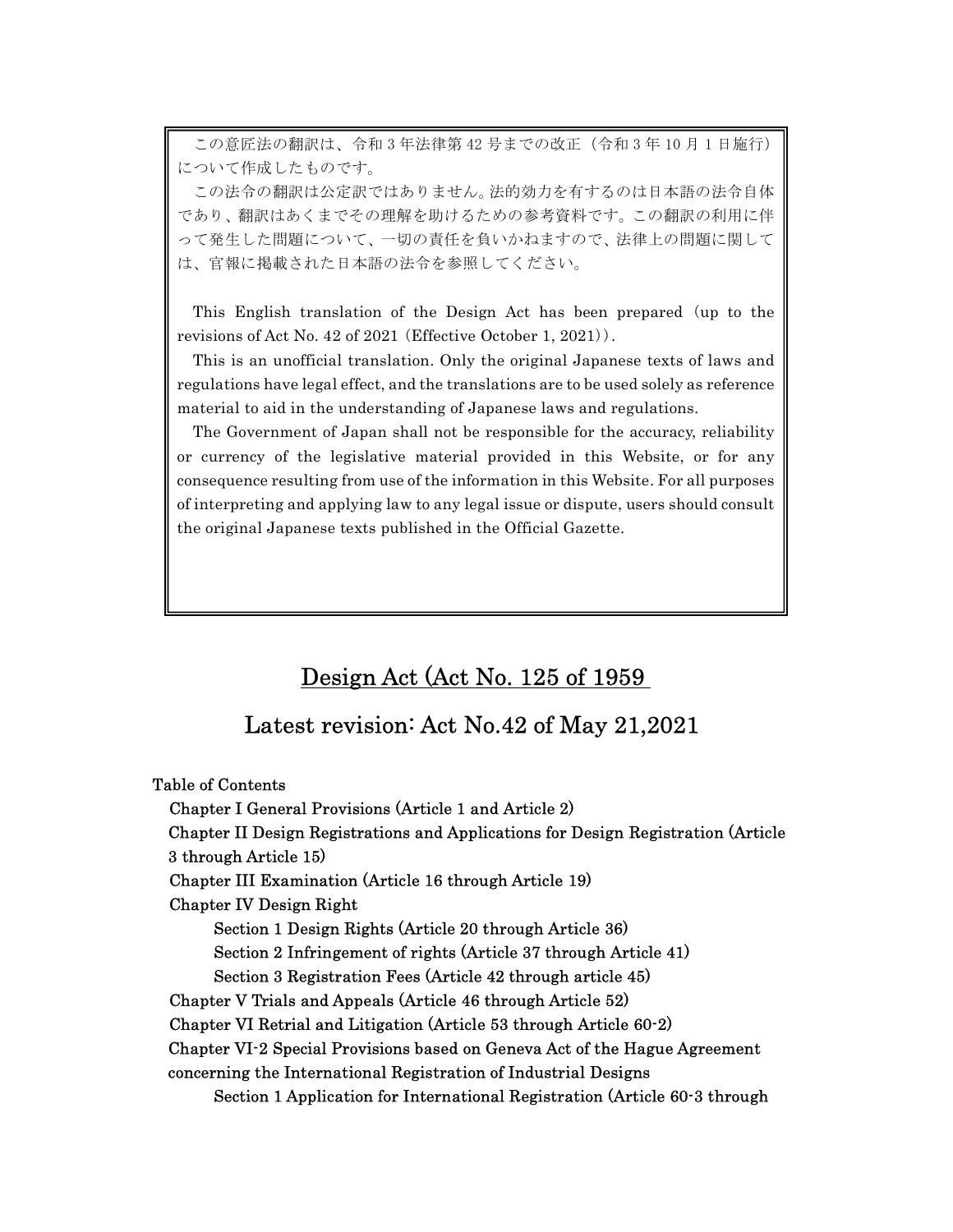この意匠法の翻訳は、令和 3 年法律第 42 号までの改正（令和 3 年 10 月 1 日施行）について作成したものです。

この法令の翻訳は公定訳ではありません。法的効力を有するのは日本語の法令自体であり、翻訳はあくまでその理解を助けるための参考資料です。この翻訳の利用に伴って発生した問題について、一切の責任を負いかねますので、法律上の問題に関しては、官報に掲載された日本語の法令を参照してください。

This English translation of the Design Act has been prepared (up to the revisions of Act No. 42 of 2021 (Effective October 1, 2021)).

This is an unofficial translation. Only the original Japanese texts of laws and regulations have legal effect, and the translations are to be used solely as reference material to aid in the understanding of Japanese laws and regulations.

The Government of Japan shall not be responsible for the accuracy, reliability or currency of the legislative material provided in this Website, or for any consequence resulting from use of the information in this Website. For all purposes of interpreting and applying law to any legal issue or dispute, users should consult the original Japanese texts published in the Official Gazette.

# Design Act (Act No. 125 of 1959

## Latest revision: Act No.42 of May 21,2021

Table of Contents

- Chapter I General Provisions (Article 1 and Article 2)
- Chapter II Design Registrations and Applications for Design Registration (Article 3 through Article 15)
- Chapter III Examination (Article 16 through Article 19)
- Chapter IV Design Right
  - Section 1 Design Rights (Article 20 through Article 36)
  - Section 2 Infringement of rights (Article 37 through Article 41)
  - Section 3 Registration Fees (Article 42 through article 45)
- Chapter V Trials and Appeals (Article 46 through Article 52)
- Chapter VI Retrial and Litigation (Article 53 through Article 60-2)
- Chapter VI-2 Special Provisions based on Geneva Act of the Hague Agreement concerning the International Registration of Industrial Designs
  - Section 1 Application for International Registration (Article 60-3 through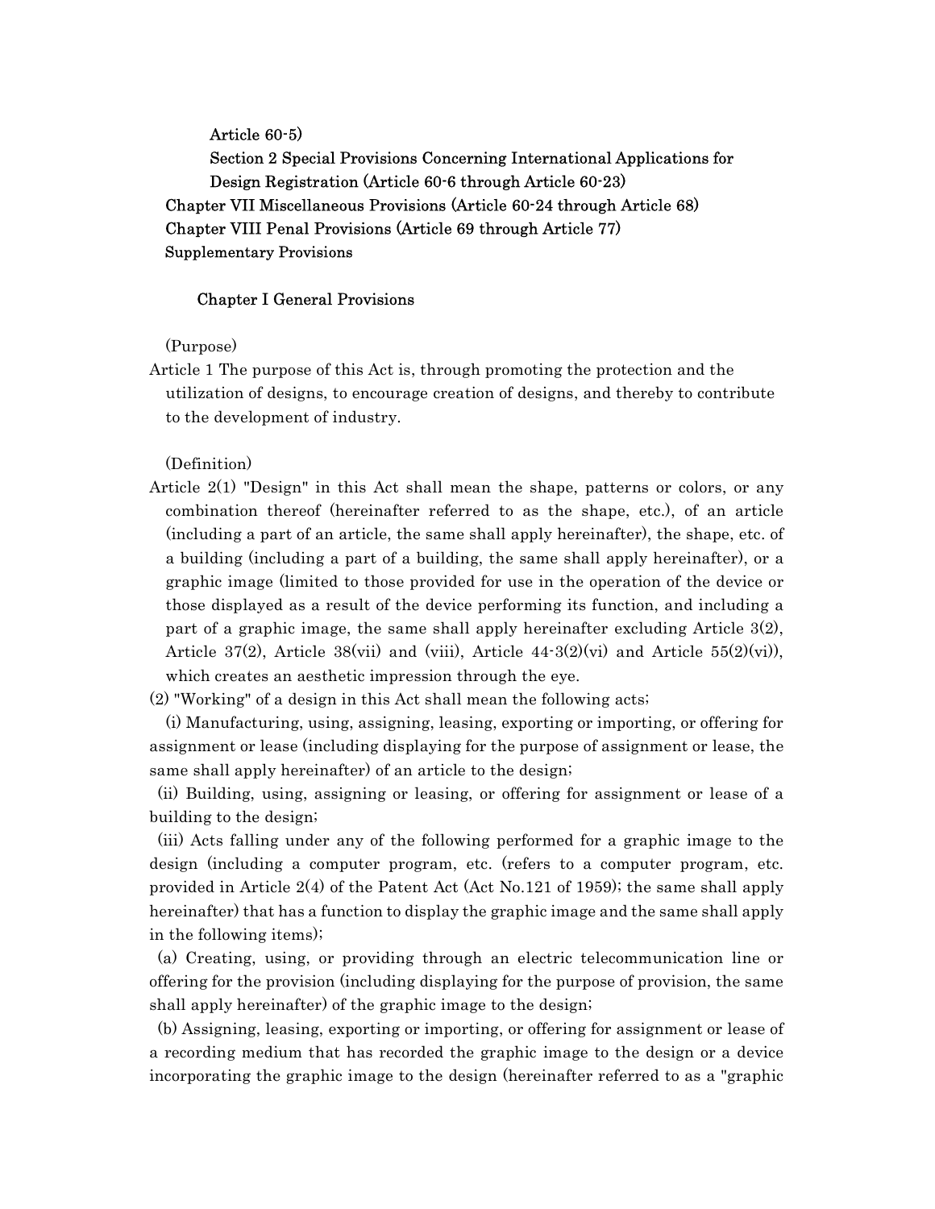Article 60-5)

Section 2 Special Provisions Concerning International Applications for Design Registration (Article 60-6 through Article 60-23)

Chapter VII Miscellaneous Provisions (Article 60-24 through Article 68)

Chapter VIII Penal Provisions (Article 69 through Article 77)

Supplementary Provisions

## Chapter I General Provisions

(Purpose)

Article 1 The purpose of this Act is, through promoting the protection and the utilization of designs, to encourage creation of designs, and thereby to contribute to the development of industry.

(Definition)

Article 2(1) "Design" in this Act shall mean the shape, patterns or colors, or any combination thereof (hereinafter referred to as the shape, etc.), of an article (including a part of an article, the same shall apply hereinafter), the shape, etc. of a building (including a part of a building, the same shall apply hereinafter), or a graphic image (limited to those provided for use in the operation of the device or those displayed as a result of the device performing its function, and including a part of a graphic image, the same shall apply hereinafter excluding Article 3(2), Article 37(2), Article 38(vii) and (viii), Article 44-3(2)(vi) and Article 55(2)(vi)), which creates an aesthetic impression through the eye.

(2) "Working" of a design in this Act shall mean the following acts;

(i) Manufacturing, using, assigning, leasing, exporting or importing, or offering for assignment or lease (including displaying for the purpose of assignment or lease, the same shall apply hereinafter) of an article to the design;

(ii) Building, using, assigning or leasing, or offering for assignment or lease of a building to the design;

(iii) Acts falling under any of the following performed for a graphic image to the design (including a computer program, etc. (refers to a computer program, etc. provided in Article 2(4) of the Patent Act (Act No.121 of 1959); the same shall apply hereinafter) that has a function to display the graphic image and the same shall apply in the following items);

(a) Creating, using, or providing through an electric telecommunication line or offering for the provision (including displaying for the purpose of provision, the same shall apply hereinafter) of the graphic image to the design;

(b) Assigning, leasing, exporting or importing, or offering for assignment or lease of a recording medium that has recorded the graphic image to the design or a device incorporating the graphic image to the design (hereinafter referred to as a "graphic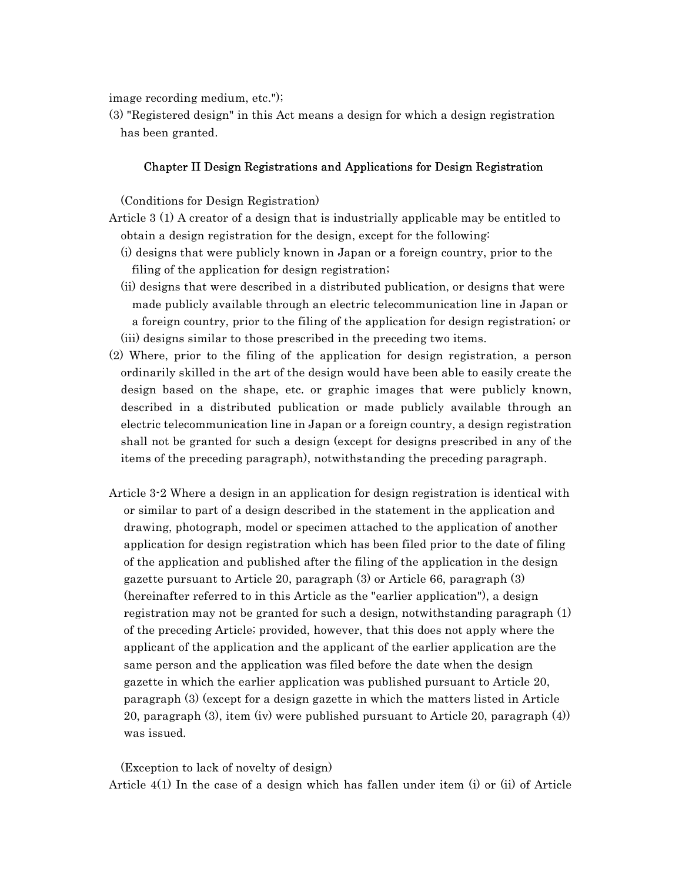image recording medium, etc.");

(3) "Registered design" in this Act means a design for which a design registration has been granted.

## Chapter II Design Registrations and Applications for Design Registration

(Conditions for Design Registration)

Article 3 (1) A creator of a design that is industrially applicable may be entitled to obtain a design registration for the design, except for the following:

(i) designs that were publicly known in Japan or a foreign country, prior to the filing of the application for design registration;

(ii) designs that were described in a distributed publication, or designs that were made publicly available through an electric telecommunication line in Japan or a foreign country, prior to the filing of the application for design registration; or

(iii) designs similar to those prescribed in the preceding two items.

(2) Where, prior to the filing of the application for design registration, a person ordinarily skilled in the art of the design would have been able to easily create the design based on the shape, etc. or graphic images that were publicly known, described in a distributed publication or made publicly available through an electric telecommunication line in Japan or a foreign country, a design registration shall not be granted for such a design (except for designs prescribed in any of the items of the preceding paragraph), notwithstanding the preceding paragraph.

Article 3-2 Where a design in an application for design registration is identical with or similar to part of a design described in the statement in the application and drawing, photograph, model or specimen attached to the application of another application for design registration which has been filed prior to the date of filing of the application and published after the filing of the application in the design gazette pursuant to Article 20, paragraph (3) or Article 66, paragraph (3) (hereinafter referred to in this Article as the "earlier application"), a design registration may not be granted for such a design, notwithstanding paragraph (1) of the preceding Article; provided, however, that this does not apply where the applicant of the application and the applicant of the earlier application are the same person and the application was filed before the date when the design gazette in which the earlier application was published pursuant to Article 20, paragraph (3) (except for a design gazette in which the matters listed in Article 20, paragraph (3), item (iv) were published pursuant to Article 20, paragraph (4)) was issued.

(Exception to lack of novelty of design)

Article 4(1) In the case of a design which has fallen under item (i) or (ii) of Article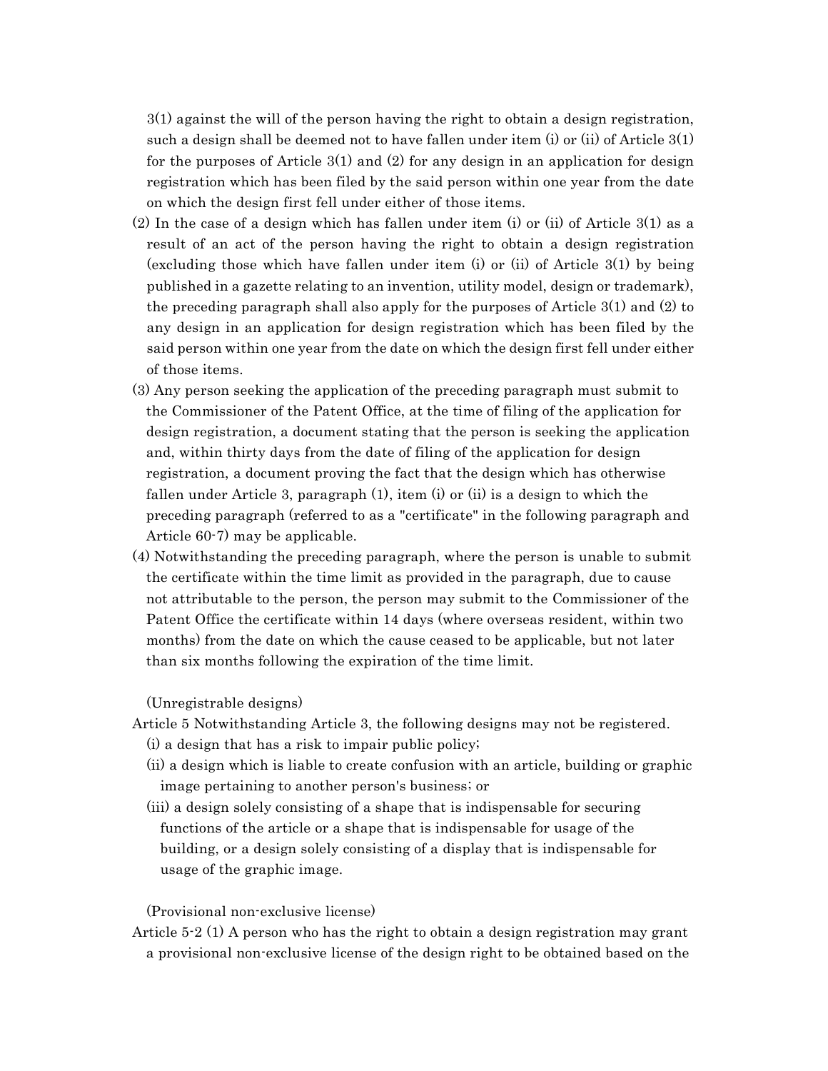3(1) against the will of the person having the right to obtain a design registration, such a design shall be deemed not to have fallen under item (i) or (ii) of Article 3(1) for the purposes of Article 3(1) and (2) for any design in an application for design registration which has been filed by the said person within one year from the date on which the design first fell under either of those items.

(2) In the case of a design which has fallen under item (i) or (ii) of Article 3(1) as a result of an act of the person having the right to obtain a design registration (excluding those which have fallen under item (i) or (ii) of Article 3(1) by being published in a gazette relating to an invention, utility model, design or trademark), the preceding paragraph shall also apply for the purposes of Article 3(1) and (2) to any design in an application for design registration which has been filed by the said person within one year from the date on which the design first fell under either of those items.

(3) Any person seeking the application of the preceding paragraph must submit to the Commissioner of the Patent Office, at the time of filing of the application for design registration, a document stating that the person is seeking the application and, within thirty days from the date of filing of the application for design registration, a document proving the fact that the design which has otherwise fallen under Article 3, paragraph (1), item (i) or (ii) is a design to which the preceding paragraph (referred to as a "certificate" in the following paragraph and Article 60-7) may be applicable.

(4) Notwithstanding the preceding paragraph, where the person is unable to submit the certificate within the time limit as provided in the paragraph, due to cause not attributable to the person, the person may submit to the Commissioner of the Patent Office the certificate within 14 days (where overseas resident, within two months) from the date on which the cause ceased to be applicable, but not later than six months following the expiration of the time limit.

(Unregistrable designs)

Article 5 Notwithstanding Article 3, the following designs may not be registered.

(i) a design that has a risk to impair public policy;

(ii) a design which is liable to create confusion with an article, building or graphic image pertaining to another person's business; or

(iii) a design solely consisting of a shape that is indispensable for securing functions of the article or a shape that is indispensable for usage of the building, or a design solely consisting of a display that is indispensable for usage of the graphic image.

(Provisional non-exclusive license)

Article 5-2 (1) A person who has the right to obtain a design registration may grant a provisional non-exclusive license of the design right to be obtained based on the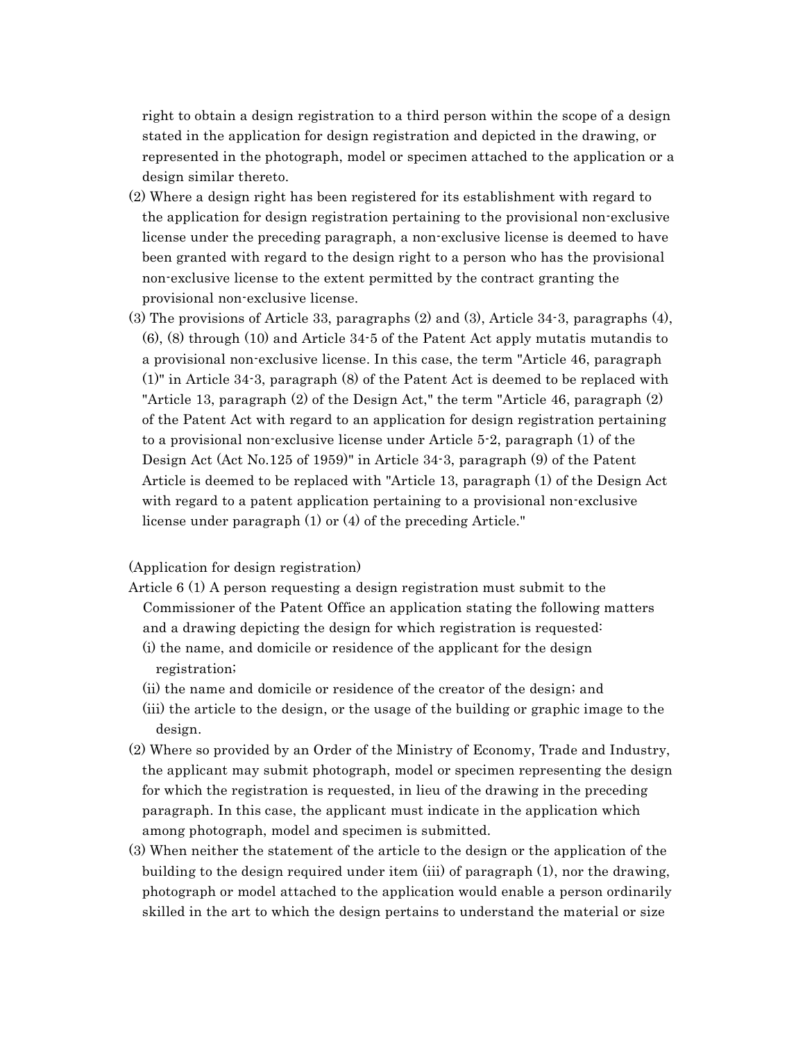right to obtain a design registration to a third person within the scope of a design stated in the application for design registration and depicted in the drawing, or represented in the photograph, model or specimen attached to the application or a design similar thereto.

(2) Where a design right has been registered for its establishment with regard to the application for design registration pertaining to the provisional non-exclusive license under the preceding paragraph, a non-exclusive license is deemed to have been granted with regard to the design right to a person who has the provisional non-exclusive license to the extent permitted by the contract granting the provisional non-exclusive license.

(3) The provisions of Article 33, paragraphs (2) and (3), Article 34-3, paragraphs (4), (6), (8) through (10) and Article 34-5 of the Patent Act apply mutatis mutandis to a provisional non-exclusive license. In this case, the term "Article 46, paragraph (1)" in Article 34-3, paragraph (8) of the Patent Act is deemed to be replaced with "Article 13, paragraph (2) of the Design Act," the term "Article 46, paragraph (2) of the Patent Act with regard to an application for design registration pertaining to a provisional non-exclusive license under Article 5-2, paragraph (1) of the Design Act (Act No.125 of 1959)" in Article 34-3, paragraph (9) of the Patent Article is deemed to be replaced with "Article 13, paragraph (1) of the Design Act with regard to a patent application pertaining to a provisional non-exclusive license under paragraph (1) or (4) of the preceding Article."

(Application for design registration)

Article 6 (1) A person requesting a design registration must submit to the Commissioner of the Patent Office an application stating the following matters and a drawing depicting the design for which registration is requested:

(i) the name, and domicile or residence of the applicant for the design registration;

(ii) the name and domicile or residence of the creator of the design; and

(iii) the article to the design, or the usage of the building or graphic image to the design.

(2) Where so provided by an Order of the Ministry of Economy, Trade and Industry, the applicant may submit photograph, model or specimen representing the design for which the registration is requested, in lieu of the drawing in the preceding paragraph. In this case, the applicant must indicate in the application which among photograph, model and specimen is submitted.

(3) When neither the statement of the article to the design or the application of the building to the design required under item (iii) of paragraph (1), nor the drawing, photograph or model attached to the application would enable a person ordinarily skilled in the art to which the design pertains to understand the material or size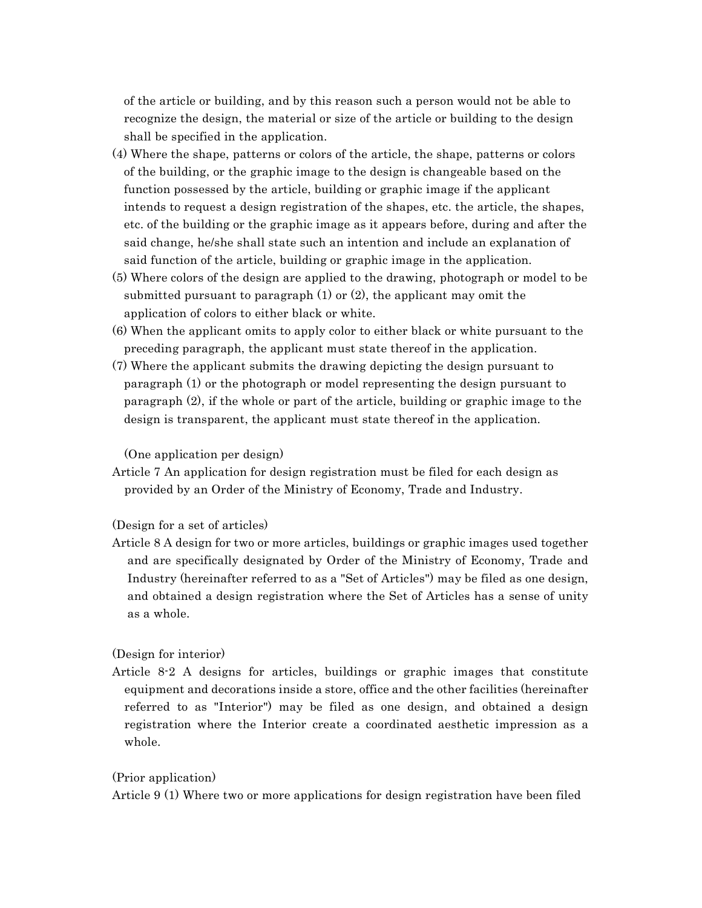of the article or building, and by this reason such a person would not be able to recognize the design, the material or size of the article or building to the design shall be specified in the application.

(4) Where the shape, patterns or colors of the article, the shape, patterns or colors of the building, or the graphic image to the design is changeable based on the function possessed by the article, building or graphic image if the applicant intends to request a design registration of the shapes, etc. the article, the shapes, etc. of the building or the graphic image as it appears before, during and after the said change, he/she shall state such an intention and include an explanation of said function of the article, building or graphic image in the application.

(5) Where colors of the design are applied to the drawing, photograph or model to be submitted pursuant to paragraph (1) or (2), the applicant may omit the application of colors to either black or white.

(6) When the applicant omits to apply color to either black or white pursuant to the preceding paragraph, the applicant must state thereof in the application.

(7) Where the applicant submits the drawing depicting the design pursuant to paragraph (1) or the photograph or model representing the design pursuant to paragraph (2), if the whole or part of the article, building or graphic image to the design is transparent, the applicant must state thereof in the application.

(One application per design)

Article 7 An application for design registration must be filed for each design as provided by an Order of the Ministry of Economy, Trade and Industry.

(Design for a set of articles)

Article 8 A design for two or more articles, buildings or graphic images used together and are specifically designated by Order of the Ministry of Economy, Trade and Industry (hereinafter referred to as a "Set of Articles") may be filed as one design, and obtained a design registration where the Set of Articles has a sense of unity as a whole.

(Design for interior)

Article 8-2 A designs for articles, buildings or graphic images that constitute equipment and decorations inside a store, office and the other facilities (hereinafter referred to as "Interior") may be filed as one design, and obtained a design registration where the Interior create a coordinated aesthetic impression as a whole.

(Prior application)

Article 9 (1) Where two or more applications for design registration have been filed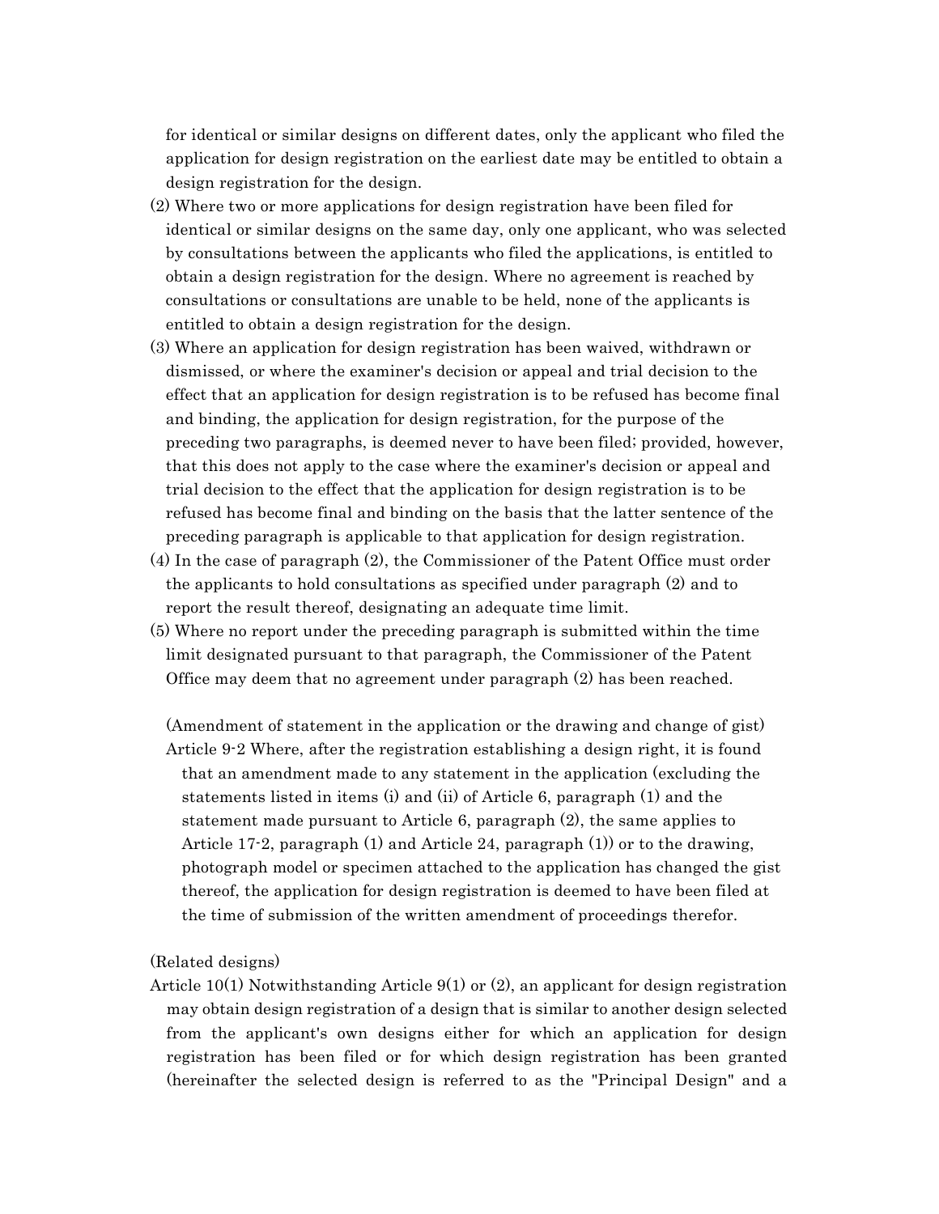for identical or similar designs on different dates, only the applicant who filed the application for design registration on the earliest date may be entitled to obtain a design registration for the design.

(2) Where two or more applications for design registration have been filed for identical or similar designs on the same day, only one applicant, who was selected by consultations between the applicants who filed the applications, is entitled to obtain a design registration for the design. Where no agreement is reached by consultations or consultations are unable to be held, none of the applicants is entitled to obtain a design registration for the design.

(3) Where an application for design registration has been waived, withdrawn or dismissed, or where the examiner's decision or appeal and trial decision to the effect that an application for design registration is to be refused has become final and binding, the application for design registration, for the purpose of the preceding two paragraphs, is deemed never to have been filed; provided, however, that this does not apply to the case where the examiner's decision or appeal and trial decision to the effect that the application for design registration is to be refused has become final and binding on the basis that the latter sentence of the preceding paragraph is applicable to that application for design registration.

(4) In the case of paragraph (2), the Commissioner of the Patent Office must order the applicants to hold consultations as specified under paragraph (2) and to report the result thereof, designating an adequate time limit.

(5) Where no report under the preceding paragraph is submitted within the time limit designated pursuant to that paragraph, the Commissioner of the Patent Office may deem that no agreement under paragraph (2) has been reached.

(Amendment of statement in the application or the drawing and change of gist)

Article 9-2 Where, after the registration establishing a design right, it is found that an amendment made to any statement in the application (excluding the statements listed in items (i) and (ii) of Article 6, paragraph (1) and the statement made pursuant to Article 6, paragraph (2), the same applies to Article 17-2, paragraph (1) and Article 24, paragraph (1)) or to the drawing, photograph model or specimen attached to the application has changed the gist thereof, the application for design registration is deemed to have been filed at the time of submission of the written amendment of proceedings therefor.

(Related designs)

Article 10(1) Notwithstanding Article 9(1) or (2), an applicant for design registration may obtain design registration of a design that is similar to another design selected from the applicant's own designs either for which an application for design registration has been filed or for which design registration has been granted (hereinafter the selected design is referred to as the "Principal Design" and a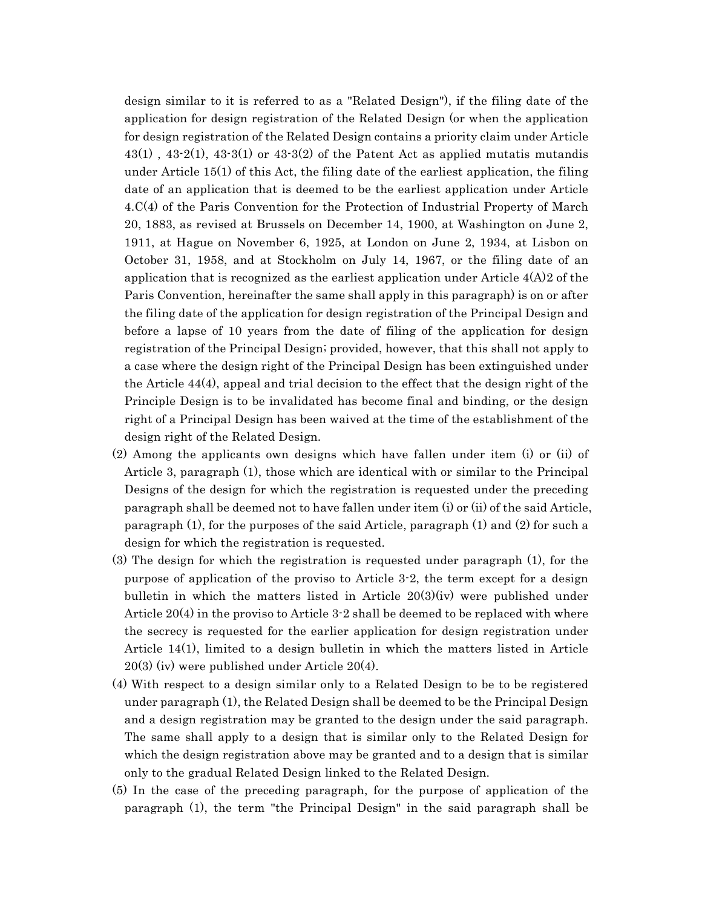design similar to it is referred to as a "Related Design"), if the filing date of the application for design registration of the Related Design (or when the application for design registration of the Related Design contains a priority claim under Article 43(1) , 43-2(1), 43-3(1) or 43-3(2) of the Patent Act as applied mutatis mutandis under Article 15(1) of this Act, the filing date of the earliest application, the filing date of an application that is deemed to be the earliest application under Article 4.C(4) of the Paris Convention for the Protection of Industrial Property of March 20, 1883, as revised at Brussels on December 14, 1900, at Washington on June 2, 1911, at Hague on November 6, 1925, at London on June 2, 1934, at Lisbon on October 31, 1958, and at Stockholm on July 14, 1967, or the filing date of an application that is recognized as the earliest application under Article 4(A)2 of the Paris Convention, hereinafter the same shall apply in this paragraph) is on or after the filing date of the application for design registration of the Principal Design and before a lapse of 10 years from the date of filing of the application for design registration of the Principal Design; provided, however, that this shall not apply to a case where the design right of the Principal Design has been extinguished under the Article 44(4), appeal and trial decision to the effect that the design right of the Principle Design is to be invalidated has become final and binding, or the design right of a Principal Design has been waived at the time of the establishment of the design right of the Related Design.

(2) Among the applicants own designs which have fallen under item (i) or (ii) of Article 3, paragraph (1), those which are identical with or similar to the Principal Designs of the design for which the registration is requested under the preceding paragraph shall be deemed not to have fallen under item (i) or (ii) of the said Article, paragraph (1), for the purposes of the said Article, paragraph (1) and (2) for such a design for which the registration is requested.

(3) The design for which the registration is requested under paragraph (1), for the purpose of application of the proviso to Article 3-2, the term except for a design bulletin in which the matters listed in Article 20(3)(iv) were published under Article 20(4) in the proviso to Article 3-2 shall be deemed to be replaced with where the secrecy is requested for the earlier application for design registration under Article 14(1), limited to a design bulletin in which the matters listed in Article 20(3) (iv) were published under Article 20(4).

(4) With respect to a design similar only to a Related Design to be to be registered under paragraph (1), the Related Design shall be deemed to be the Principal Design and a design registration may be granted to the design under the said paragraph. The same shall apply to a design that is similar only to the Related Design for which the design registration above may be granted and to a design that is similar only to the gradual Related Design linked to the Related Design.

(5) In the case of the preceding paragraph, for the purpose of application of the paragraph (1), the term "the Principal Design" in the said paragraph shall be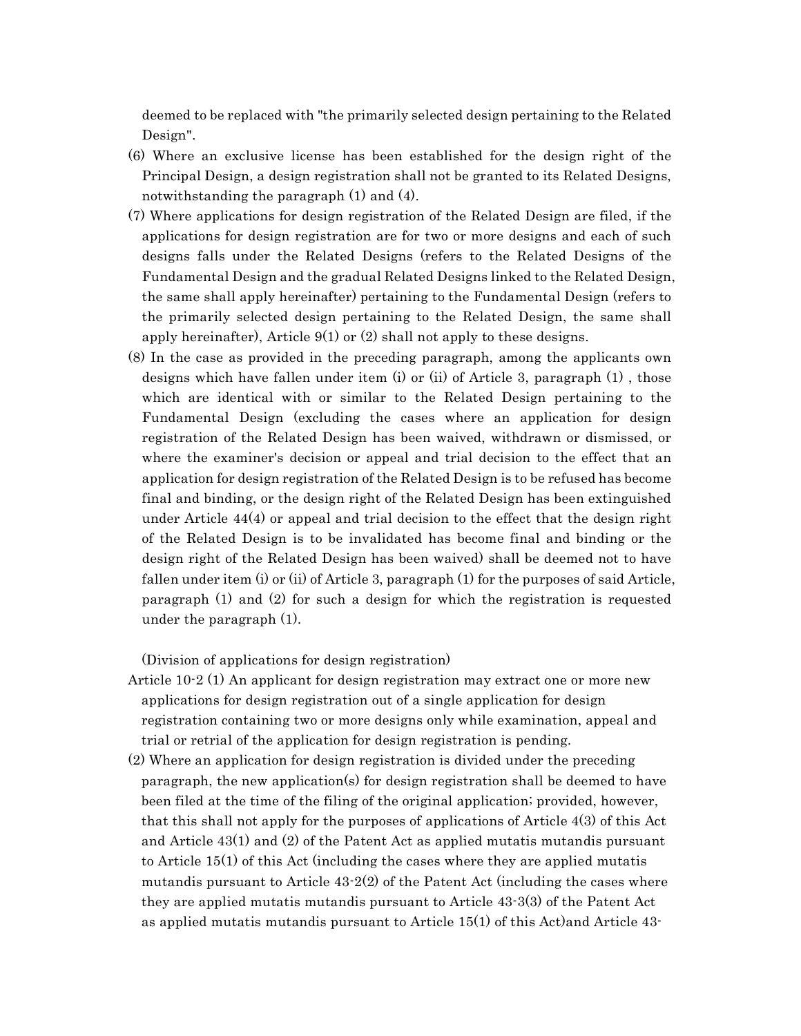deemed to be replaced with "the primarily selected design pertaining to the Related Design".

(6) Where an exclusive license has been established for the design right of the Principal Design, a design registration shall not be granted to its Related Designs, notwithstanding the paragraph (1) and (4).

(7) Where applications for design registration of the Related Design are filed, if the applications for design registration are for two or more designs and each of such designs falls under the Related Designs (refers to the Related Designs of the Fundamental Design and the gradual Related Designs linked to the Related Design, the same shall apply hereinafter) pertaining to the Fundamental Design (refers to the primarily selected design pertaining to the Related Design, the same shall apply hereinafter), Article 9(1) or (2) shall not apply to these designs.

(8) In the case as provided in the preceding paragraph, among the applicants own designs which have fallen under item (i) or (ii) of Article 3, paragraph (1) , those which are identical with or similar to the Related Design pertaining to the Fundamental Design (excluding the cases where an application for design registration of the Related Design has been waived, withdrawn or dismissed, or where the examiner's decision or appeal and trial decision to the effect that an application for design registration of the Related Design is to be refused has become final and binding, or the design right of the Related Design has been extinguished under Article 44(4) or appeal and trial decision to the effect that the design right of the Related Design is to be invalidated has become final and binding or the design right of the Related Design has been waived) shall be deemed not to have fallen under item (i) or (ii) of Article 3, paragraph (1) for the purposes of said Article, paragraph (1) and (2) for such a design for which the registration is requested under the paragraph (1).

(Division of applications for design registration)

Article 10-2 (1) An applicant for design registration may extract one or more new applications for design registration out of a single application for design registration containing two or more designs only while examination, appeal and trial or retrial of the application for design registration is pending.

(2) Where an application for design registration is divided under the preceding paragraph, the new application(s) for design registration shall be deemed to have been filed at the time of the filing of the original application; provided, however, that this shall not apply for the purposes of applications of Article 4(3) of this Act and Article 43(1) and (2) of the Patent Act as applied mutatis mutandis pursuant to Article 15(1) of this Act (including the cases where they are applied mutatis mutandis pursuant to Article 43-2(2) of the Patent Act (including the cases where they are applied mutatis mutandis pursuant to Article 43-3(3) of the Patent Act as applied mutatis mutandis pursuant to Article 15(1) of this Act)and Article 43-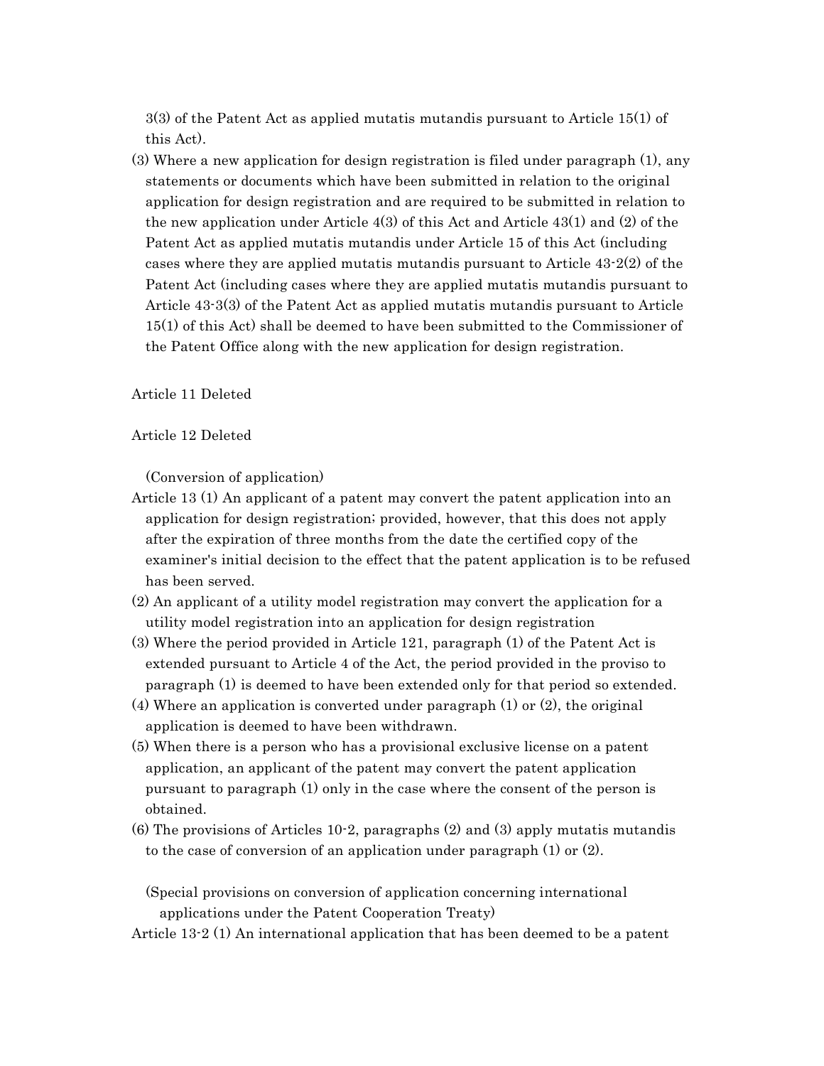3(3) of the Patent Act as applied mutatis mutandis pursuant to Article 15(1) of this Act).

(3) Where a new application for design registration is filed under paragraph (1), any statements or documents which have been submitted in relation to the original application for design registration and are required to be submitted in relation to the new application under Article 4(3) of this Act and Article 43(1) and (2) of the Patent Act as applied mutatis mutandis under Article 15 of this Act (including cases where they are applied mutatis mutandis pursuant to Article 43-2(2) of the Patent Act (including cases where they are applied mutatis mutandis pursuant to Article 43-3(3) of the Patent Act as applied mutatis mutandis pursuant to Article 15(1) of this Act) shall be deemed to have been submitted to the Commissioner of the Patent Office along with the new application for design registration.

Article 11 Deleted

Article 12 Deleted

(Conversion of application)

Article 13 (1) An applicant of a patent may convert the patent application into an application for design registration; provided, however, that this does not apply after the expiration of three months from the date the certified copy of the examiner's initial decision to the effect that the patent application is to be refused has been served.

(2) An applicant of a utility model registration may convert the application for a utility model registration into an application for design registration

(3) Where the period provided in Article 121, paragraph (1) of the Patent Act is extended pursuant to Article 4 of the Act, the period provided in the proviso to paragraph (1) is deemed to have been extended only for that period so extended.

(4) Where an application is converted under paragraph (1) or (2), the original application is deemed to have been withdrawn.

(5) When there is a person who has a provisional exclusive license on a patent application, an applicant of the patent may convert the patent application pursuant to paragraph (1) only in the case where the consent of the person is obtained.

(6) The provisions of Articles 10-2, paragraphs (2) and (3) apply mutatis mutandis to the case of conversion of an application under paragraph (1) or (2).

(Special provisions on conversion of application concerning international applications under the Patent Cooperation Treaty)

Article 13-2 (1) An international application that has been deemed to be a patent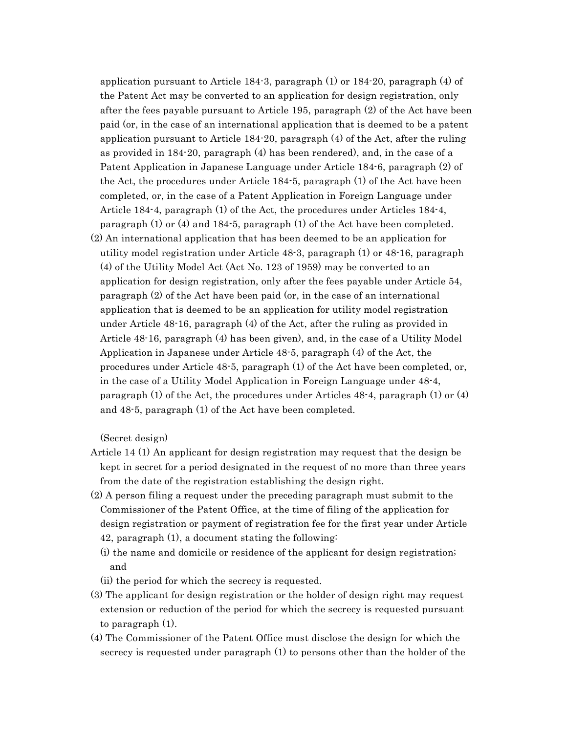application pursuant to Article 184-3, paragraph (1) or 184-20, paragraph (4) of the Patent Act may be converted to an application for design registration, only after the fees payable pursuant to Article 195, paragraph (2) of the Act have been paid (or, in the case of an international application that is deemed to be a patent application pursuant to Article 184-20, paragraph (4) of the Act, after the ruling as provided in 184-20, paragraph (4) has been rendered), and, in the case of a Patent Application in Japanese Language under Article 184-6, paragraph (2) of the Act, the procedures under Article 184-5, paragraph (1) of the Act have been completed, or, in the case of a Patent Application in Foreign Language under Article 184-4, paragraph (1) of the Act, the procedures under Articles 184-4, paragraph (1) or (4) and 184-5, paragraph (1) of the Act have been completed.

(2) An international application that has been deemed to be an application for utility model registration under Article 48-3, paragraph (1) or 48-16, paragraph (4) of the Utility Model Act (Act No. 123 of 1959) may be converted to an application for design registration, only after the fees payable under Article 54, paragraph (2) of the Act have been paid (or, in the case of an international application that is deemed to be an application for utility model registration under Article 48-16, paragraph (4) of the Act, after the ruling as provided in Article 48-16, paragraph (4) has been given), and, in the case of a Utility Model Application in Japanese under Article 48-5, paragraph (4) of the Act, the procedures under Article 48-5, paragraph (1) of the Act have been completed, or, in the case of a Utility Model Application in Foreign Language under 48-4, paragraph (1) of the Act, the procedures under Articles 48-4, paragraph (1) or (4) and 48-5, paragraph (1) of the Act have been completed.

(Secret design)

Article 14 (1) An applicant for design registration may request that the design be kept in secret for a period designated in the request of no more than three years from the date of the registration establishing the design right.

(2) A person filing a request under the preceding paragraph must submit to the Commissioner of the Patent Office, at the time of filing of the application for design registration or payment of registration fee for the first year under Article 42, paragraph (1), a document stating the following:

(i) the name and domicile or residence of the applicant for design registration; and

(ii) the period for which the secrecy is requested.

(3) The applicant for design registration or the holder of design right may request extension or reduction of the period for which the secrecy is requested pursuant to paragraph (1).

(4) The Commissioner of the Patent Office must disclose the design for which the secrecy is requested under paragraph (1) to persons other than the holder of the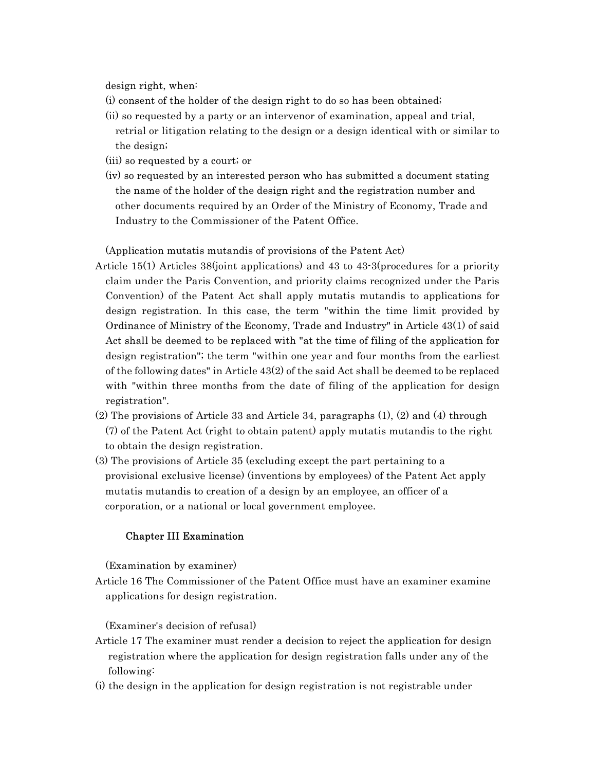design right, when:

(i) consent of the holder of the design right to do so has been obtained;

(ii) so requested by a party or an intervenor of examination, appeal and trial, retrial or litigation relating to the design or a design identical with or similar to the design;

(iii) so requested by a court; or

(iv) so requested by an interested person who has submitted a document stating the name of the holder of the design right and the registration number and other documents required by an Order of the Ministry of Economy, Trade and Industry to the Commissioner of the Patent Office.

(Application mutatis mutandis of provisions of the Patent Act)

Article 15(1) Articles 38(joint applications) and 43 to 43-3(procedures for a priority claim under the Paris Convention, and priority claims recognized under the Paris Convention) of the Patent Act shall apply mutatis mutandis to applications for design registration. In this case, the term "within the time limit provided by Ordinance of Ministry of the Economy, Trade and Industry" in Article 43(1) of said Act shall be deemed to be replaced with "at the time of filing of the application for design registration"; the term "within one year and four months from the earliest of the following dates" in Article 43(2) of the said Act shall be deemed to be replaced with "within three months from the date of filing of the application for design registration".

(2) The provisions of Article 33 and Article 34, paragraphs (1), (2) and (4) through (7) of the Patent Act (right to obtain patent) apply mutatis mutandis to the right to obtain the design registration.

(3) The provisions of Article 35 (excluding except the part pertaining to a provisional exclusive license) (inventions by employees) of the Patent Act apply mutatis mutandis to creation of a design by an employee, an officer of a corporation, or a national or local government employee.

## Chapter III Examination

(Examination by examiner)

Article 16 The Commissioner of the Patent Office must have an examiner examine applications for design registration.

(Examiner's decision of refusal)

Article 17 The examiner must render a decision to reject the application for design registration where the application for design registration falls under any of the following:

(i) the design in the application for design registration is not registrable under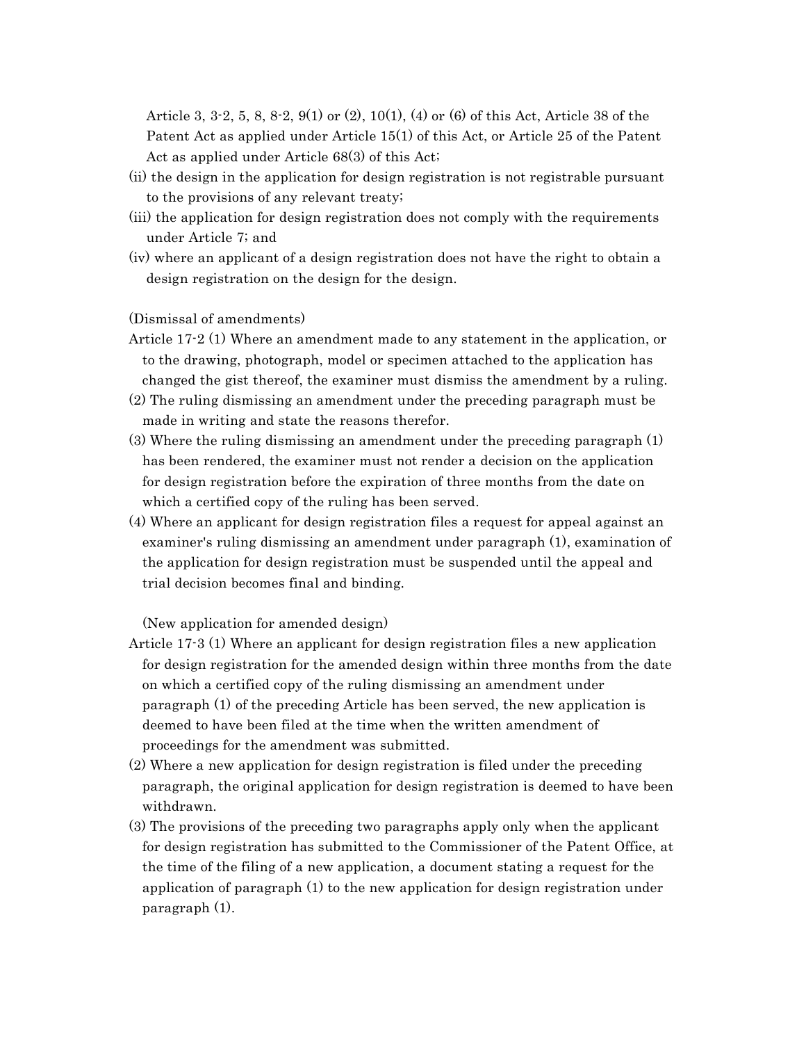Article 3, 3-2, 5, 8, 8-2, 9(1) or (2), 10(1), (4) or (6) of this Act, Article 38 of the Patent Act as applied under Article 15(1) of this Act, or Article 25 of the Patent Act as applied under Article 68(3) of this Act;

(ii) the design in the application for design registration is not registrable pursuant to the provisions of any relevant treaty;

(iii) the application for design registration does not comply with the requirements under Article 7; and

(iv) where an applicant of a design registration does not have the right to obtain a design registration on the design for the design.

(Dismissal of amendments)

Article 17-2 (1) Where an amendment made to any statement in the application, or to the drawing, photograph, model or specimen attached to the application has changed the gist thereof, the examiner must dismiss the amendment by a ruling.

(2) The ruling dismissing an amendment under the preceding paragraph must be made in writing and state the reasons therefor.

(3) Where the ruling dismissing an amendment under the preceding paragraph (1) has been rendered, the examiner must not render a decision on the application for design registration before the expiration of three months from the date on which a certified copy of the ruling has been served.

(4) Where an applicant for design registration files a request for appeal against an examiner's ruling dismissing an amendment under paragraph (1), examination of the application for design registration must be suspended until the appeal and trial decision becomes final and binding.

(New application for amended design)

Article 17-3 (1) Where an applicant for design registration files a new application for design registration for the amended design within three months from the date on which a certified copy of the ruling dismissing an amendment under paragraph (1) of the preceding Article has been served, the new application is deemed to have been filed at the time when the written amendment of proceedings for the amendment was submitted.

(2) Where a new application for design registration is filed under the preceding paragraph, the original application for design registration is deemed to have been withdrawn.

(3) The provisions of the preceding two paragraphs apply only when the applicant for design registration has submitted to the Commissioner of the Patent Office, at the time of the filing of a new application, a document stating a request for the application of paragraph (1) to the new application for design registration under paragraph (1).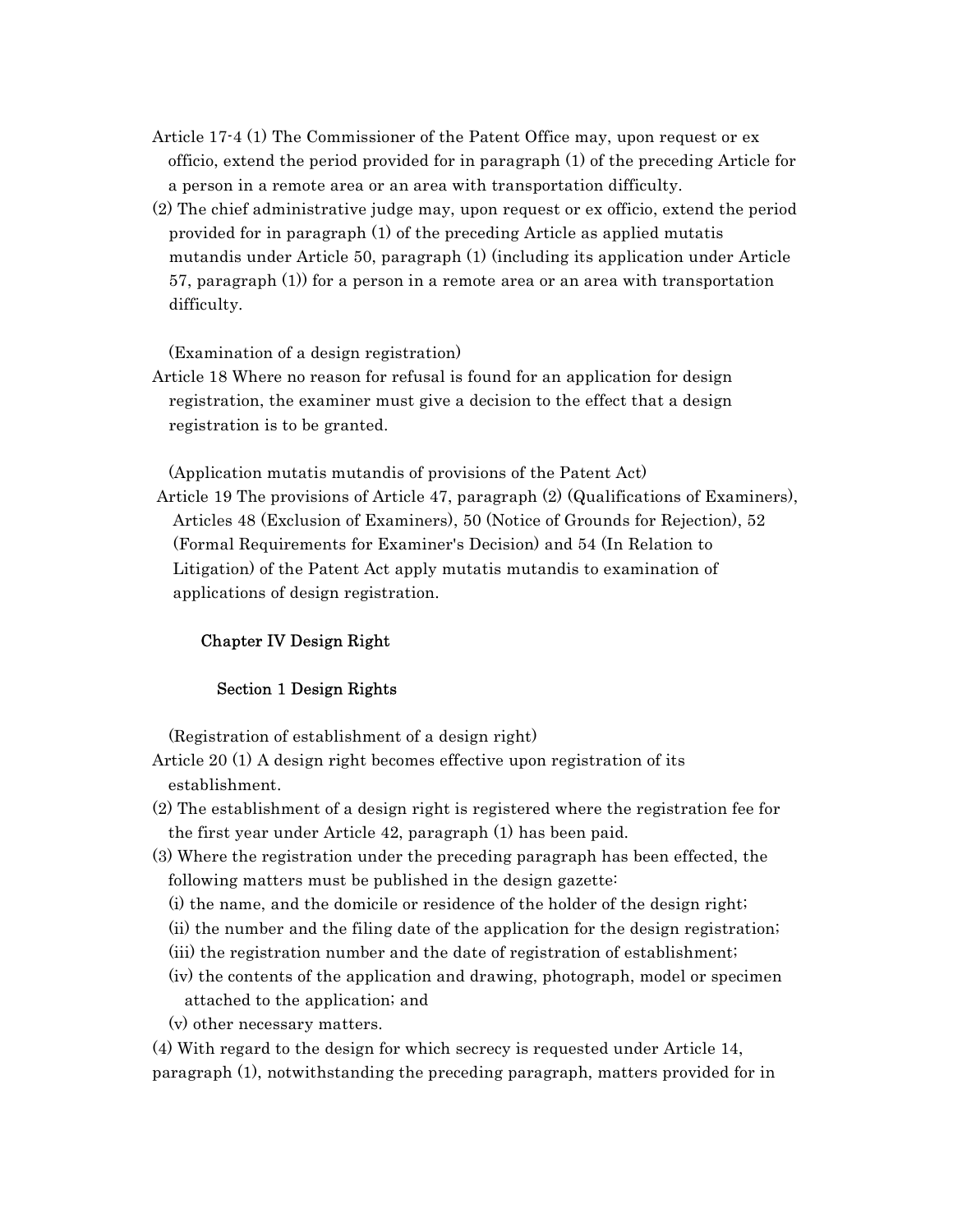Article 17-4 (1) The Commissioner of the Patent Office may, upon request or ex officio, extend the period provided for in paragraph (1) of the preceding Article for a person in a remote area or an area with transportation difficulty.

(2) The chief administrative judge may, upon request or ex officio, extend the period provided for in paragraph (1) of the preceding Article as applied mutatis mutandis under Article 50, paragraph (1) (including its application under Article 57, paragraph (1)) for a person in a remote area or an area with transportation difficulty.

(Examination of a design registration)

Article 18 Where no reason for refusal is found for an application for design registration, the examiner must give a decision to the effect that a design registration is to be granted.

(Application mutatis mutandis of provisions of the Patent Act)

Article 19 The provisions of Article 47, paragraph (2) (Qualifications of Examiners), Articles 48 (Exclusion of Examiners), 50 (Notice of Grounds for Rejection), 52 (Formal Requirements for Examiner's Decision) and 54 (In Relation to Litigation) of the Patent Act apply mutatis mutandis to examination of applications of design registration.

## Chapter IV Design Right

### Section 1 Design Rights

(Registration of establishment of a design right)

Article 20 (1) A design right becomes effective upon registration of its establishment.

(2) The establishment of a design right is registered where the registration fee for the first year under Article 42, paragraph (1) has been paid.

(3) Where the registration under the preceding paragraph has been effected, the following matters must be published in the design gazette:

(i) the name, and the domicile or residence of the holder of the design right;

(ii) the number and the filing date of the application for the design registration;

(iii) the registration number and the date of registration of establishment;

(iv) the contents of the application and drawing, photograph, model or specimen attached to the application; and

(v) other necessary matters.

(4) With regard to the design for which secrecy is requested under Article 14, paragraph (1), notwithstanding the preceding paragraph, matters provided for in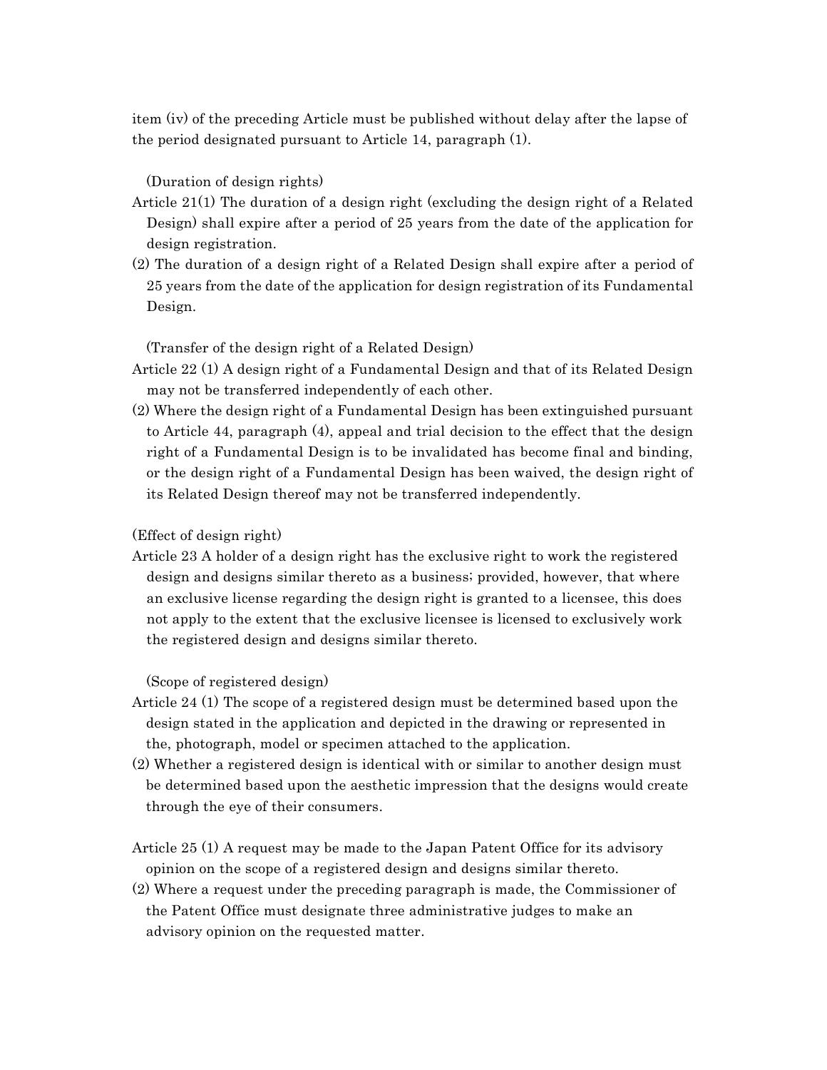item (iv) of the preceding Article must be published without delay after the lapse of the period designated pursuant to Article 14, paragraph (1).

(Duration of design rights)

Article 21(1) The duration of a design right (excluding the design right of a Related Design) shall expire after a period of 25 years from the date of the application for design registration.

(2) The duration of a design right of a Related Design shall expire after a period of 25 years from the date of the application for design registration of its Fundamental Design.

(Transfer of the design right of a Related Design)

Article 22 (1) A design right of a Fundamental Design and that of its Related Design may not be transferred independently of each other.

(2) Where the design right of a Fundamental Design has been extinguished pursuant to Article 44, paragraph (4), appeal and trial decision to the effect that the design right of a Fundamental Design is to be invalidated has become final and binding, or the design right of a Fundamental Design has been waived, the design right of its Related Design thereof may not be transferred independently.

(Effect of design right)

Article 23 A holder of a design right has the exclusive right to work the registered design and designs similar thereto as a business; provided, however, that where an exclusive license regarding the design right is granted to a licensee, this does not apply to the extent that the exclusive licensee is licensed to exclusively work the registered design and designs similar thereto.

(Scope of registered design)

Article 24 (1) The scope of a registered design must be determined based upon the design stated in the application and depicted in the drawing or represented in the, photograph, model or specimen attached to the application.

(2) Whether a registered design is identical with or similar to another design must be determined based upon the aesthetic impression that the designs would create through the eye of their consumers.

Article 25 (1) A request may be made to the Japan Patent Office for its advisory opinion on the scope of a registered design and designs similar thereto.

(2) Where a request under the preceding paragraph is made, the Commissioner of the Patent Office must designate three administrative judges to make an advisory opinion on the requested matter.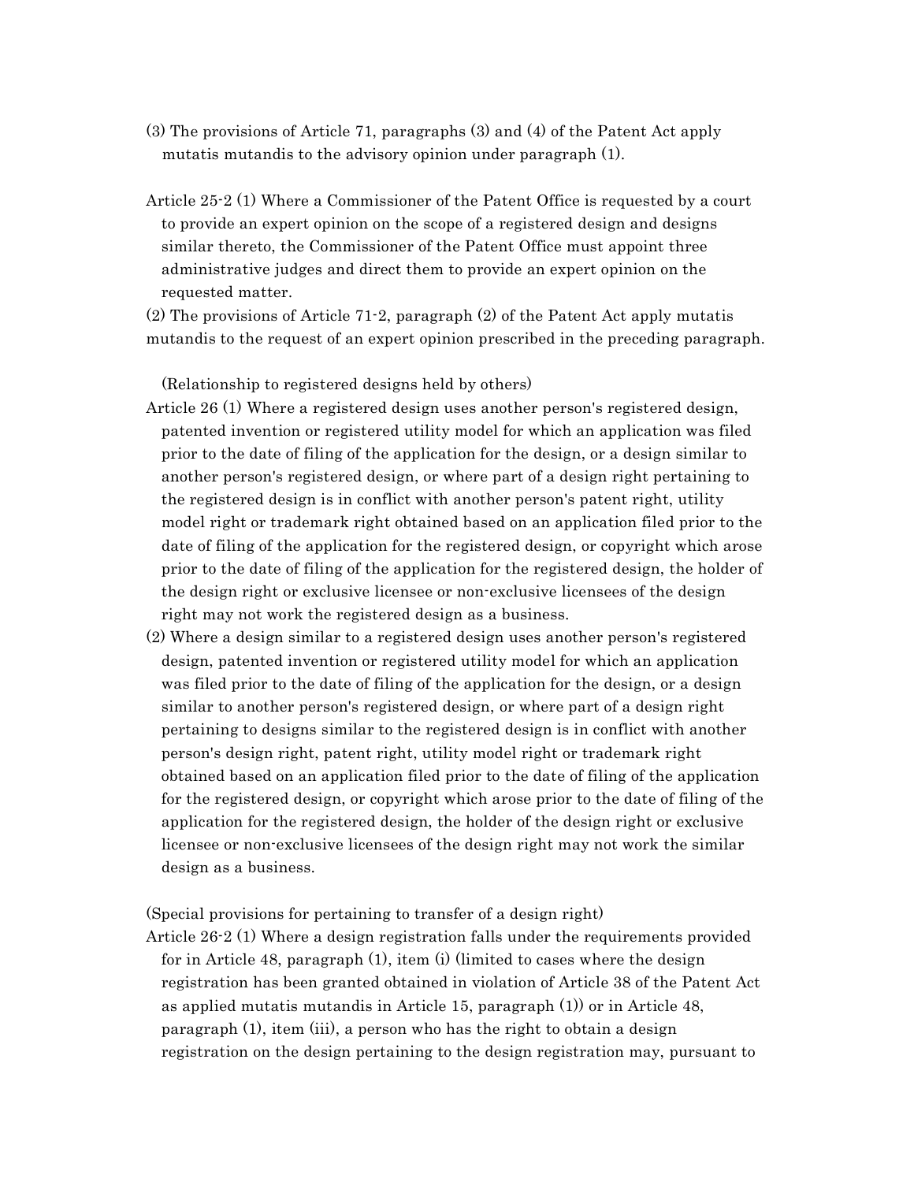(3) The provisions of Article 71, paragraphs (3) and (4) of the Patent Act apply mutatis mutandis to the advisory opinion under paragraph (1).

Article 25-2 (1) Where a Commissioner of the Patent Office is requested by a court to provide an expert opinion on the scope of a registered design and designs similar thereto, the Commissioner of the Patent Office must appoint three administrative judges and direct them to provide an expert opinion on the requested matter.

(2) The provisions of Article 71-2, paragraph (2) of the Patent Act apply mutatis mutandis to the request of an expert opinion prescribed in the preceding paragraph.

(Relationship to registered designs held by others)

Article 26 (1) Where a registered design uses another person's registered design, patented invention or registered utility model for which an application was filed prior to the date of filing of the application for the design, or a design similar to another person's registered design, or where part of a design right pertaining to the registered design is in conflict with another person's patent right, utility model right or trademark right obtained based on an application filed prior to the date of filing of the application for the registered design, or copyright which arose prior to the date of filing of the application for the registered design, the holder of the design right or exclusive licensee or non-exclusive licensees of the design right may not work the registered design as a business.

(2) Where a design similar to a registered design uses another person's registered design, patented invention or registered utility model for which an application was filed prior to the date of filing of the application for the design, or a design similar to another person's registered design, or where part of a design right pertaining to designs similar to the registered design is in conflict with another person's design right, patent right, utility model right or trademark right obtained based on an application filed prior to the date of filing of the application for the registered design, or copyright which arose prior to the date of filing of the application for the registered design, the holder of the design right or exclusive licensee or non-exclusive licensees of the design right may not work the similar design as a business.

(Special provisions for pertaining to transfer of a design right)

Article 26-2 (1) Where a design registration falls under the requirements provided for in Article 48, paragraph (1), item (i) (limited to cases where the design registration has been granted obtained in violation of Article 38 of the Patent Act as applied mutatis mutandis in Article 15, paragraph (1)) or in Article 48, paragraph (1), item (iii), a person who has the right to obtain a design registration on the design pertaining to the design registration may, pursuant to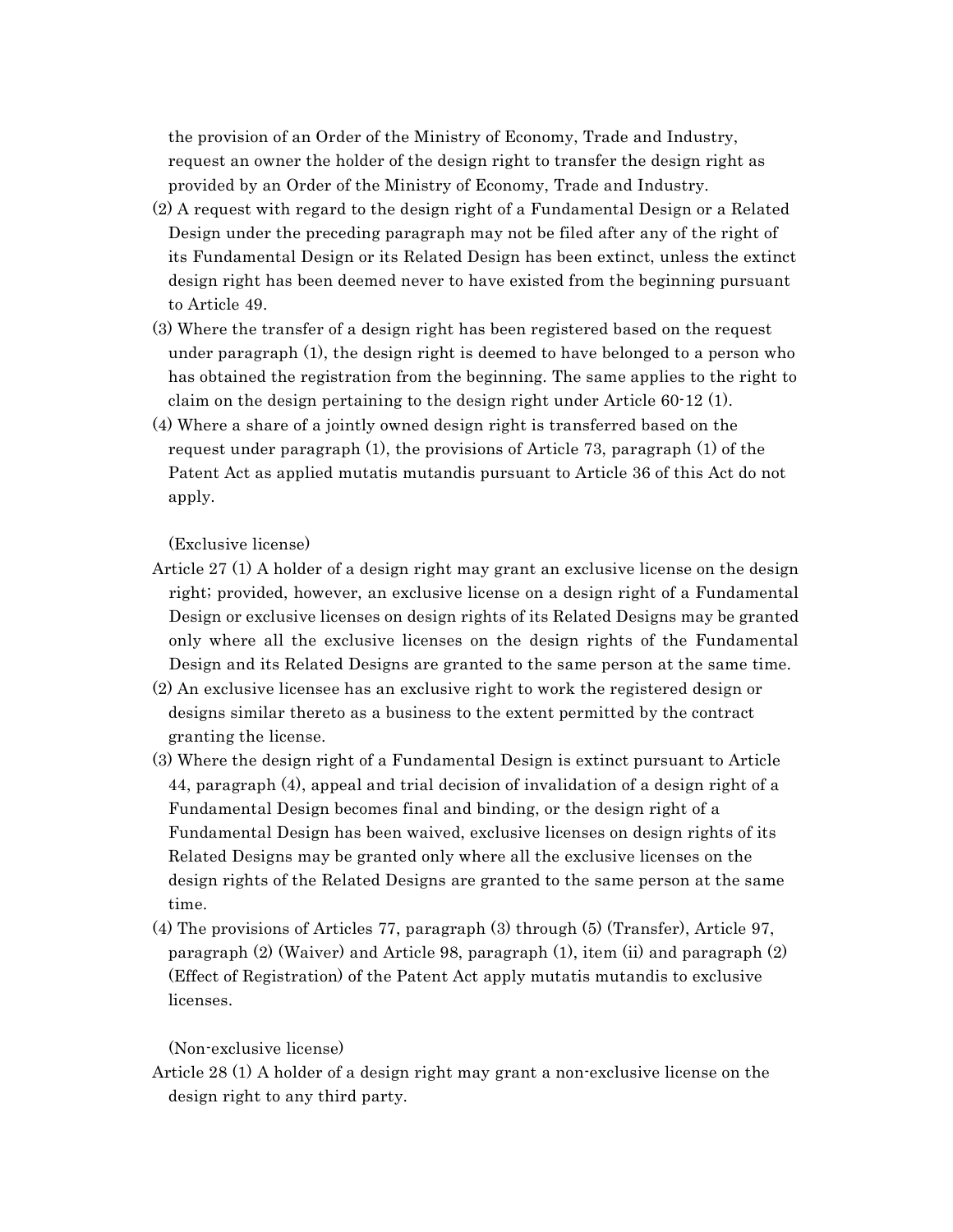the provision of an Order of the Ministry of Economy, Trade and Industry, request an owner the holder of the design right to transfer the design right as provided by an Order of the Ministry of Economy, Trade and Industry.

(2) A request with regard to the design right of a Fundamental Design or a Related Design under the preceding paragraph may not be filed after any of the right of its Fundamental Design or its Related Design has been extinct, unless the extinct design right has been deemed never to have existed from the beginning pursuant to Article 49.

(3) Where the transfer of a design right has been registered based on the request under paragraph (1), the design right is deemed to have belonged to a person who has obtained the registration from the beginning. The same applies to the right to claim on the design pertaining to the design right under Article 60-12 (1).

(4) Where a share of a jointly owned design right is transferred based on the request under paragraph (1), the provisions of Article 73, paragraph (1) of the Patent Act as applied mutatis mutandis pursuant to Article 36 of this Act do not apply.

(Exclusive license)

Article 27 (1) A holder of a design right may grant an exclusive license on the design right; provided, however, an exclusive license on a design right of a Fundamental Design or exclusive licenses on design rights of its Related Designs may be granted only where all the exclusive licenses on the design rights of the Fundamental Design and its Related Designs are granted to the same person at the same time.

(2) An exclusive licensee has an exclusive right to work the registered design or designs similar thereto as a business to the extent permitted by the contract granting the license.

(3) Where the design right of a Fundamental Design is extinct pursuant to Article 44, paragraph (4), appeal and trial decision of invalidation of a design right of a Fundamental Design becomes final and binding, or the design right of a Fundamental Design has been waived, exclusive licenses on design rights of its Related Designs may be granted only where all the exclusive licenses on the design rights of the Related Designs are granted to the same person at the same time.

(4) The provisions of Articles 77, paragraph (3) through (5) (Transfer), Article 97, paragraph (2) (Waiver) and Article 98, paragraph (1), item (ii) and paragraph (2) (Effect of Registration) of the Patent Act apply mutatis mutandis to exclusive licenses.

(Non-exclusive license)

Article 28 (1) A holder of a design right may grant a non-exclusive license on the design right to any third party.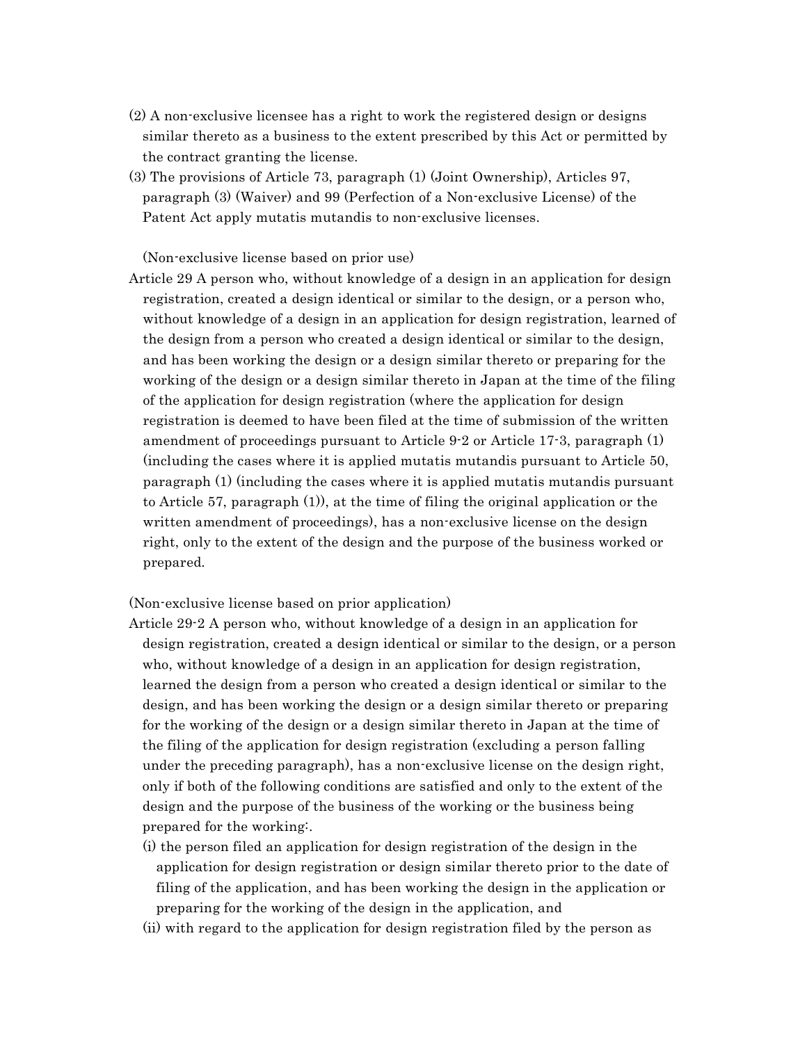(2) A non-exclusive licensee has a right to work the registered design or designs similar thereto as a business to the extent prescribed by this Act or permitted by the contract granting the license.

(3) The provisions of Article 73, paragraph (1) (Joint Ownership), Articles 97, paragraph (3) (Waiver) and 99 (Perfection of a Non-exclusive License) of the Patent Act apply mutatis mutandis to non-exclusive licenses.

(Non-exclusive license based on prior use)

Article 29 A person who, without knowledge of a design in an application for design registration, created a design identical or similar to the design, or a person who, without knowledge of a design in an application for design registration, learned of the design from a person who created a design identical or similar to the design, and has been working the design or a design similar thereto or preparing for the working of the design or a design similar thereto in Japan at the time of the filing of the application for design registration (where the application for design registration is deemed to have been filed at the time of submission of the written amendment of proceedings pursuant to Article 9-2 or Article 17-3, paragraph (1) (including the cases where it is applied mutatis mutandis pursuant to Article 50, paragraph (1) (including the cases where it is applied mutatis mutandis pursuant to Article 57, paragraph (1)), at the time of filing the original application or the written amendment of proceedings), has a non-exclusive license on the design right, only to the extent of the design and the purpose of the business worked or prepared.

(Non-exclusive license based on prior application)

Article 29-2 A person who, without knowledge of a design in an application for design registration, created a design identical or similar to the design, or a person who, without knowledge of a design in an application for design registration, learned the design from a person who created a design identical or similar to the design, and has been working the design or a design similar thereto or preparing for the working of the design or a design similar thereto in Japan at the time of the filing of the application for design registration (excluding a person falling under the preceding paragraph), has a non-exclusive license on the design right, only if both of the following conditions are satisfied and only to the extent of the design and the purpose of the business of the working or the business being prepared for the working:.

(i) the person filed an application for design registration of the design in the application for design registration or design similar thereto prior to the date of filing of the application, and has been working the design in the application or preparing for the working of the design in the application, and

(ii) with regard to the application for design registration filed by the person as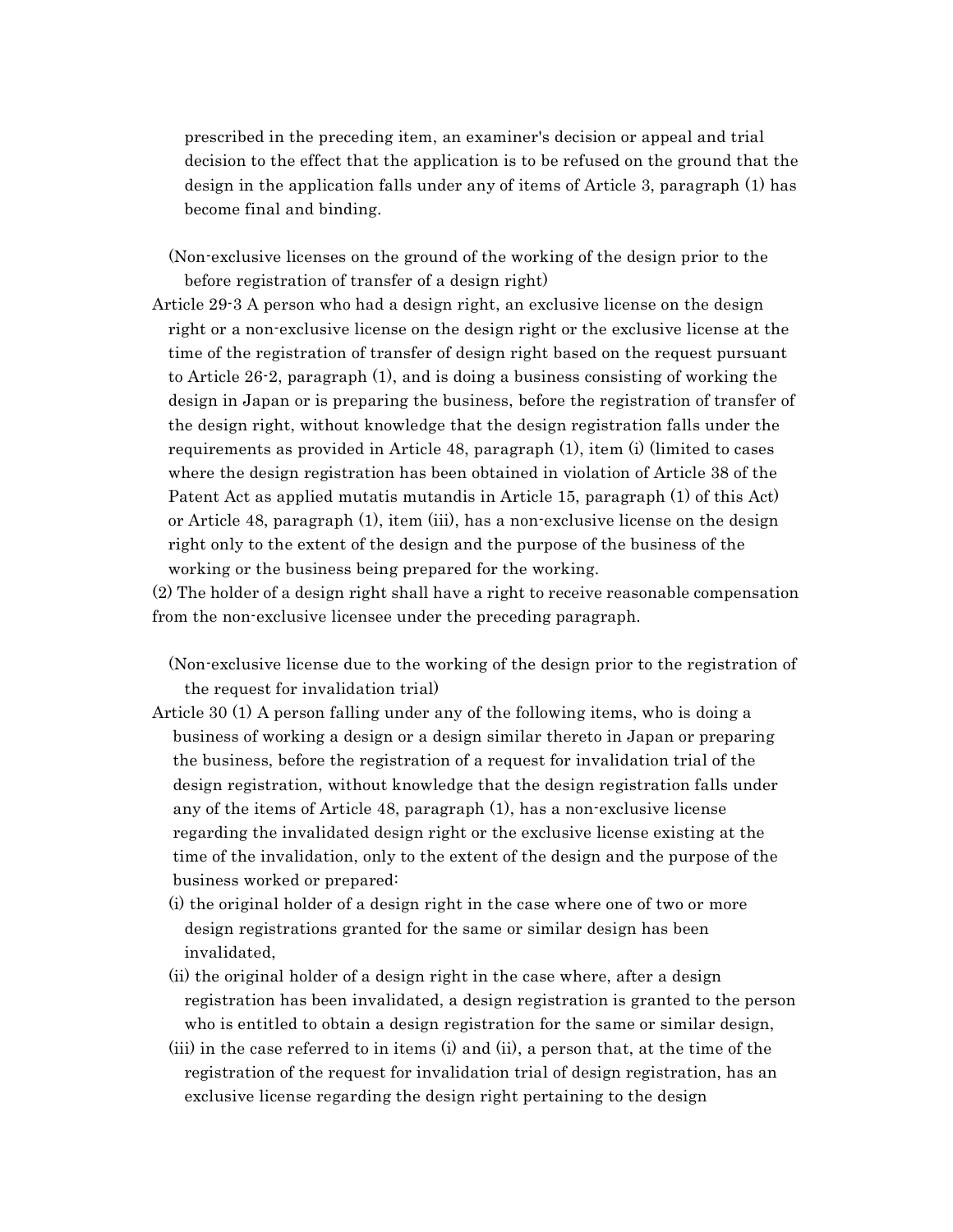prescribed in the preceding item, an examiner's decision or appeal and trial decision to the effect that the application is to be refused on the ground that the design in the application falls under any of items of Article 3, paragraph (1) has become final and binding.

(Non-exclusive licenses on the ground of the working of the design prior to the before registration of transfer of a design right)

Article 29-3 A person who had a design right, an exclusive license on the design right or a non-exclusive license on the design right or the exclusive license at the time of the registration of transfer of design right based on the request pursuant to Article 26-2, paragraph (1), and is doing a business consisting of working the design in Japan or is preparing the business, before the registration of transfer of the design right, without knowledge that the design registration falls under the requirements as provided in Article 48, paragraph (1), item (i) (limited to cases where the design registration has been obtained in violation of Article 38 of the Patent Act as applied mutatis mutandis in Article 15, paragraph (1) of this Act) or Article 48, paragraph (1), item (iii), has a non-exclusive license on the design right only to the extent of the design and the purpose of the business of the working or the business being prepared for the working.

(2) The holder of a design right shall have a right to receive reasonable compensation from the non-exclusive licensee under the preceding paragraph.

(Non-exclusive license due to the working of the design prior to the registration of the request for invalidation trial)

Article 30 (1) A person falling under any of the following items, who is doing a business of working a design or a design similar thereto in Japan or preparing the business, before the registration of a request for invalidation trial of the design registration, without knowledge that the design registration falls under any of the items of Article 48, paragraph (1), has a non-exclusive license regarding the invalidated design right or the exclusive license existing at the time of the invalidation, only to the extent of the design and the purpose of the business worked or prepared:

(i) the original holder of a design right in the case where one of two or more design registrations granted for the same or similar design has been invalidated,

(ii) the original holder of a design right in the case where, after a design registration has been invalidated, a design registration is granted to the person who is entitled to obtain a design registration for the same or similar design,

(iii) in the case referred to in items (i) and (ii), a person that, at the time of the registration of the request for invalidation trial of design registration, has an exclusive license regarding the design right pertaining to the design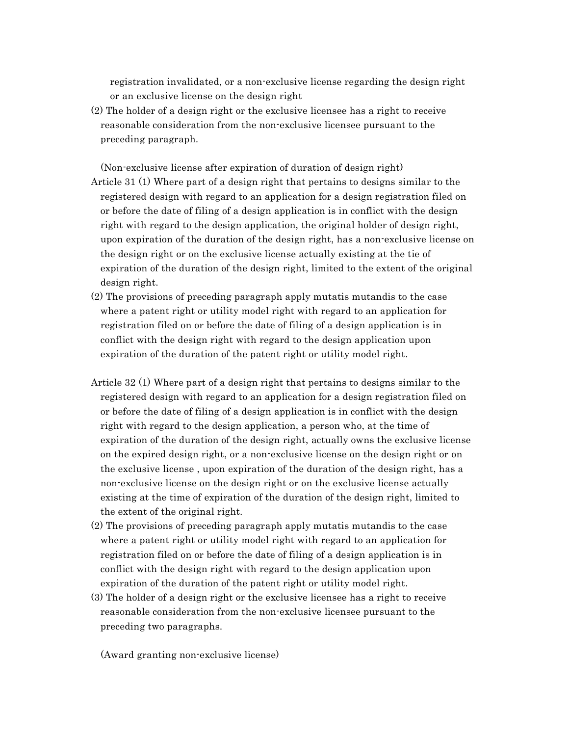registration invalidated, or a non-exclusive license regarding the design right or an exclusive license on the design right

(2) The holder of a design right or the exclusive licensee has a right to receive reasonable consideration from the non-exclusive licensee pursuant to the preceding paragraph.

(Non-exclusive license after expiration of duration of design right)

Article 31 (1) Where part of a design right that pertains to designs similar to the registered design with regard to an application for a design registration filed on or before the date of filing of a design application is in conflict with the design right with regard to the design application, the original holder of design right, upon expiration of the duration of the design right, has a non-exclusive license on the design right or on the exclusive license actually existing at the tie of expiration of the duration of the design right, limited to the extent of the original design right.

(2) The provisions of preceding paragraph apply mutatis mutandis to the case where a patent right or utility model right with regard to an application for registration filed on or before the date of filing of a design application is in conflict with the design right with regard to the design application upon expiration of the duration of the patent right or utility model right.

Article 32 (1) Where part of a design right that pertains to designs similar to the registered design with regard to an application for a design registration filed on or before the date of filing of a design application is in conflict with the design right with regard to the design application, a person who, at the time of expiration of the duration of the design right, actually owns the exclusive license on the expired design right, or a non-exclusive license on the design right or on the exclusive license , upon expiration of the duration of the design right, has a non-exclusive license on the design right or on the exclusive license actually existing at the time of expiration of the duration of the design right, limited to the extent of the original right.

(2) The provisions of preceding paragraph apply mutatis mutandis to the case where a patent right or utility model right with regard to an application for registration filed on or before the date of filing of a design application is in conflict with the design right with regard to the design application upon expiration of the duration of the patent right or utility model right.

(3) The holder of a design right or the exclusive licensee has a right to receive reasonable consideration from the non-exclusive licensee pursuant to the preceding two paragraphs.

(Award granting non-exclusive license)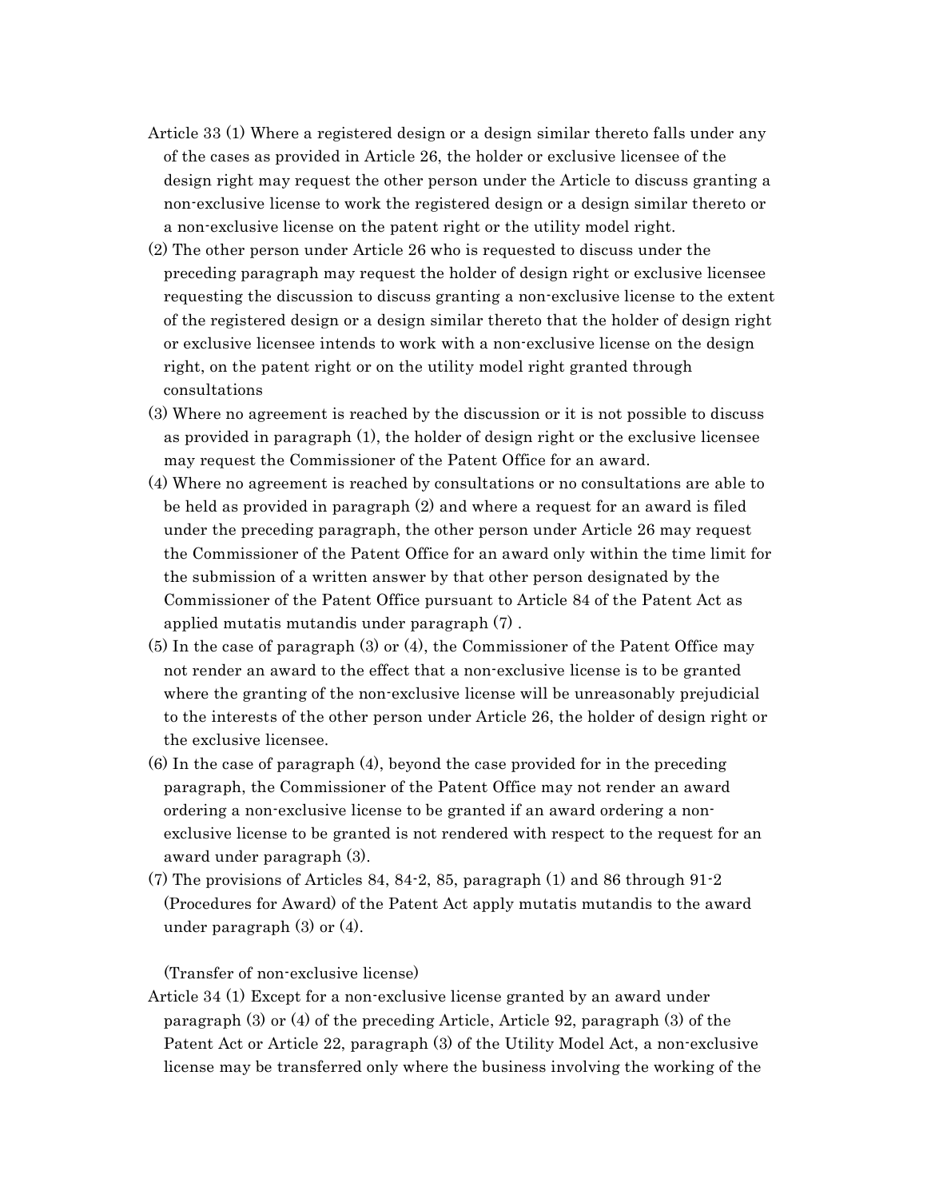Article 33 (1) Where a registered design or a design similar thereto falls under any of the cases as provided in Article 26, the holder or exclusive licensee of the design right may request the other person under the Article to discuss granting a non-exclusive license to work the registered design or a design similar thereto or a non-exclusive license on the patent right or the utility model right.

(2) The other person under Article 26 who is requested to discuss under the preceding paragraph may request the holder of design right or exclusive licensee requesting the discussion to discuss granting a non-exclusive license to the extent of the registered design or a design similar thereto that the holder of design right or exclusive licensee intends to work with a non-exclusive license on the design right, on the patent right or on the utility model right granted through consultations

(3) Where no agreement is reached by the discussion or it is not possible to discuss as provided in paragraph (1), the holder of design right or the exclusive licensee may request the Commissioner of the Patent Office for an award.

(4) Where no agreement is reached by consultations or no consultations are able to be held as provided in paragraph (2) and where a request for an award is filed under the preceding paragraph, the other person under Article 26 may request the Commissioner of the Patent Office for an award only within the time limit for the submission of a written answer by that other person designated by the Commissioner of the Patent Office pursuant to Article 84 of the Patent Act as applied mutatis mutandis under paragraph (7) .

(5) In the case of paragraph (3) or (4), the Commissioner of the Patent Office may not render an award to the effect that a non-exclusive license is to be granted where the granting of the non-exclusive license will be unreasonably prejudicial to the interests of the other person under Article 26, the holder of design right or the exclusive licensee.

(6) In the case of paragraph (4), beyond the case provided for in the preceding paragraph, the Commissioner of the Patent Office may not render an award ordering a non-exclusive license to be granted if an award ordering a non-exclusive license to be granted is not rendered with respect to the request for an award under paragraph (3).

(7) The provisions of Articles 84, 84-2, 85, paragraph (1) and 86 through 91-2 (Procedures for Award) of the Patent Act apply mutatis mutandis to the award under paragraph (3) or (4).

(Transfer of non-exclusive license)

Article 34 (1) Except for a non-exclusive license granted by an award under paragraph (3) or (4) of the preceding Article, Article 92, paragraph (3) of the Patent Act or Article 22, paragraph (3) of the Utility Model Act, a non-exclusive license may be transferred only where the business involving the working of the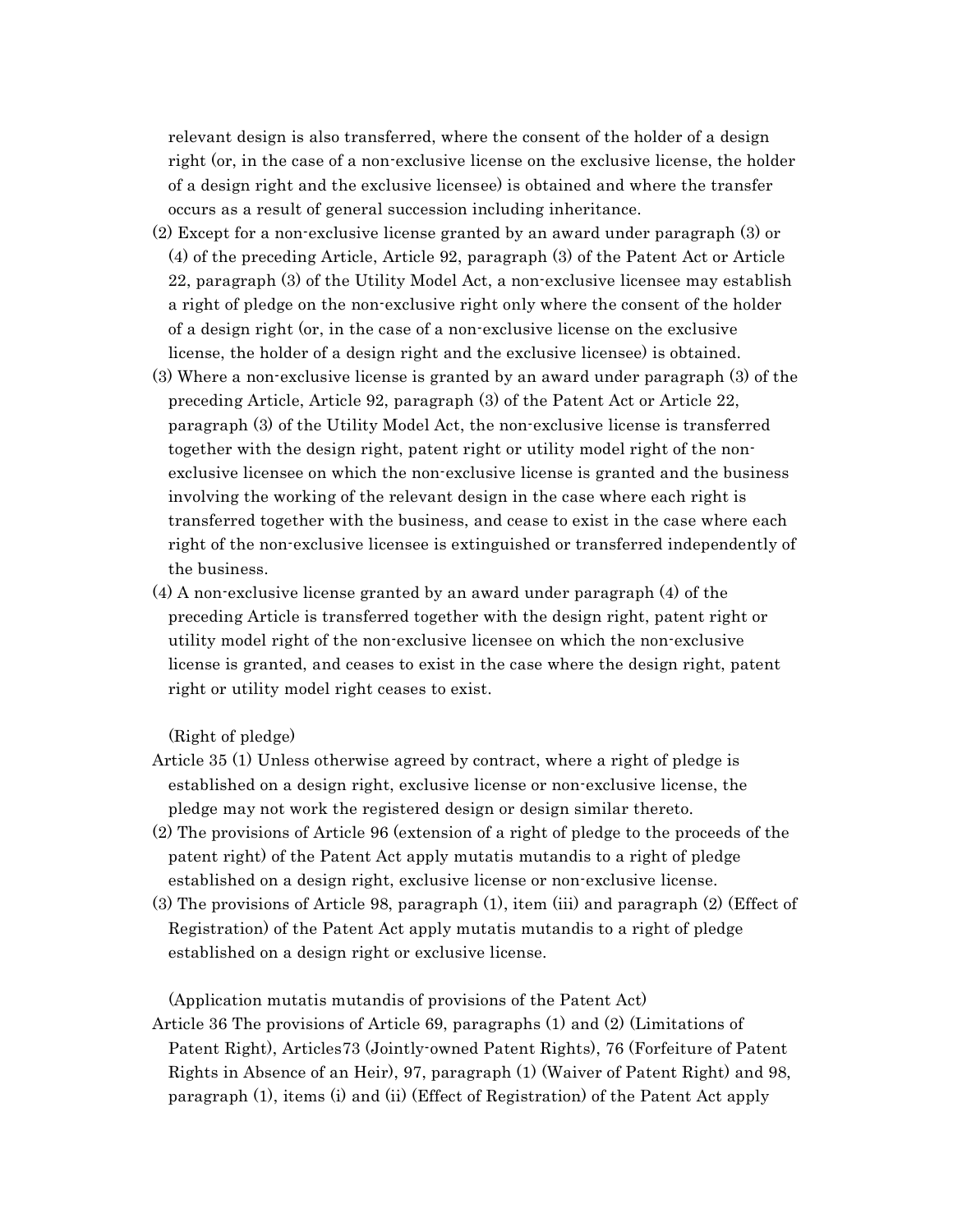relevant design is also transferred, where the consent of the holder of a design right (or, in the case of a non-exclusive license on the exclusive license, the holder of a design right and the exclusive licensee) is obtained and where the transfer occurs as a result of general succession including inheritance.

(2) Except for a non-exclusive license granted by an award under paragraph (3) or (4) of the preceding Article, Article 92, paragraph (3) of the Patent Act or Article 22, paragraph (3) of the Utility Model Act, a non-exclusive licensee may establish a right of pledge on the non-exclusive right only where the consent of the holder of a design right (or, in the case of a non-exclusive license on the exclusive license, the holder of a design right and the exclusive licensee) is obtained.

(3) Where a non-exclusive license is granted by an award under paragraph (3) of the preceding Article, Article 92, paragraph (3) of the Patent Act or Article 22, paragraph (3) of the Utility Model Act, the non-exclusive license is transferred together with the design right, patent right or utility model right of the non-exclusive licensee on which the non-exclusive license is granted and the business involving the working of the relevant design in the case where each right is transferred together with the business, and cease to exist in the case where each right of the non-exclusive licensee is extinguished or transferred independently of the business.

(4) A non-exclusive license granted by an award under paragraph (4) of the preceding Article is transferred together with the design right, patent right or utility model right of the non-exclusive licensee on which the non-exclusive license is granted, and ceases to exist in the case where the design right, patent right or utility model right ceases to exist.

(Right of pledge)

Article 35 (1) Unless otherwise agreed by contract, where a right of pledge is established on a design right, exclusive license or non-exclusive license, the pledge may not work the registered design or design similar thereto.

(2) The provisions of Article 96 (extension of a right of pledge to the proceeds of the patent right) of the Patent Act apply mutatis mutandis to a right of pledge established on a design right, exclusive license or non-exclusive license.

(3) The provisions of Article 98, paragraph (1), item (iii) and paragraph (2) (Effect of Registration) of the Patent Act apply mutatis mutandis to a right of pledge established on a design right or exclusive license.

(Application mutatis mutandis of provisions of the Patent Act)

Article 36 The provisions of Article 69, paragraphs (1) and (2) (Limitations of Patent Right), Articles73 (Jointly-owned Patent Rights), 76 (Forfeiture of Patent Rights in Absence of an Heir), 97, paragraph (1) (Waiver of Patent Right) and 98, paragraph (1), items (i) and (ii) (Effect of Registration) of the Patent Act apply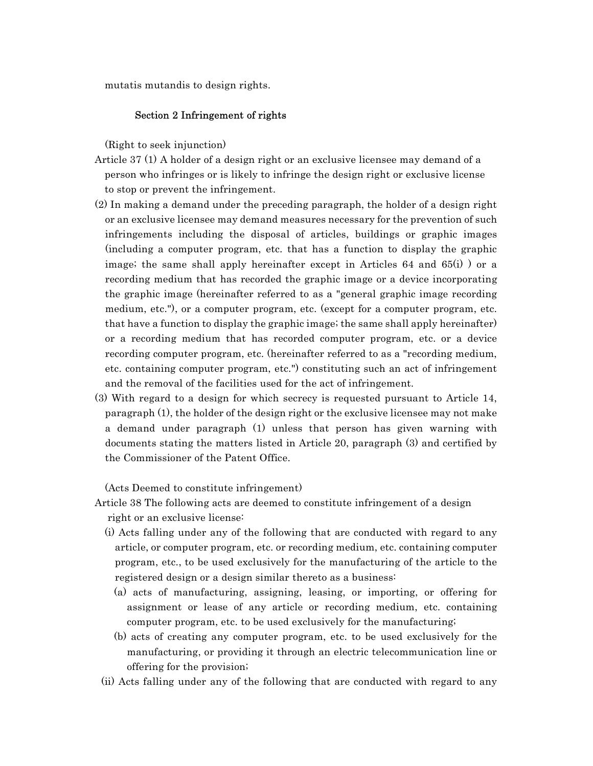mutatis mutandis to design rights.

### Section 2 Infringement of rights

(Right to seek injunction)

Article 37 (1) A holder of a design right or an exclusive licensee may demand of a person who infringes or is likely to infringe the design right or exclusive license to stop or prevent the infringement.

(2) In making a demand under the preceding paragraph, the holder of a design right or an exclusive licensee may demand measures necessary for the prevention of such infringements including the disposal of articles, buildings or graphic images (including a computer program, etc. that has a function to display the graphic image; the same shall apply hereinafter except in Articles 64 and 65(i) ) or a recording medium that has recorded the graphic image or a device incorporating the graphic image (hereinafter referred to as a "general graphic image recording medium, etc."), or a computer program, etc. (except for a computer program, etc. that have a function to display the graphic image; the same shall apply hereinafter) or a recording medium that has recorded computer program, etc. or a device recording computer program, etc. (hereinafter referred to as a "recording medium, etc. containing computer program, etc.") constituting such an act of infringement and the removal of the facilities used for the act of infringement.

(3) With regard to a design for which secrecy is requested pursuant to Article 14, paragraph (1), the holder of the design right or the exclusive licensee may not make a demand under paragraph (1) unless that person has given warning with documents stating the matters listed in Article 20, paragraph (3) and certified by the Commissioner of the Patent Office.

(Acts Deemed to constitute infringement)

Article 38 The following acts are deemed to constitute infringement of a design right or an exclusive license:

(i) Acts falling under any of the following that are conducted with regard to any article, or computer program, etc. or recording medium, etc. containing computer program, etc., to be used exclusively for the manufacturing of the article to the registered design or a design similar thereto as a business:

(a) acts of manufacturing, assigning, leasing, or importing, or offering for assignment or lease of any article or recording medium, etc. containing computer program, etc. to be used exclusively for the manufacturing;

(b) acts of creating any computer program, etc. to be used exclusively for the manufacturing, or providing it through an electric telecommunication line or offering for the provision;

(ii) Acts falling under any of the following that are conducted with regard to any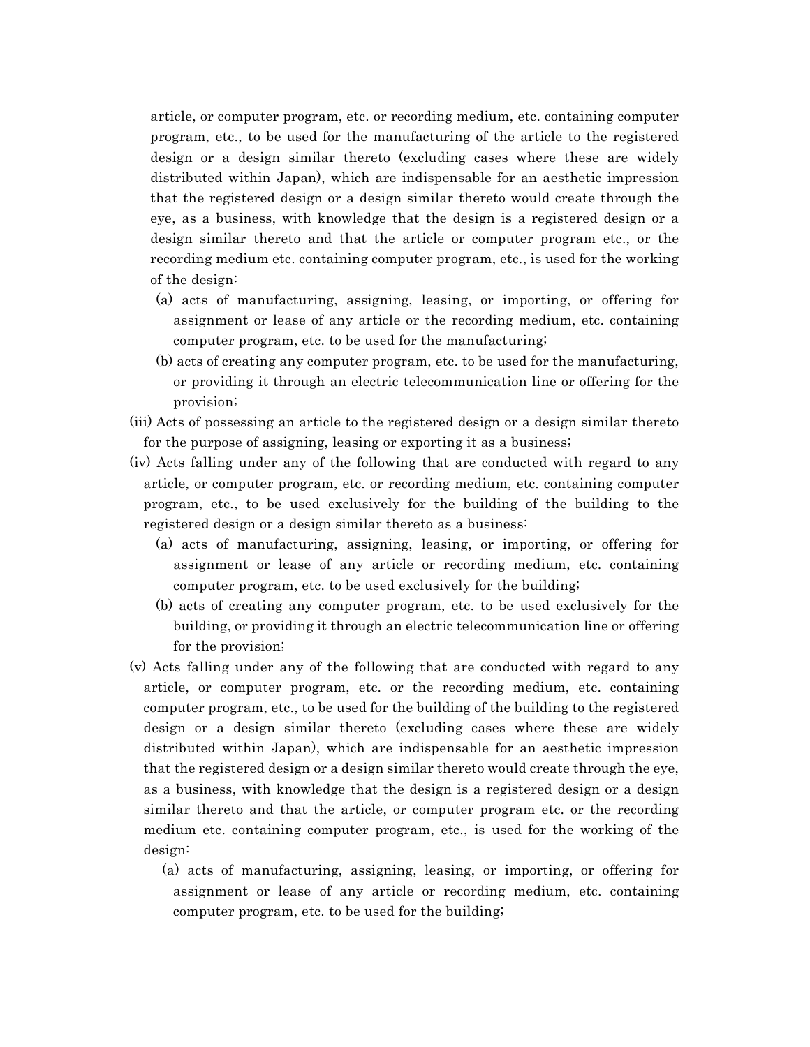article, or computer program, etc. or recording medium, etc. containing computer program, etc., to be used for the manufacturing of the article to the registered design or a design similar thereto (excluding cases where these are widely distributed within Japan), which are indispensable for an aesthetic impression that the registered design or a design similar thereto would create through the eye, as a business, with knowledge that the design is a registered design or a design similar thereto and that the article or computer program etc., or the recording medium etc. containing computer program, etc., is used for the working of the design:

(a) acts of manufacturing, assigning, leasing, or importing, or offering for assignment or lease of any article or the recording medium, etc. containing computer program, etc. to be used for the manufacturing;

(b) acts of creating any computer program, etc. to be used for the manufacturing, or providing it through an electric telecommunication line or offering for the provision;

(iii) Acts of possessing an article to the registered design or a design similar thereto for the purpose of assigning, leasing or exporting it as a business;

(iv) Acts falling under any of the following that are conducted with regard to any article, or computer program, etc. or recording medium, etc. containing computer program, etc., to be used exclusively for the building of the building to the registered design or a design similar thereto as a business:

(a) acts of manufacturing, assigning, leasing, or importing, or offering for assignment or lease of any article or recording medium, etc. containing computer program, etc. to be used exclusively for the building;

(b) acts of creating any computer program, etc. to be used exclusively for the building, or providing it through an electric telecommunication line or offering for the provision;

(v) Acts falling under any of the following that are conducted with regard to any article, or computer program, etc. or the recording medium, etc. containing computer program, etc., to be used for the building of the building to the registered design or a design similar thereto (excluding cases where these are widely distributed within Japan), which are indispensable for an aesthetic impression that the registered design or a design similar thereto would create through the eye, as a business, with knowledge that the design is a registered design or a design similar thereto and that the article, or computer program etc. or the recording medium etc. containing computer program, etc., is used for the working of the design:

(a) acts of manufacturing, assigning, leasing, or importing, or offering for assignment or lease of any article or recording medium, etc. containing computer program, etc. to be used for the building;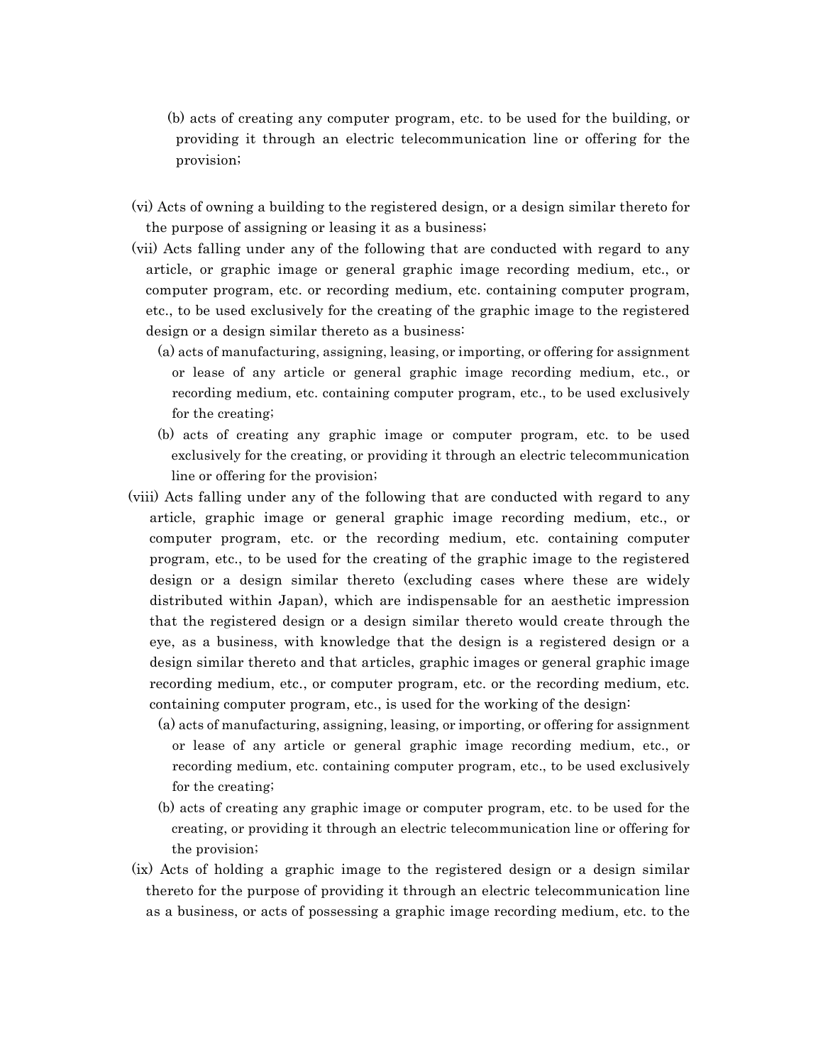(b) acts of creating any computer program, etc. to be used for the building, or providing it through an electric telecommunication line or offering for the provision;

(vi) Acts of owning a building to the registered design, or a design similar thereto for the purpose of assigning or leasing it as a business;

(vii) Acts falling under any of the following that are conducted with regard to any article, or graphic image or general graphic image recording medium, etc., or computer program, etc. or recording medium, etc. containing computer program, etc., to be used exclusively for the creating of the graphic image to the registered design or a design similar thereto as a business:

(a) acts of manufacturing, assigning, leasing, or importing, or offering for assignment or lease of any article or general graphic image recording medium, etc., or recording medium, etc. containing computer program, etc., to be used exclusively for the creating;

(b) acts of creating any graphic image or computer program, etc. to be used exclusively for the creating, or providing it through an electric telecommunication line or offering for the provision;

(viii) Acts falling under any of the following that are conducted with regard to any article, graphic image or general graphic image recording medium, etc., or computer program, etc. or the recording medium, etc. containing computer program, etc., to be used for the creating of the graphic image to the registered design or a design similar thereto (excluding cases where these are widely distributed within Japan), which are indispensable for an aesthetic impression that the registered design or a design similar thereto would create through the eye, as a business, with knowledge that the design is a registered design or a design similar thereto and that articles, graphic images or general graphic image recording medium, etc., or computer program, etc. or the recording medium, etc. containing computer program, etc., is used for the working of the design:

(a) acts of manufacturing, assigning, leasing, or importing, or offering for assignment or lease of any article or general graphic image recording medium, etc., or recording medium, etc. containing computer program, etc., to be used exclusively for the creating;

(b) acts of creating any graphic image or computer program, etc. to be used for the creating, or providing it through an electric telecommunication line or offering for the provision;

(ix) Acts of holding a graphic image to the registered design or a design similar thereto for the purpose of providing it through an electric telecommunication line as a business, or acts of possessing a graphic image recording medium, etc. to the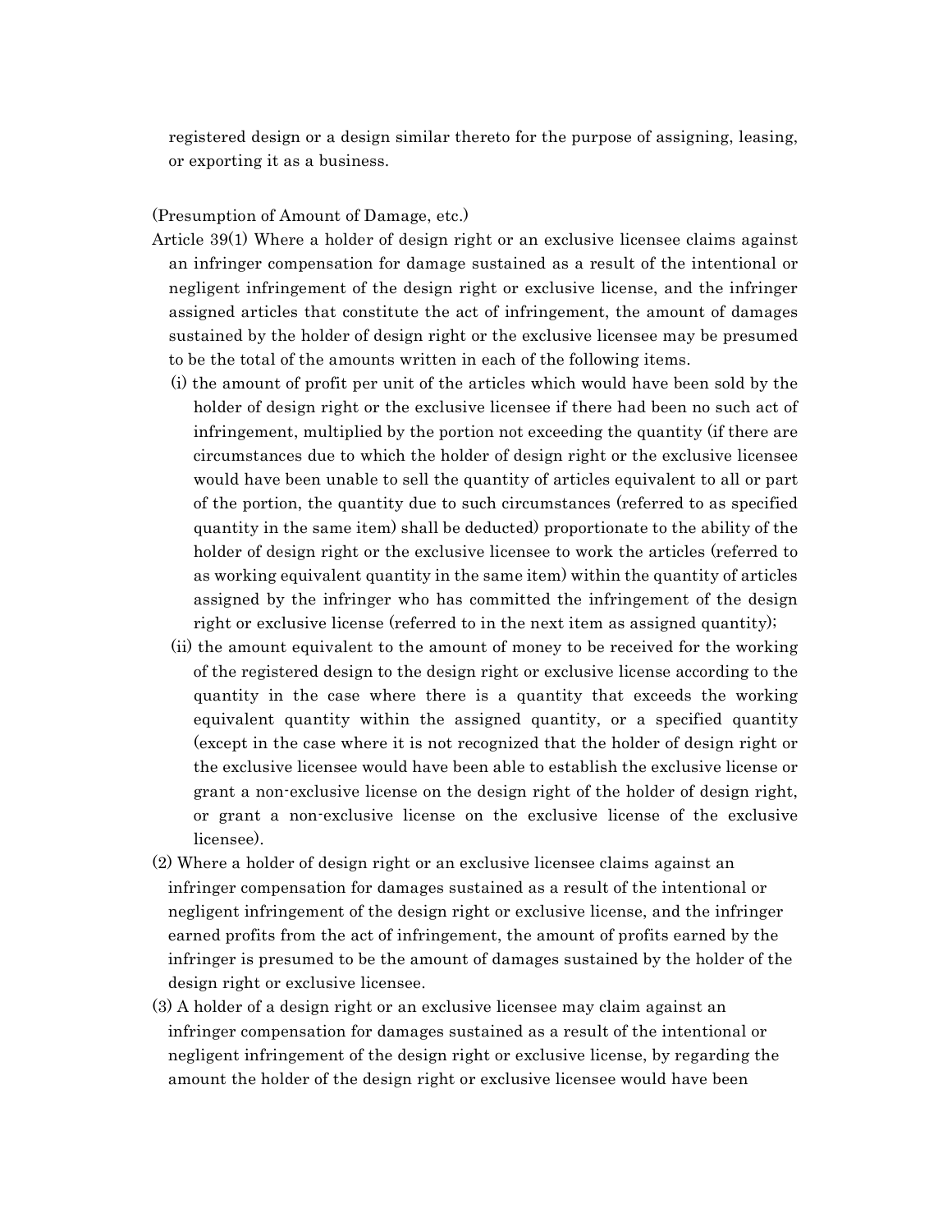registered design or a design similar thereto for the purpose of assigning, leasing, or exporting it as a business.

(Presumption of Amount of Damage, etc.)

Article 39(1) Where a holder of design right or an exclusive licensee claims against an infringer compensation for damage sustained as a result of the intentional or negligent infringement of the design right or exclusive license, and the infringer assigned articles that constitute the act of infringement, the amount of damages sustained by the holder of design right or the exclusive licensee may be presumed to be the total of the amounts written in each of the following items.

(i) the amount of profit per unit of the articles which would have been sold by the holder of design right or the exclusive licensee if there had been no such act of infringement, multiplied by the portion not exceeding the quantity (if there are circumstances due to which the holder of design right or the exclusive licensee would have been unable to sell the quantity of articles equivalent to all or part of the portion, the quantity due to such circumstances (referred to as specified quantity in the same item) shall be deducted) proportionate to the ability of the holder of design right or the exclusive licensee to work the articles (referred to as working equivalent quantity in the same item) within the quantity of articles assigned by the infringer who has committed the infringement of the design right or exclusive license (referred to in the next item as assigned quantity);

(ii) the amount equivalent to the amount of money to be received for the working of the registered design to the design right or exclusive license according to the quantity in the case where there is a quantity that exceeds the working equivalent quantity within the assigned quantity, or a specified quantity (except in the case where it is not recognized that the holder of design right or the exclusive licensee would have been able to establish the exclusive license or grant a non-exclusive license on the design right of the holder of design right, or grant a non-exclusive license on the exclusive license of the exclusive licensee).

(2) Where a holder of design right or an exclusive licensee claims against an infringer compensation for damages sustained as a result of the intentional or negligent infringement of the design right or exclusive license, and the infringer earned profits from the act of infringement, the amount of profits earned by the infringer is presumed to be the amount of damages sustained by the holder of the design right or exclusive licensee.

(3) A holder of a design right or an exclusive licensee may claim against an infringer compensation for damages sustained as a result of the intentional or negligent infringement of the design right or exclusive license, by regarding the amount the holder of the design right or exclusive licensee would have been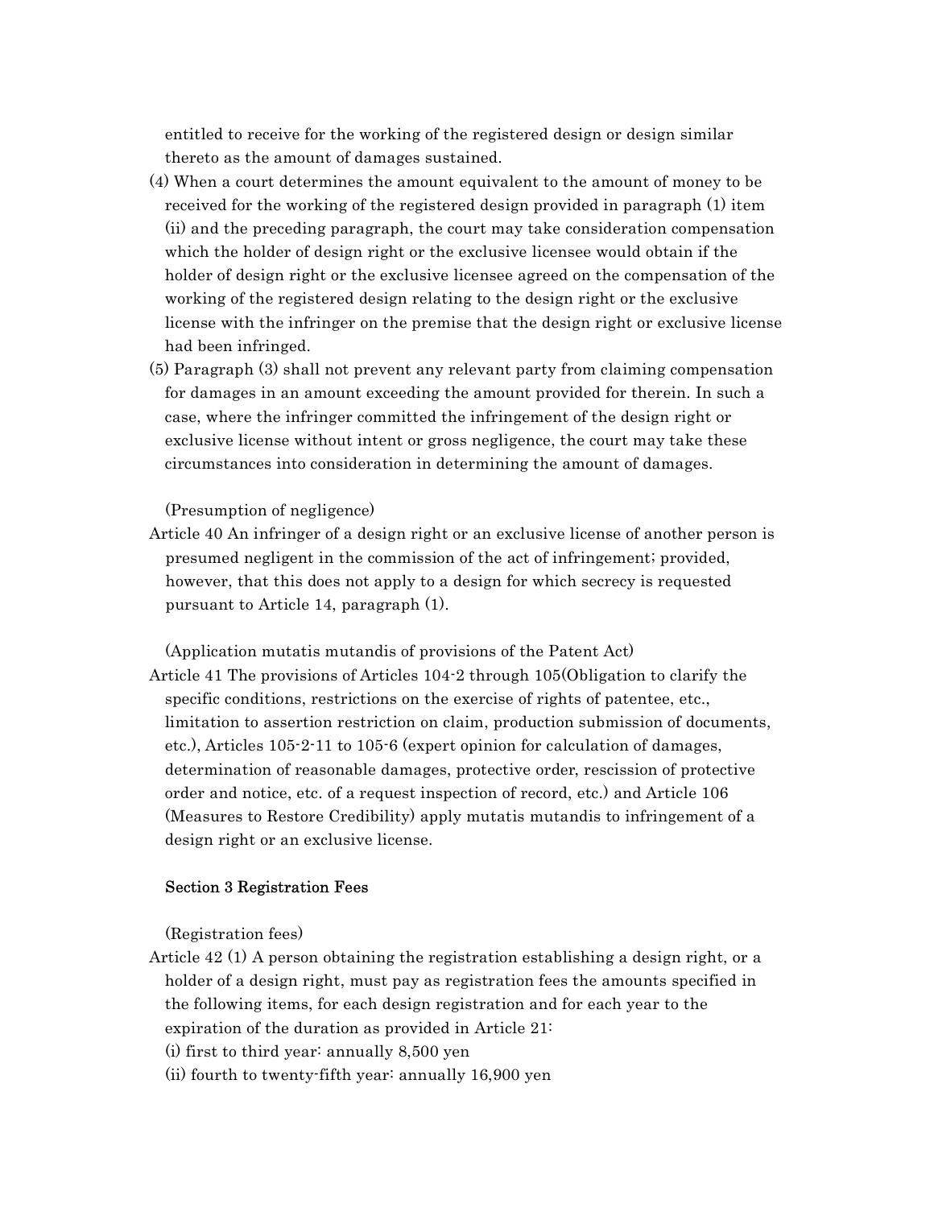entitled to receive for the working of the registered design or design similar thereto as the amount of damages sustained.

(4) When a court determines the amount equivalent to the amount of money to be received for the working of the registered design provided in paragraph (1) item (ii) and the preceding paragraph, the court may take consideration compensation which the holder of design right or the exclusive licensee would obtain if the holder of design right or the exclusive licensee agreed on the compensation of the working of the registered design relating to the design right or the exclusive license with the infringer on the premise that the design right or exclusive license had been infringed.

(5) Paragraph (3) shall not prevent any relevant party from claiming compensation for damages in an amount exceeding the amount provided for therein. In such a case, where the infringer committed the infringement of the design right or exclusive license without intent or gross negligence, the court may take these circumstances into consideration in determining the amount of damages.

(Presumption of negligence)

Article 40 An infringer of a design right or an exclusive license of another person is presumed negligent in the commission of the act of infringement; provided, however, that this does not apply to a design for which secrecy is requested pursuant to Article 14, paragraph (1).

(Application mutatis mutandis of provisions of the Patent Act)

Article 41 The provisions of Articles 104-2 through 105(Obligation to clarify the specific conditions, restrictions on the exercise of rights of patentee, etc., limitation to assertion restriction on claim, production submission of documents, etc.), Articles 105-2-11 to 105-6 (expert opinion for calculation of damages, determination of reasonable damages, protective order, rescission of protective order and notice, etc. of a request inspection of record, etc.) and Article 106 (Measures to Restore Credibility) apply mutatis mutandis to infringement of a design right or an exclusive license.

### Section 3 Registration Fees

(Registration fees)

Article 42 (1) A person obtaining the registration establishing a design right, or a holder of a design right, must pay as registration fees the amounts specified in the following items, for each design registration and for each year to the expiration of the duration as provided in Article 21:

(i) first to third year: annually 8,500 yen

(ii) fourth to twenty-fifth year: annually 16,900 yen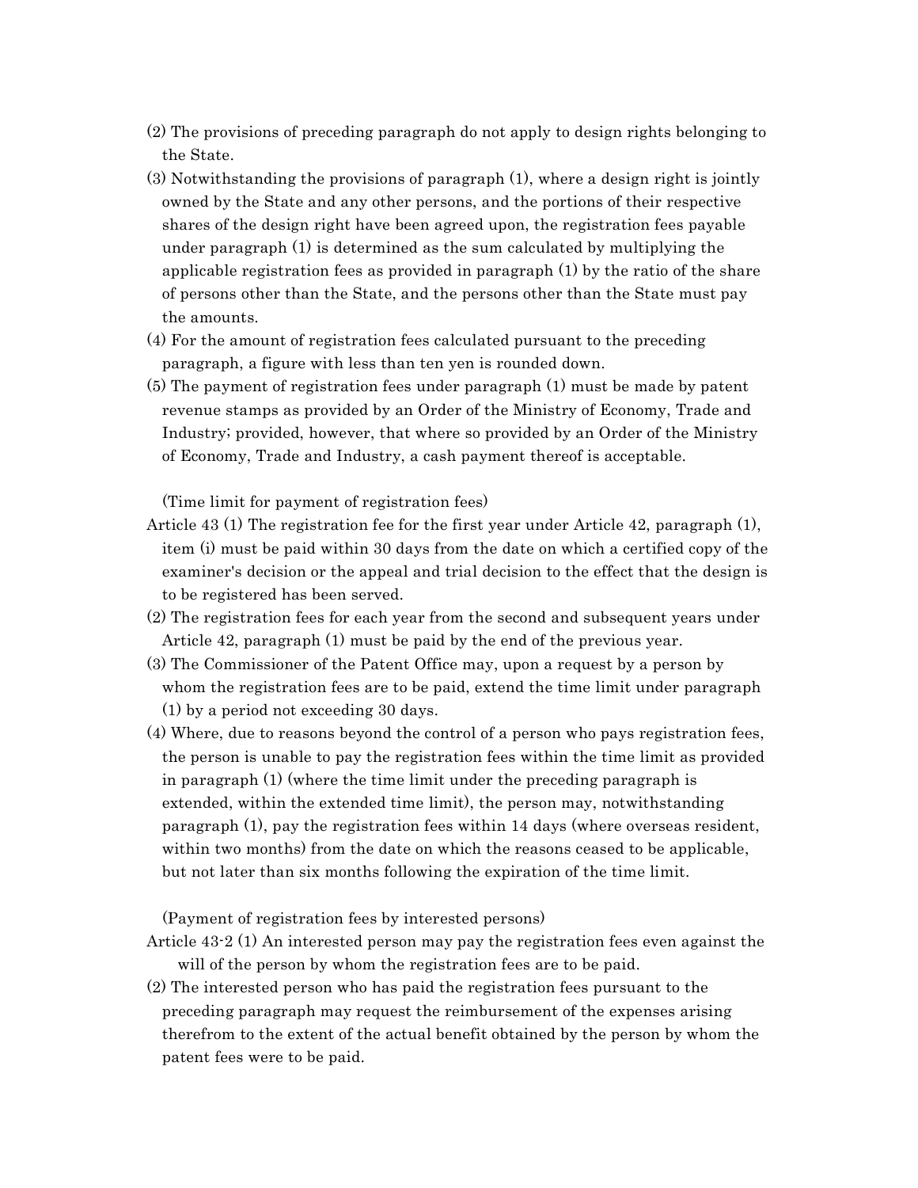(2) The provisions of preceding paragraph do not apply to design rights belonging to the State.

(3) Notwithstanding the provisions of paragraph (1), where a design right is jointly owned by the State and any other persons, and the portions of their respective shares of the design right have been agreed upon, the registration fees payable under paragraph (1) is determined as the sum calculated by multiplying the applicable registration fees as provided in paragraph (1) by the ratio of the share of persons other than the State, and the persons other than the State must pay the amounts.

(4) For the amount of registration fees calculated pursuant to the preceding paragraph, a figure with less than ten yen is rounded down.

(5) The payment of registration fees under paragraph (1) must be made by patent revenue stamps as provided by an Order of the Ministry of Economy, Trade and Industry; provided, however, that where so provided by an Order of the Ministry of Economy, Trade and Industry, a cash payment thereof is acceptable.

(Time limit for payment of registration fees)

Article 43 (1) The registration fee for the first year under Article 42, paragraph (1), item (i) must be paid within 30 days from the date on which a certified copy of the examiner's decision or the appeal and trial decision to the effect that the design is to be registered has been served.

(2) The registration fees for each year from the second and subsequent years under Article 42, paragraph (1) must be paid by the end of the previous year.

(3) The Commissioner of the Patent Office may, upon a request by a person by whom the registration fees are to be paid, extend the time limit under paragraph (1) by a period not exceeding 30 days.

(4) Where, due to reasons beyond the control of a person who pays registration fees, the person is unable to pay the registration fees within the time limit as provided in paragraph (1) (where the time limit under the preceding paragraph is extended, within the extended time limit), the person may, notwithstanding paragraph (1), pay the registration fees within 14 days (where overseas resident, within two months) from the date on which the reasons ceased to be applicable, but not later than six months following the expiration of the time limit.

(Payment of registration fees by interested persons)

Article 43-2 (1) An interested person may pay the registration fees even against the will of the person by whom the registration fees are to be paid.

(2) The interested person who has paid the registration fees pursuant to the preceding paragraph may request the reimbursement of the expenses arising therefrom to the extent of the actual benefit obtained by the person by whom the patent fees were to be paid.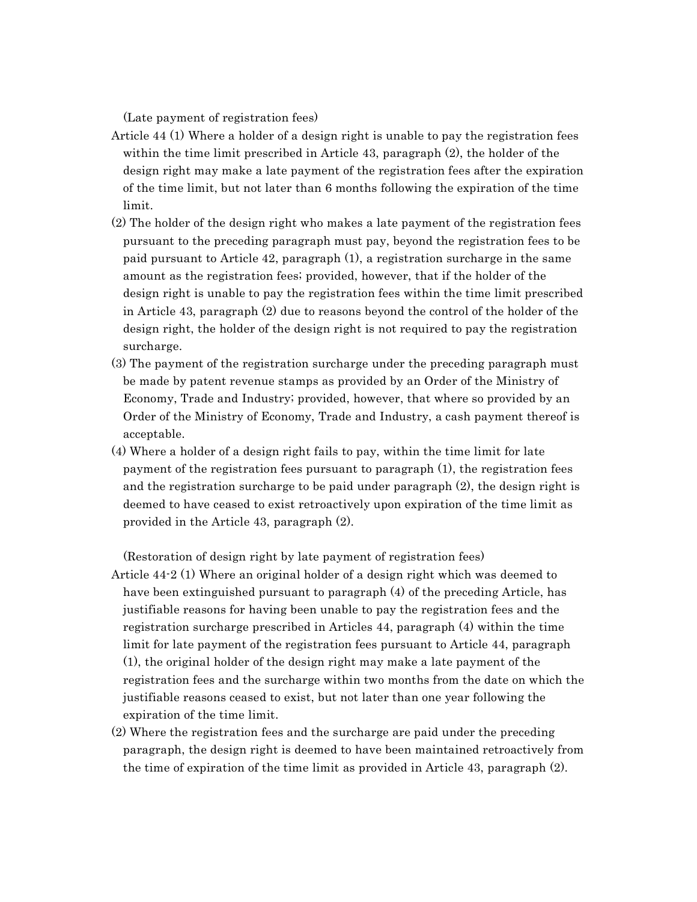(Late payment of registration fees)

Article 44 (1) Where a holder of a design right is unable to pay the registration fees within the time limit prescribed in Article 43, paragraph (2), the holder of the design right may make a late payment of the registration fees after the expiration of the time limit, but not later than 6 months following the expiration of the time limit.

(2) The holder of the design right who makes a late payment of the registration fees pursuant to the preceding paragraph must pay, beyond the registration fees to be paid pursuant to Article 42, paragraph (1), a registration surcharge in the same amount as the registration fees; provided, however, that if the holder of the design right is unable to pay the registration fees within the time limit prescribed in Article 43, paragraph (2) due to reasons beyond the control of the holder of the design right, the holder of the design right is not required to pay the registration surcharge.

(3) The payment of the registration surcharge under the preceding paragraph must be made by patent revenue stamps as provided by an Order of the Ministry of Economy, Trade and Industry; provided, however, that where so provided by an Order of the Ministry of Economy, Trade and Industry, a cash payment thereof is acceptable.

(4) Where a holder of a design right fails to pay, within the time limit for late payment of the registration fees pursuant to paragraph (1), the registration fees and the registration surcharge to be paid under paragraph (2), the design right is deemed to have ceased to exist retroactively upon expiration of the time limit as provided in the Article 43, paragraph (2).

(Restoration of design right by late payment of registration fees)

Article 44-2 (1) Where an original holder of a design right which was deemed to have been extinguished pursuant to paragraph (4) of the preceding Article, has justifiable reasons for having been unable to pay the registration fees and the registration surcharge prescribed in Articles 44, paragraph (4) within the time limit for late payment of the registration fees pursuant to Article 44, paragraph (1), the original holder of the design right may make a late payment of the registration fees and the surcharge within two months from the date on which the justifiable reasons ceased to exist, but not later than one year following the expiration of the time limit.

(2) Where the registration fees and the surcharge are paid under the preceding paragraph, the design right is deemed to have been maintained retroactively from the time of expiration of the time limit as provided in Article 43, paragraph (2).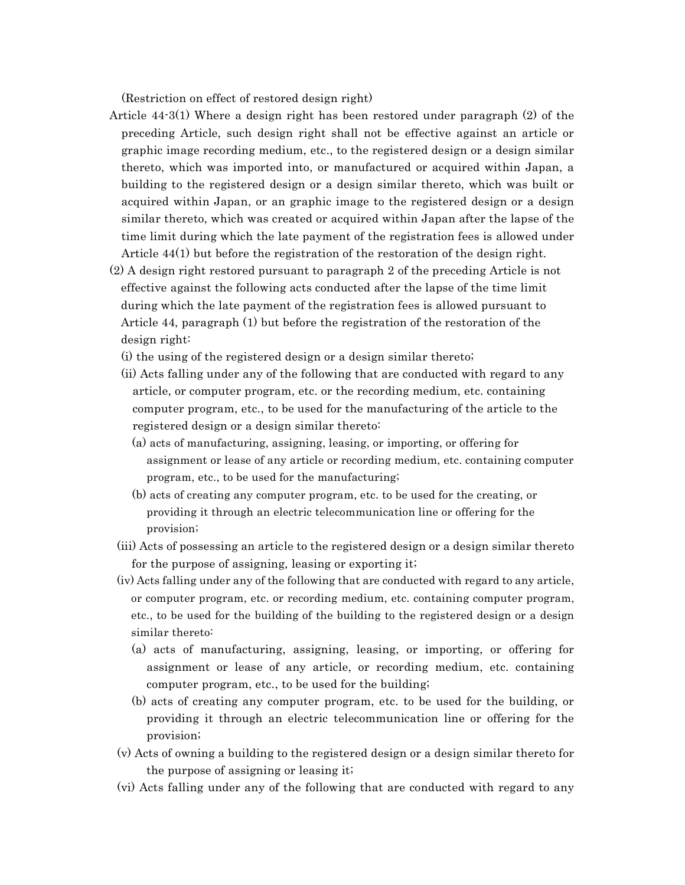(Restriction on effect of restored design right)

Article 44-3(1) Where a design right has been restored under paragraph (2) of the preceding Article, such design right shall not be effective against an article or graphic image recording medium, etc., to the registered design or a design similar thereto, which was imported into, or manufactured or acquired within Japan, a building to the registered design or a design similar thereto, which was built or acquired within Japan, or an graphic image to the registered design or a design similar thereto, which was created or acquired within Japan after the lapse of the time limit during which the late payment of the registration fees is allowed under Article 44(1) but before the registration of the restoration of the design right.

(2) A design right restored pursuant to paragraph 2 of the preceding Article is not effective against the following acts conducted after the lapse of the time limit during which the late payment of the registration fees is allowed pursuant to Article 44, paragraph (1) but before the registration of the restoration of the design right:

(i) the using of the registered design or a design similar thereto;

(ii) Acts falling under any of the following that are conducted with regard to any article, or computer program, etc. or the recording medium, etc. containing computer program, etc., to be used for the manufacturing of the article to the registered design or a design similar thereto:

(a) acts of manufacturing, assigning, leasing, or importing, or offering for assignment or lease of any article or recording medium, etc. containing computer program, etc., to be used for the manufacturing;

(b) acts of creating any computer program, etc. to be used for the creating, or providing it through an electric telecommunication line or offering for the provision;

(iii) Acts of possessing an article to the registered design or a design similar thereto for the purpose of assigning, leasing or exporting it;

(iv) Acts falling under any of the following that are conducted with regard to any article, or computer program, etc. or recording medium, etc. containing computer program, etc., to be used for the building of the building to the registered design or a design similar thereto:

(a) acts of manufacturing, assigning, leasing, or importing, or offering for assignment or lease of any article, or recording medium, etc. containing computer program, etc., to be used for the building;

(b) acts of creating any computer program, etc. to be used for the building, or providing it through an electric telecommunication line or offering for the provision;

(v) Acts of owning a building to the registered design or a design similar thereto for the purpose of assigning or leasing it;

(vi) Acts falling under any of the following that are conducted with regard to any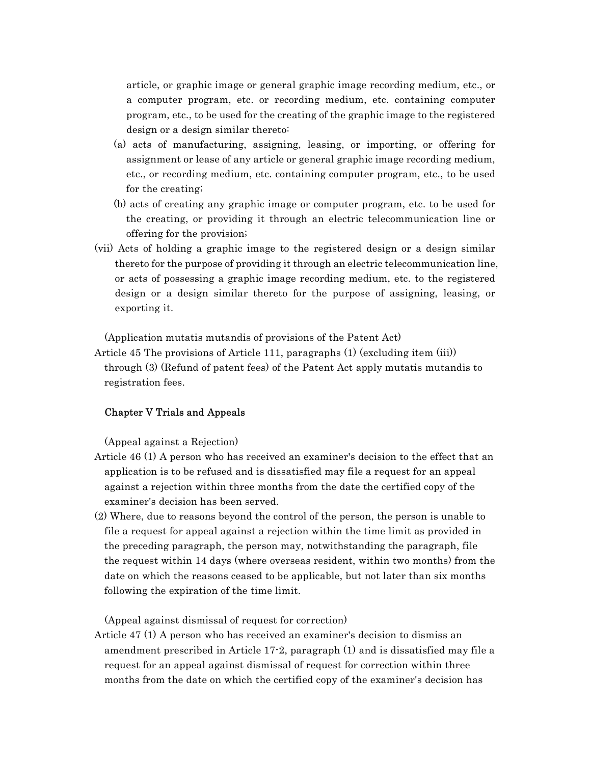article, or graphic image or general graphic image recording medium, etc., or a computer program, etc. or recording medium, etc. containing computer program, etc., to be used for the creating of the graphic image to the registered design or a design similar thereto:

(a) acts of manufacturing, assigning, leasing, or importing, or offering for assignment or lease of any article or general graphic image recording medium, etc., or recording medium, etc. containing computer program, etc., to be used for the creating;

(b) acts of creating any graphic image or computer program, etc. to be used for the creating, or providing it through an electric telecommunication line or offering for the provision;

(vii) Acts of holding a graphic image to the registered design or a design similar thereto for the purpose of providing it through an electric telecommunication line, or acts of possessing a graphic image recording medium, etc. to the registered design or a design similar thereto for the purpose of assigning, leasing, or exporting it.

(Application mutatis mutandis of provisions of the Patent Act)

Article 45 The provisions of Article 111, paragraphs (1) (excluding item (iii)) through (3) (Refund of patent fees) of the Patent Act apply mutatis mutandis to registration fees.

## Chapter V Trials and Appeals

(Appeal against a Rejection)

Article 46 (1) A person who has received an examiner's decision to the effect that an application is to be refused and is dissatisfied may file a request for an appeal against a rejection within three months from the date the certified copy of the examiner's decision has been served.

(2) Where, due to reasons beyond the control of the person, the person is unable to file a request for appeal against a rejection within the time limit as provided in the preceding paragraph, the person may, notwithstanding the paragraph, file the request within 14 days (where overseas resident, within two months) from the date on which the reasons ceased to be applicable, but not later than six months following the expiration of the time limit.

(Appeal against dismissal of request for correction)

Article 47 (1) A person who has received an examiner's decision to dismiss an amendment prescribed in Article 17-2, paragraph (1) and is dissatisfied may file a request for an appeal against dismissal of request for correction within three months from the date on which the certified copy of the examiner's decision has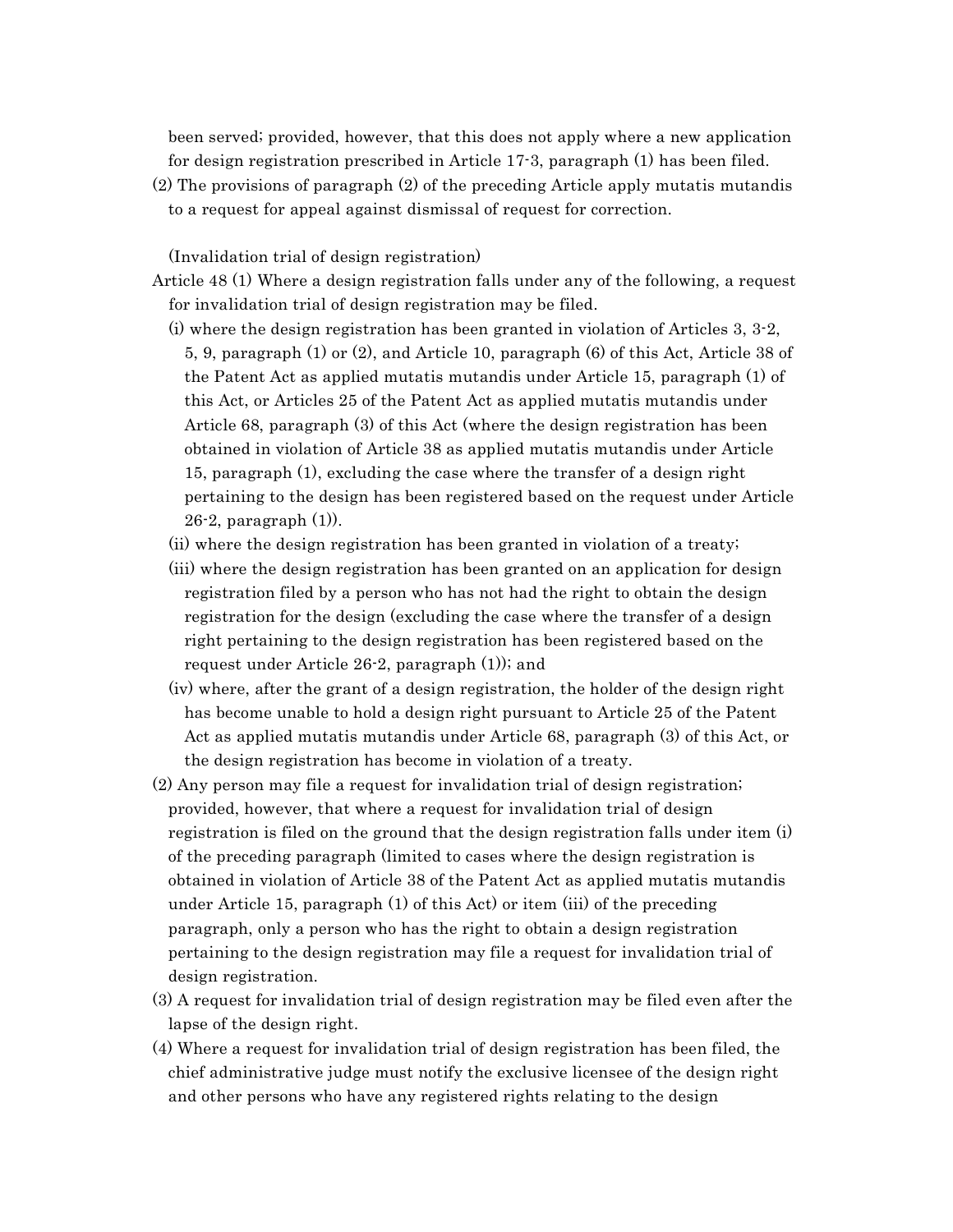been served; provided, however, that this does not apply where a new application for design registration prescribed in Article 17-3, paragraph (1) has been filed.

(2) The provisions of paragraph (2) of the preceding Article apply mutatis mutandis to a request for appeal against dismissal of request for correction.

(Invalidation trial of design registration)

Article 48 (1) Where a design registration falls under any of the following, a request for invalidation trial of design registration may be filed.

(i) where the design registration has been granted in violation of Articles 3, 3-2, 5, 9, paragraph (1) or (2), and Article 10, paragraph (6) of this Act, Article 38 of the Patent Act as applied mutatis mutandis under Article 15, paragraph (1) of this Act, or Articles 25 of the Patent Act as applied mutatis mutandis under Article 68, paragraph (3) of this Act (where the design registration has been obtained in violation of Article 38 as applied mutatis mutandis under Article 15, paragraph (1), excluding the case where the transfer of a design right pertaining to the design has been registered based on the request under Article 26-2, paragraph (1)).

(ii) where the design registration has been granted in violation of a treaty;

(iii) where the design registration has been granted on an application for design registration filed by a person who has not had the right to obtain the design registration for the design (excluding the case where the transfer of a design right pertaining to the design registration has been registered based on the request under Article 26-2, paragraph (1)); and

(iv) where, after the grant of a design registration, the holder of the design right has become unable to hold a design right pursuant to Article 25 of the Patent Act as applied mutatis mutandis under Article 68, paragraph (3) of this Act, or the design registration has become in violation of a treaty.

(2) Any person may file a request for invalidation trial of design registration; provided, however, that where a request for invalidation trial of design registration is filed on the ground that the design registration falls under item (i) of the preceding paragraph (limited to cases where the design registration is obtained in violation of Article 38 of the Patent Act as applied mutatis mutandis under Article 15, paragraph (1) of this Act) or item (iii) of the preceding paragraph, only a person who has the right to obtain a design registration pertaining to the design registration may file a request for invalidation trial of design registration.

(3) A request for invalidation trial of design registration may be filed even after the lapse of the design right.

(4) Where a request for invalidation trial of design registration has been filed, the chief administrative judge must notify the exclusive licensee of the design right and other persons who have any registered rights relating to the design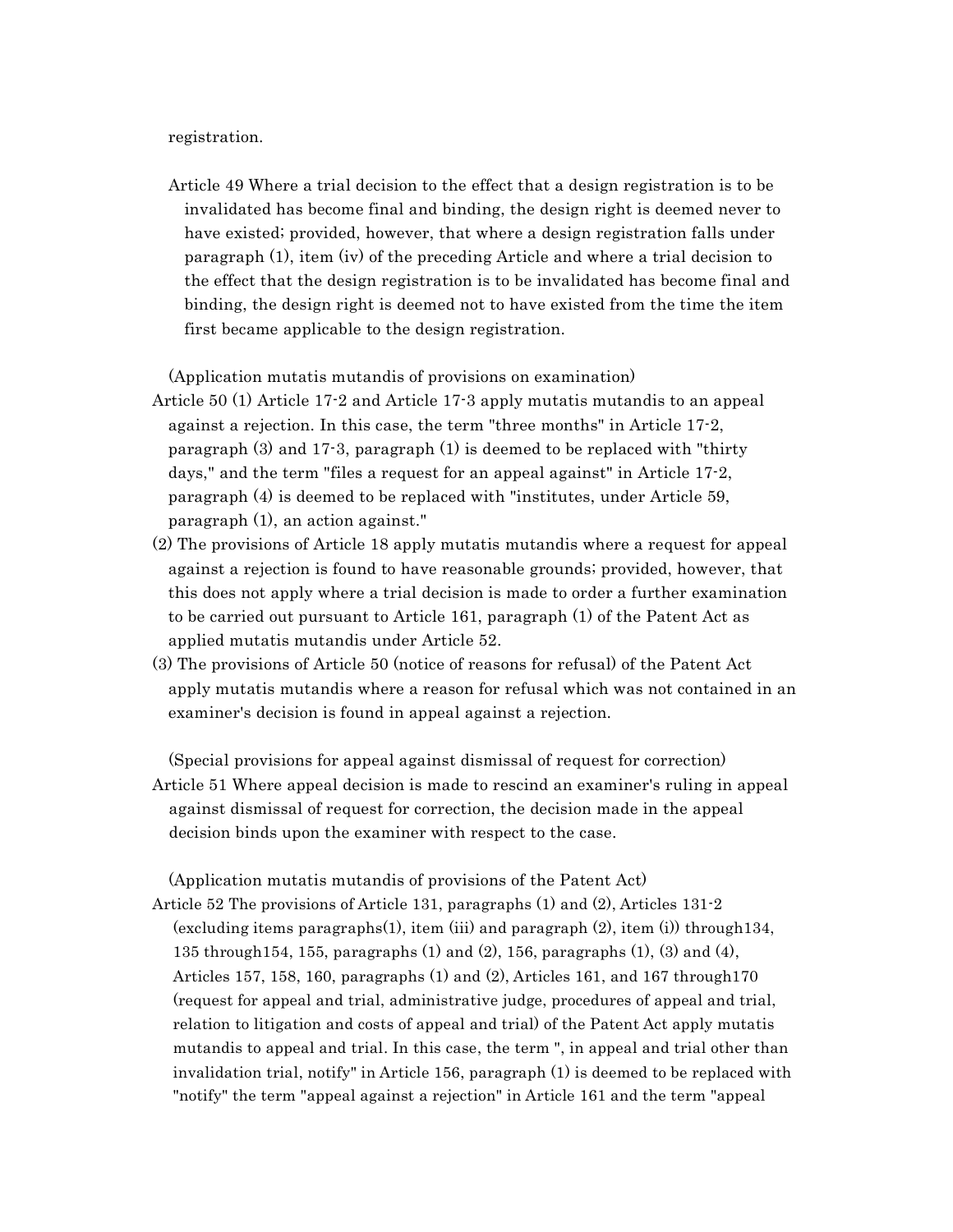registration.

Article 49 Where a trial decision to the effect that a design registration is to be invalidated has become final and binding, the design right is deemed never to have existed; provided, however, that where a design registration falls under paragraph (1), item (iv) of the preceding Article and where a trial decision to the effect that the design registration is to be invalidated has become final and binding, the design right is deemed not to have existed from the time the item first became applicable to the design registration.

(Application mutatis mutandis of provisions on examination)

Article 50 (1) Article 17-2 and Article 17-3 apply mutatis mutandis to an appeal against a rejection. In this case, the term "three months" in Article 17-2, paragraph (3) and 17-3, paragraph (1) is deemed to be replaced with "thirty days," and the term "files a request for an appeal against" in Article 17-2, paragraph (4) is deemed to be replaced with "institutes, under Article 59, paragraph (1), an action against."

(2) The provisions of Article 18 apply mutatis mutandis where a request for appeal against a rejection is found to have reasonable grounds; provided, however, that this does not apply where a trial decision is made to order a further examination to be carried out pursuant to Article 161, paragraph (1) of the Patent Act as applied mutatis mutandis under Article 52.

(3) The provisions of Article 50 (notice of reasons for refusal) of the Patent Act apply mutatis mutandis where a reason for refusal which was not contained in an examiner's decision is found in appeal against a rejection.

(Special provisions for appeal against dismissal of request for correction)

Article 51 Where appeal decision is made to rescind an examiner's ruling in appeal against dismissal of request for correction, the decision made in the appeal decision binds upon the examiner with respect to the case.

(Application mutatis mutandis of provisions of the Patent Act)

Article 52 The provisions of Article 131, paragraphs (1) and (2), Articles 131-2 (excluding items paragraphs(1), item (iii) and paragraph (2), item (i)) through134, 135 through154, 155, paragraphs (1) and (2), 156, paragraphs (1), (3) and (4), Articles 157, 158, 160, paragraphs (1) and (2), Articles 161, and 167 through170 (request for appeal and trial, administrative judge, procedures of appeal and trial, relation to litigation and costs of appeal and trial) of the Patent Act apply mutatis mutandis to appeal and trial. In this case, the term ", in appeal and trial other than invalidation trial, notify" in Article 156, paragraph (1) is deemed to be replaced with "notify" the term "appeal against a rejection" in Article 161 and the term "appeal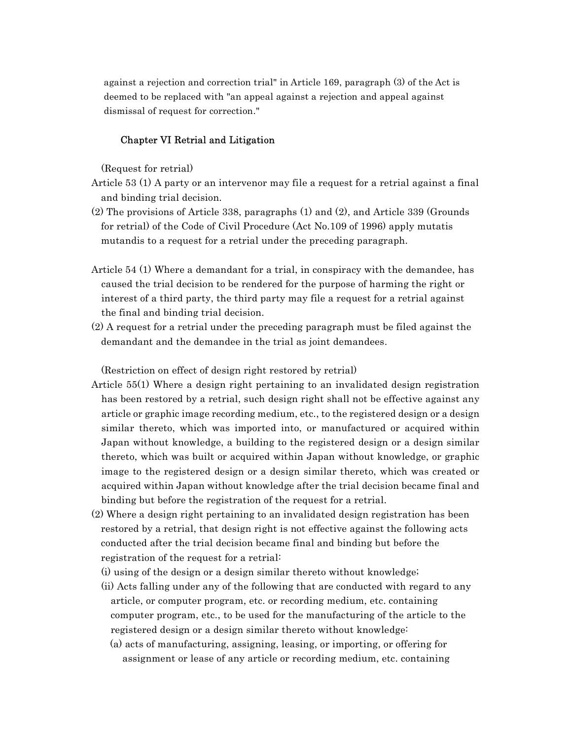against a rejection and correction trial" in Article 169, paragraph (3) of the Act is deemed to be replaced with "an appeal against a rejection and appeal against dismissal of request for correction."

## Chapter VI Retrial and Litigation

(Request for retrial)

Article 53 (1) A party or an intervenor may file a request for a retrial against a final and binding trial decision.

(2) The provisions of Article 338, paragraphs (1) and (2), and Article 339 (Grounds for retrial) of the Code of Civil Procedure (Act No.109 of 1996) apply mutatis mutandis to a request for a retrial under the preceding paragraph.

Article 54 (1) Where a demandant for a trial, in conspiracy with the demandee, has caused the trial decision to be rendered for the purpose of harming the right or interest of a third party, the third party may file a request for a retrial against the final and binding trial decision.

(2) A request for a retrial under the preceding paragraph must be filed against the demandant and the demandee in the trial as joint demandees.

(Restriction on effect of design right restored by retrial)

Article 55(1) Where a design right pertaining to an invalidated design registration has been restored by a retrial, such design right shall not be effective against any article or graphic image recording medium, etc., to the registered design or a design similar thereto, which was imported into, or manufactured or acquired within Japan without knowledge, a building to the registered design or a design similar thereto, which was built or acquired within Japan without knowledge, or graphic image to the registered design or a design similar thereto, which was created or acquired within Japan without knowledge after the trial decision became final and binding but before the registration of the request for a retrial.

(2) Where a design right pertaining to an invalidated design registration has been restored by a retrial, that design right is not effective against the following acts conducted after the trial decision became final and binding but before the registration of the request for a retrial:

(i) using of the design or a design similar thereto without knowledge;

(ii) Acts falling under any of the following that are conducted with regard to any article, or computer program, etc. or recording medium, etc. containing computer program, etc., to be used for the manufacturing of the article to the registered design or a design similar thereto without knowledge:

(a) acts of manufacturing, assigning, leasing, or importing, or offering for assignment or lease of any article or recording medium, etc. containing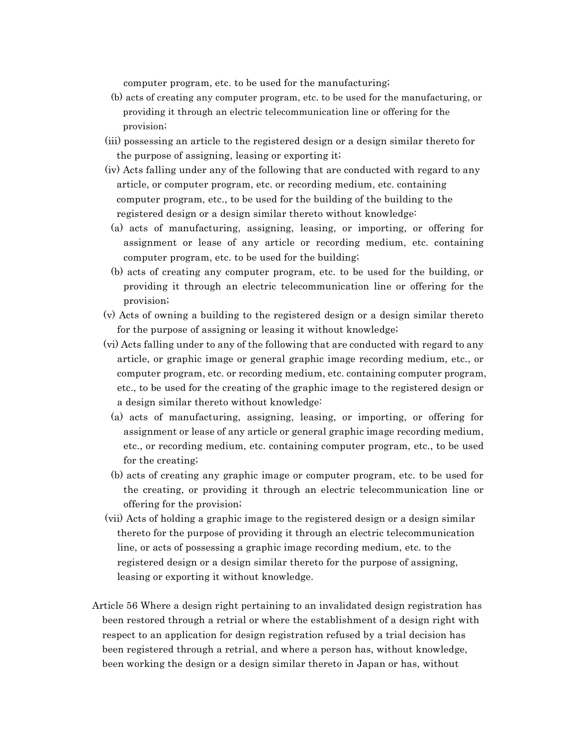computer program, etc. to be used for the manufacturing;

(b) acts of creating any computer program, etc. to be used for the manufacturing, or providing it through an electric telecommunication line or offering for the provision;

(iii) possessing an article to the registered design or a design similar thereto for the purpose of assigning, leasing or exporting it;

(iv) Acts falling under any of the following that are conducted with regard to any article, or computer program, etc. or recording medium, etc. containing computer program, etc., to be used for the building of the building to the registered design or a design similar thereto without knowledge:

(a) acts of manufacturing, assigning, leasing, or importing, or offering for assignment or lease of any article or recording medium, etc. containing computer program, etc. to be used for the building;

(b) acts of creating any computer program, etc. to be used for the building, or providing it through an electric telecommunication line or offering for the provision;

(v) Acts of owning a building to the registered design or a design similar thereto for the purpose of assigning or leasing it without knowledge;

(vi) Acts falling under to any of the following that are conducted with regard to any article, or graphic image or general graphic image recording medium, etc., or computer program, etc. or recording medium, etc. containing computer program, etc., to be used for the creating of the graphic image to the registered design or a design similar thereto without knowledge:

(a) acts of manufacturing, assigning, leasing, or importing, or offering for assignment or lease of any article or general graphic image recording medium, etc., or recording medium, etc. containing computer program, etc., to be used for the creating;

(b) acts of creating any graphic image or computer program, etc. to be used for the creating, or providing it through an electric telecommunication line or offering for the provision;

(vii) Acts of holding a graphic image to the registered design or a design similar thereto for the purpose of providing it through an electric telecommunication line, or acts of possessing a graphic image recording medium, etc. to the registered design or a design similar thereto for the purpose of assigning, leasing or exporting it without knowledge.

Article 56 Where a design right pertaining to an invalidated design registration has been restored through a retrial or where the establishment of a design right with respect to an application for design registration refused by a trial decision has been registered through a retrial, and where a person has, without knowledge, been working the design or a design similar thereto in Japan or has, without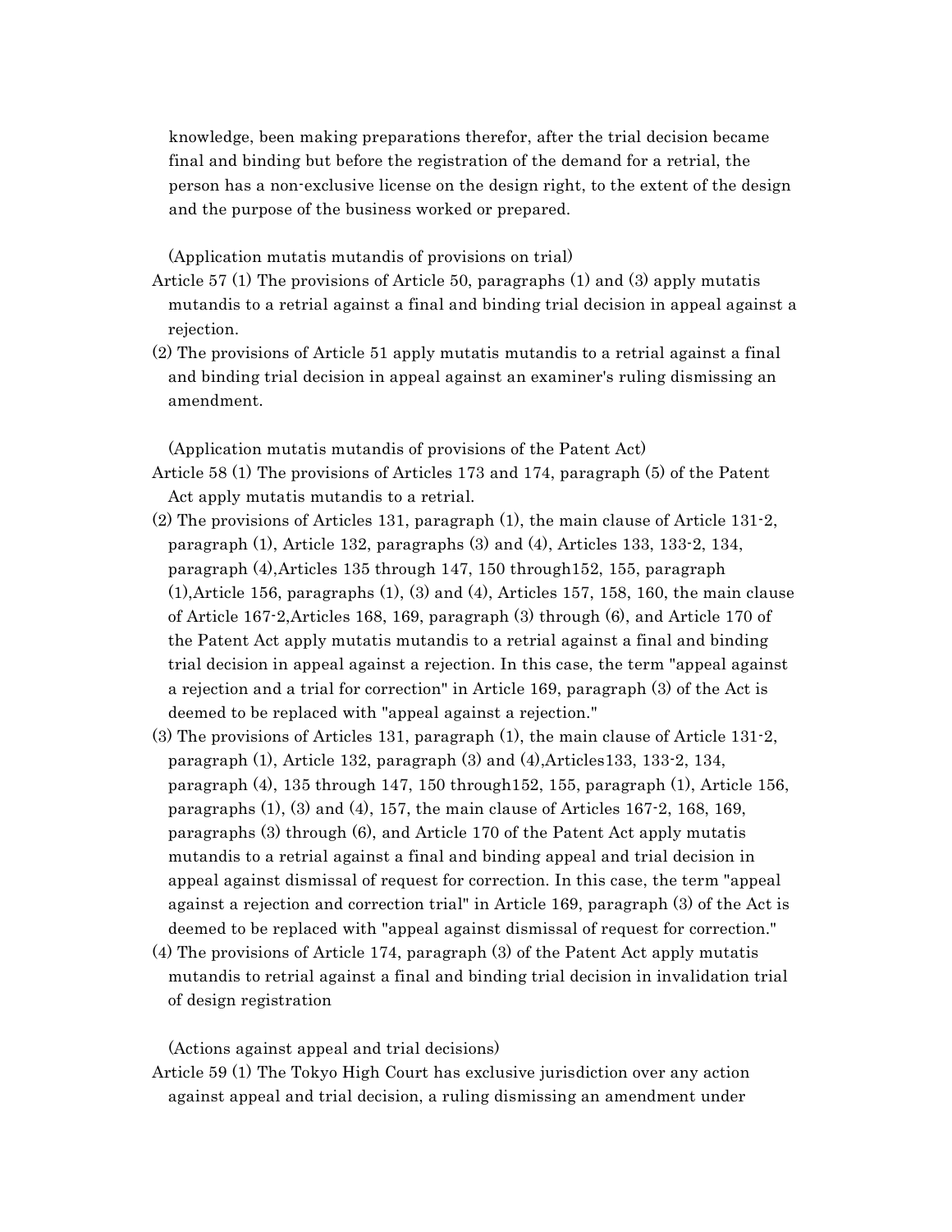knowledge, been making preparations therefor, after the trial decision became final and binding but before the registration of the demand for a retrial, the person has a non-exclusive license on the design right, to the extent of the design and the purpose of the business worked or prepared.

(Application mutatis mutandis of provisions on trial)

Article 57 (1) The provisions of Article 50, paragraphs (1) and (3) apply mutatis mutandis to a retrial against a final and binding trial decision in appeal against a rejection.

(2) The provisions of Article 51 apply mutatis mutandis to a retrial against a final and binding trial decision in appeal against an examiner's ruling dismissing an amendment.

(Application mutatis mutandis of provisions of the Patent Act)

Article 58 (1) The provisions of Articles 173 and 174, paragraph (5) of the Patent Act apply mutatis mutandis to a retrial.

(2) The provisions of Articles 131, paragraph (1), the main clause of Article 131-2, paragraph (1), Article 132, paragraphs (3) and (4), Articles 133, 133-2, 134, paragraph (4),Articles 135 through 147, 150 through152, 155, paragraph (1),Article 156, paragraphs (1), (3) and (4), Articles 157, 158, 160, the main clause of Article 167-2,Articles 168, 169, paragraph (3) through (6), and Article 170 of the Patent Act apply mutatis mutandis to a retrial against a final and binding trial decision in appeal against a rejection. In this case, the term "appeal against a rejection and a trial for correction" in Article 169, paragraph (3) of the Act is deemed to be replaced with "appeal against a rejection."

(3) The provisions of Articles 131, paragraph (1), the main clause of Article 131-2, paragraph (1), Article 132, paragraph (3) and (4),Articles133, 133-2, 134, paragraph (4), 135 through 147, 150 through152, 155, paragraph (1), Article 156, paragraphs (1), (3) and (4), 157, the main clause of Articles 167-2, 168, 169, paragraphs (3) through (6), and Article 170 of the Patent Act apply mutatis mutandis to a retrial against a final and binding appeal and trial decision in appeal against dismissal of request for correction. In this case, the term "appeal against a rejection and correction trial" in Article 169, paragraph (3) of the Act is deemed to be replaced with "appeal against dismissal of request for correction."

(4) The provisions of Article 174, paragraph (3) of the Patent Act apply mutatis mutandis to retrial against a final and binding trial decision in invalidation trial of design registration

(Actions against appeal and trial decisions)

Article 59 (1) The Tokyo High Court has exclusive jurisdiction over any action against appeal and trial decision, a ruling dismissing an amendment under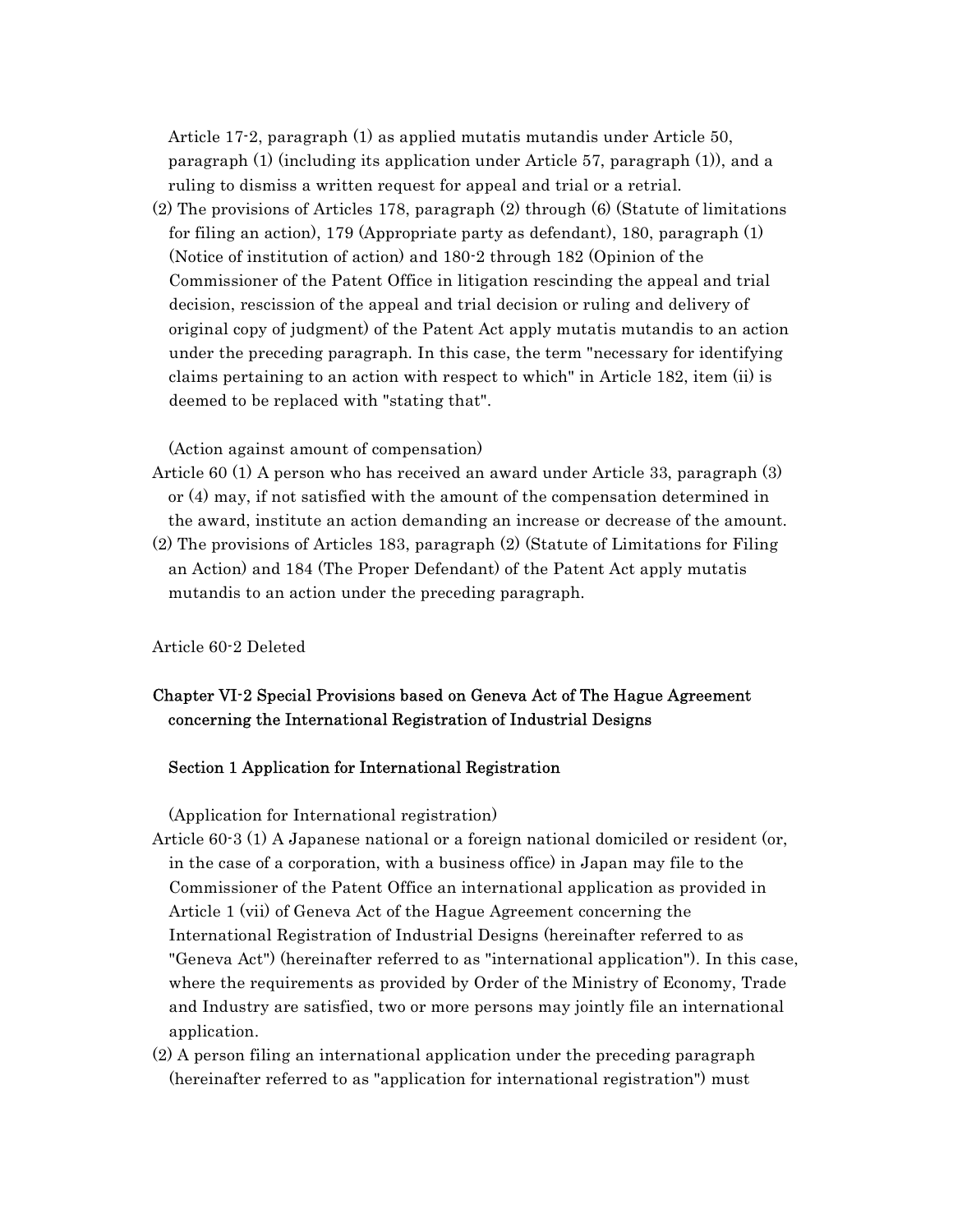Article 17-2, paragraph (1) as applied mutatis mutandis under Article 50, paragraph (1) (including its application under Article 57, paragraph (1)), and a ruling to dismiss a written request for appeal and trial or a retrial.

(2) The provisions of Articles 178, paragraph (2) through (6) (Statute of limitations for filing an action), 179 (Appropriate party as defendant), 180, paragraph (1) (Notice of institution of action) and 180-2 through 182 (Opinion of the Commissioner of the Patent Office in litigation rescinding the appeal and trial decision, rescission of the appeal and trial decision or ruling and delivery of original copy of judgment) of the Patent Act apply mutatis mutandis to an action under the preceding paragraph. In this case, the term "necessary for identifying claims pertaining to an action with respect to which" in Article 182, item (ii) is deemed to be replaced with "stating that".

(Action against amount of compensation)

Article 60 (1) A person who has received an award under Article 33, paragraph (3) or (4) may, if not satisfied with the amount of the compensation determined in the award, institute an action demanding an increase or decrease of the amount.

(2) The provisions of Articles 183, paragraph (2) (Statute of Limitations for Filing an Action) and 184 (The Proper Defendant) of the Patent Act apply mutatis mutandis to an action under the preceding paragraph.

Article 60-2 Deleted

## Chapter VI-2 Special Provisions based on Geneva Act of The Hague Agreement concerning the International Registration of Industrial Designs

### Section 1 Application for International Registration

(Application for International registration)

Article 60-3 (1) A Japanese national or a foreign national domiciled or resident (or, in the case of a corporation, with a business office) in Japan may file to the Commissioner of the Patent Office an international application as provided in Article 1 (vii) of Geneva Act of the Hague Agreement concerning the International Registration of Industrial Designs (hereinafter referred to as "Geneva Act") (hereinafter referred to as "international application"). In this case, where the requirements as provided by Order of the Ministry of Economy, Trade and Industry are satisfied, two or more persons may jointly file an international application.

(2) A person filing an international application under the preceding paragraph (hereinafter referred to as "application for international registration") must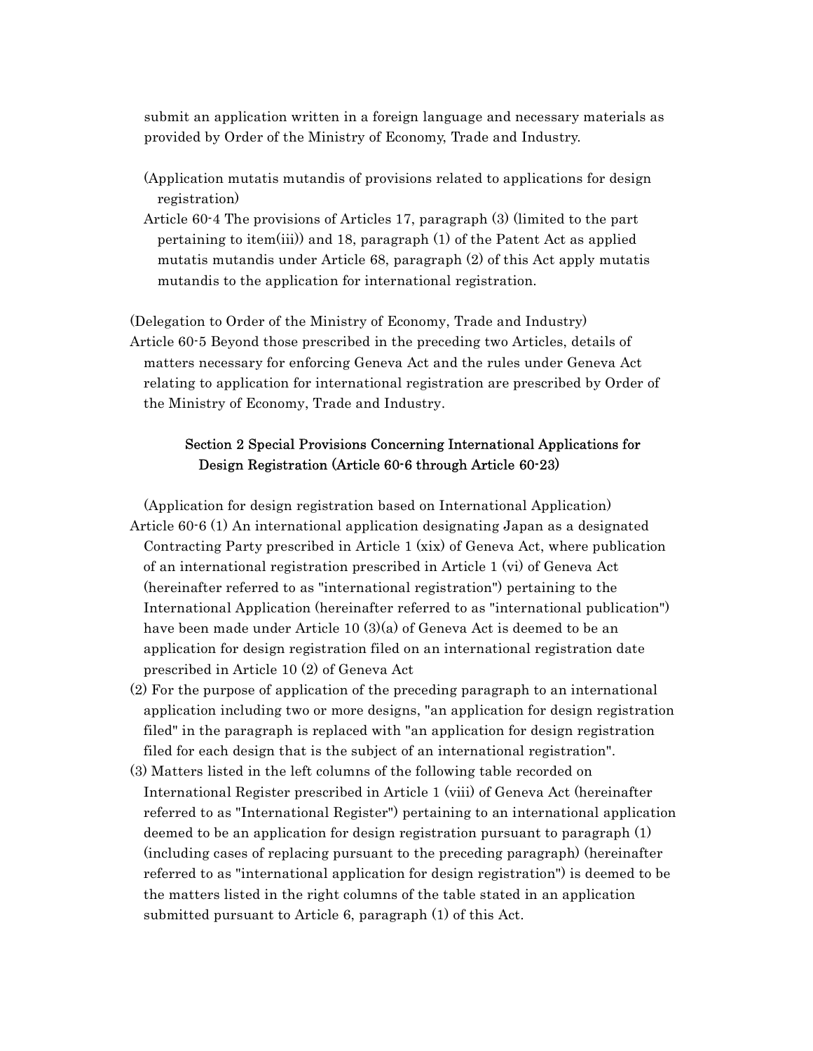submit an application written in a foreign language and necessary materials as provided by Order of the Ministry of Economy, Trade and Industry.

(Application mutatis mutandis of provisions related to applications for design registration)

Article 60-4 The provisions of Articles 17, paragraph (3) (limited to the part pertaining to item(iii)) and 18, paragraph (1) of the Patent Act as applied mutatis mutandis under Article 68, paragraph (2) of this Act apply mutatis mutandis to the application for international registration.

(Delegation to Order of the Ministry of Economy, Trade and Industry)

Article 60-5 Beyond those prescribed in the preceding two Articles, details of matters necessary for enforcing Geneva Act and the rules under Geneva Act relating to application for international registration are prescribed by Order of the Ministry of Economy, Trade and Industry.

### Section 2 Special Provisions Concerning International Applications for Design Registration (Article 60-6 through Article 60-23)

(Application for design registration based on International Application)

Article 60-6 (1) An international application designating Japan as a designated Contracting Party prescribed in Article 1 (xix) of Geneva Act, where publication of an international registration prescribed in Article 1 (vi) of Geneva Act (hereinafter referred to as "international registration") pertaining to the International Application (hereinafter referred to as "international publication") have been made under Article 10 (3)(a) of Geneva Act is deemed to be an application for design registration filed on an international registration date prescribed in Article 10 (2) of Geneva Act

(2) For the purpose of application of the preceding paragraph to an international application including two or more designs, "an application for design registration filed" in the paragraph is replaced with "an application for design registration filed for each design that is the subject of an international registration".

(3) Matters listed in the left columns of the following table recorded on International Register prescribed in Article 1 (viii) of Geneva Act (hereinafter referred to as "International Register") pertaining to an international application deemed to be an application for design registration pursuant to paragraph (1) (including cases of replacing pursuant to the preceding paragraph) (hereinafter referred to as "international application for design registration") is deemed to be the matters listed in the right columns of the table stated in an application submitted pursuant to Article 6, paragraph (1) of this Act.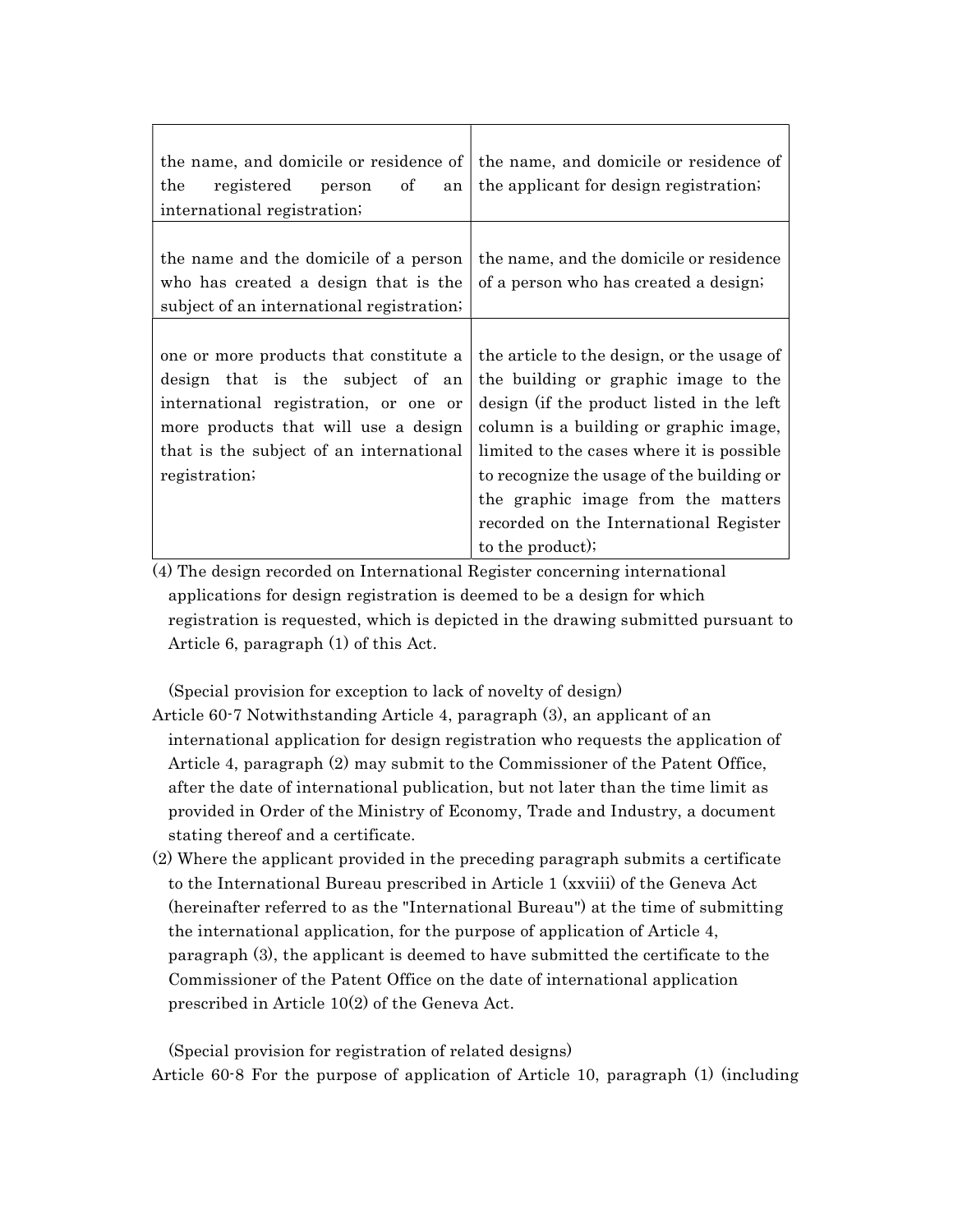| | |
|---|---|
| the name, and domicile or residence of the registered person of an international registration; | the name, and domicile or residence of the applicant for design registration; |
| the name and the domicile of a person who has created a design that is the subject of an international registration; | the name, and the domicile or residence of a person who has created a design; |
| one or more products that constitute a design that is the subject of an international registration, or one or more products that will use a design that is the subject of an international registration; | the article to the design, or the usage of the building or graphic image to the design (if the product listed in the left column is a building or graphic image, limited to the cases where it is possible to recognize the usage of the building or the graphic image from the matters recorded on the International Register to the product); |

(4) The design recorded on International Register concerning international applications for design registration is deemed to be a design for which registration is requested, which is depicted in the drawing submitted pursuant to Article 6, paragraph (1) of this Act.

(Special provision for exception to lack of novelty of design)

Article 60-7 Notwithstanding Article 4, paragraph (3), an applicant of an international application for design registration who requests the application of Article 4, paragraph (2) may submit to the Commissioner of the Patent Office, after the date of international publication, but not later than the time limit as provided in Order of the Ministry of Economy, Trade and Industry, a document stating thereof and a certificate.

(2) Where the applicant provided in the preceding paragraph submits a certificate to the International Bureau prescribed in Article 1 (xxviii) of the Geneva Act (hereinafter referred to as the "International Bureau") at the time of submitting the international application, for the purpose of application of Article 4, paragraph (3), the applicant is deemed to have submitted the certificate to the Commissioner of the Patent Office on the date of international application prescribed in Article 10(2) of the Geneva Act.

(Special provision for registration of related designs)

Article 60-8 For the purpose of application of Article 10, paragraph (1) (including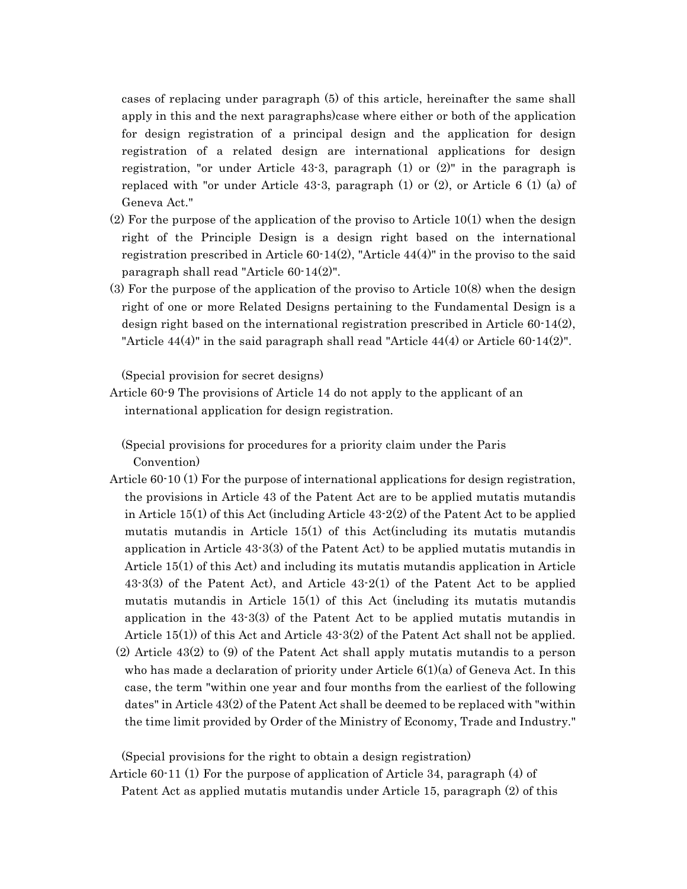cases of replacing under paragraph (5) of this article, hereinafter the same shall apply in this and the next paragraphs)case where either or both of the application for design registration of a principal design and the application for design registration of a related design are international applications for design registration, "or under Article 43-3, paragraph (1) or (2)" in the paragraph is replaced with "or under Article 43-3, paragraph (1) or (2), or Article 6 (1) (a) of Geneva Act."

(2) For the purpose of the application of the proviso to Article 10(1) when the design right of the Principle Design is a design right based on the international registration prescribed in Article 60-14(2), "Article 44(4)" in the proviso to the said paragraph shall read "Article 60-14(2)".

(3) For the purpose of the application of the proviso to Article 10(8) when the design right of one or more Related Designs pertaining to the Fundamental Design is a design right based on the international registration prescribed in Article 60-14(2), "Article 44(4)" in the said paragraph shall read "Article 44(4) or Article 60-14(2)".

(Special provision for secret designs)

Article 60-9 The provisions of Article 14 do not apply to the applicant of an international application for design registration.

(Special provisions for procedures for a priority claim under the Paris Convention)

Article 60-10 (1) For the purpose of international applications for design registration, the provisions in Article 43 of the Patent Act are to be applied mutatis mutandis in Article 15(1) of this Act (including Article 43-2(2) of the Patent Act to be applied mutatis mutandis in Article 15(1) of this Act(including its mutatis mutandis application in Article 43-3(3) of the Patent Act) to be applied mutatis mutandis in Article 15(1) of this Act) and including its mutatis mutandis application in Article 43-3(3) of the Patent Act), and Article 43-2(1) of the Patent Act to be applied mutatis mutandis in Article 15(1) of this Act (including its mutatis mutandis application in the 43-3(3) of the Patent Act to be applied mutatis mutandis in Article 15(1)) of this Act and Article 43-3(2) of the Patent Act shall not be applied.

(2) Article 43(2) to (9) of the Patent Act shall apply mutatis mutandis to a person who has made a declaration of priority under Article 6(1)(a) of Geneva Act. In this case, the term "within one year and four months from the earliest of the following dates" in Article 43(2) of the Patent Act shall be deemed to be replaced with "within the time limit provided by Order of the Ministry of Economy, Trade and Industry."

(Special provisions for the right to obtain a design registration)

Article 60-11 (1) For the purpose of application of Article 34, paragraph (4) of Patent Act as applied mutatis mutandis under Article 15, paragraph (2) of this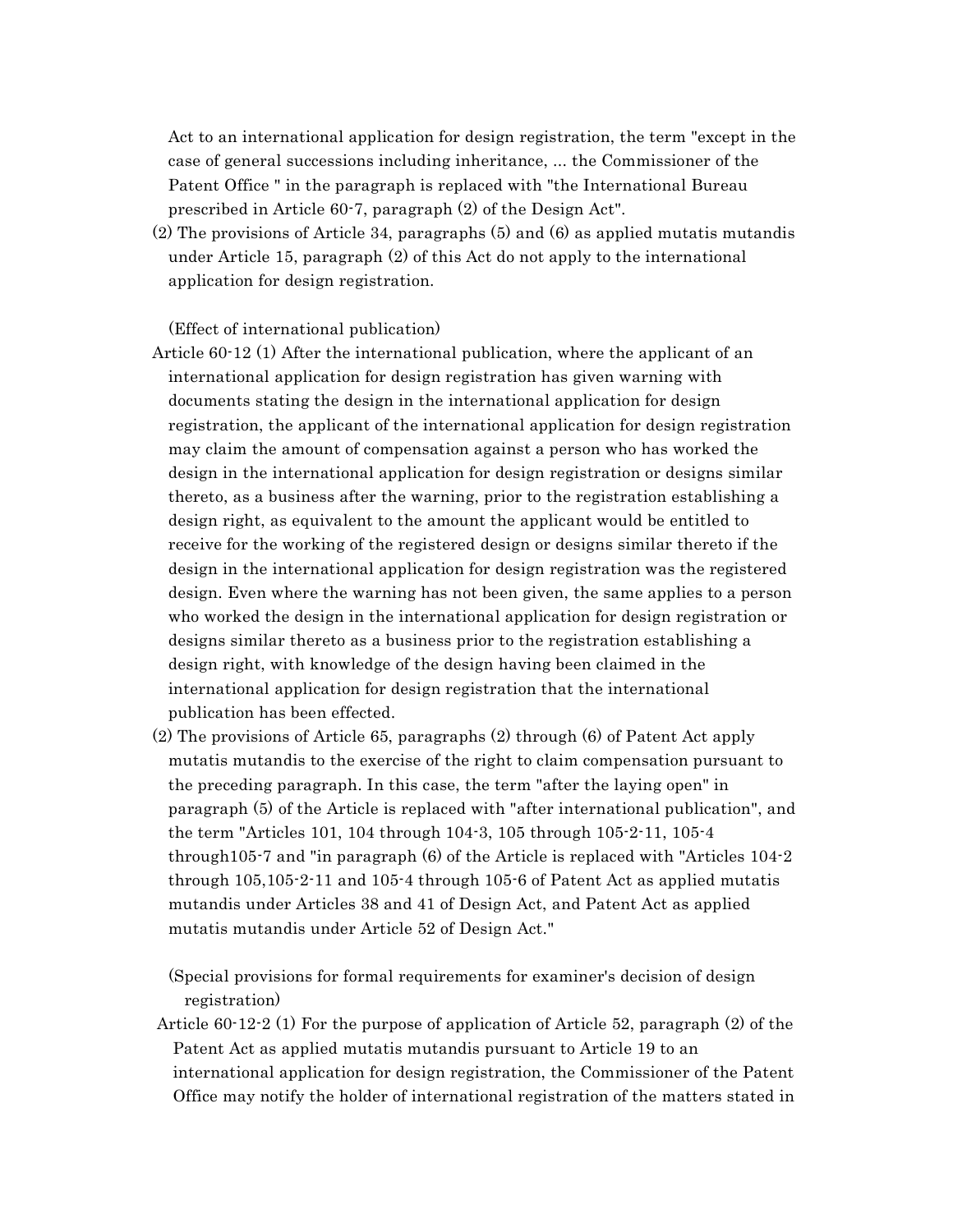Act to an international application for design registration, the term "except in the case of general successions including inheritance, ... the Commissioner of the Patent Office " in the paragraph is replaced with "the International Bureau prescribed in Article 60-7, paragraph (2) of the Design Act".

(2) The provisions of Article 34, paragraphs (5) and (6) as applied mutatis mutandis under Article 15, paragraph (2) of this Act do not apply to the international application for design registration.

(Effect of international publication)

Article 60-12 (1) After the international publication, where the applicant of an international application for design registration has given warning with documents stating the design in the international application for design registration, the applicant of the international application for design registration may claim the amount of compensation against a person who has worked the design in the international application for design registration or designs similar thereto, as a business after the warning, prior to the registration establishing a design right, as equivalent to the amount the applicant would be entitled to receive for the working of the registered design or designs similar thereto if the design in the international application for design registration was the registered design. Even where the warning has not been given, the same applies to a person who worked the design in the international application for design registration or designs similar thereto as a business prior to the registration establishing a design right, with knowledge of the design having been claimed in the international application for design registration that the international publication has been effected.

(2) The provisions of Article 65, paragraphs (2) through (6) of Patent Act apply mutatis mutandis to the exercise of the right to claim compensation pursuant to the preceding paragraph. In this case, the term "after the laying open" in paragraph (5) of the Article is replaced with "after international publication", and the term "Articles 101, 104 through 104-3, 105 through 105-2-11, 105-4 through105-7 and "in paragraph (6) of the Article is replaced with "Articles 104-2 through 105,105-2-11 and 105-4 through 105-6 of Patent Act as applied mutatis mutandis under Articles 38 and 41 of Design Act, and Patent Act as applied mutatis mutandis under Article 52 of Design Act."

(Special provisions for formal requirements for examiner's decision of design registration)

Article 60-12-2 (1) For the purpose of application of Article 52, paragraph (2) of the Patent Act as applied mutatis mutandis pursuant to Article 19 to an international application for design registration, the Commissioner of the Patent Office may notify the holder of international registration of the matters stated in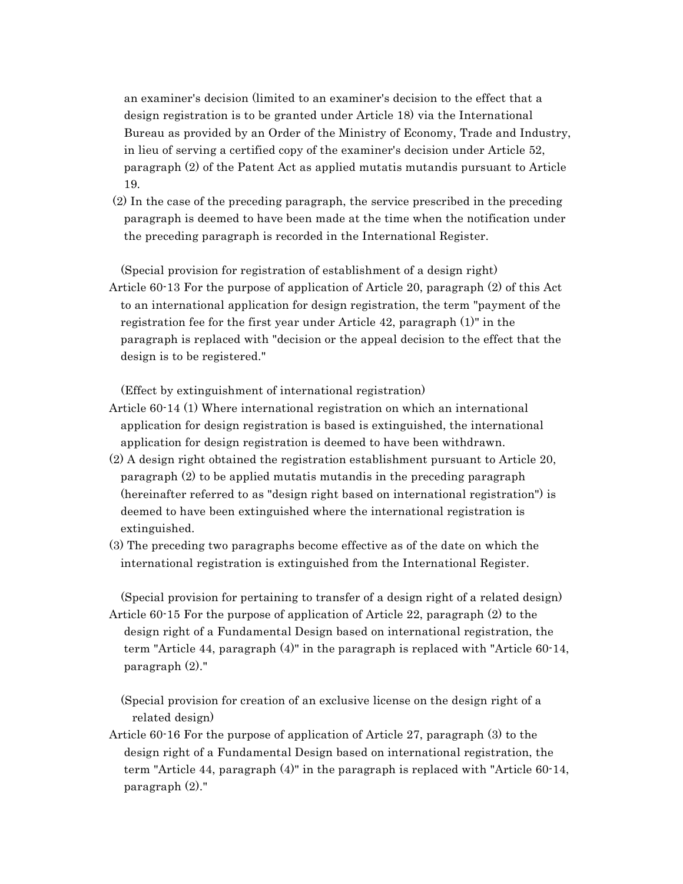an examiner's decision (limited to an examiner's decision to the effect that a design registration is to be granted under Article 18) via the International Bureau as provided by an Order of the Ministry of Economy, Trade and Industry, in lieu of serving a certified copy of the examiner's decision under Article 52, paragraph (2) of the Patent Act as applied mutatis mutandis pursuant to Article 19.

(2) In the case of the preceding paragraph, the service prescribed in the preceding paragraph is deemed to have been made at the time when the notification under the preceding paragraph is recorded in the International Register.

(Special provision for registration of establishment of a design right)

Article 60-13 For the purpose of application of Article 20, paragraph (2) of this Act to an international application for design registration, the term "payment of the registration fee for the first year under Article 42, paragraph (1)" in the paragraph is replaced with "decision or the appeal decision to the effect that the design is to be registered."

(Effect by extinguishment of international registration)

Article 60-14 (1) Where international registration on which an international application for design registration is based is extinguished, the international application for design registration is deemed to have been withdrawn.

(2) A design right obtained the registration establishment pursuant to Article 20, paragraph (2) to be applied mutatis mutandis in the preceding paragraph (hereinafter referred to as "design right based on international registration") is deemed to have been extinguished where the international registration is extinguished.

(3) The preceding two paragraphs become effective as of the date on which the international registration is extinguished from the International Register.

(Special provision for pertaining to transfer of a design right of a related design)

Article 60-15 For the purpose of application of Article 22, paragraph (2) to the design right of a Fundamental Design based on international registration, the term "Article 44, paragraph (4)" in the paragraph is replaced with "Article 60-14, paragraph (2)."

(Special provision for creation of an exclusive license on the design right of a related design)

Article 60-16 For the purpose of application of Article 27, paragraph (3) to the design right of a Fundamental Design based on international registration, the term "Article 44, paragraph (4)" in the paragraph is replaced with "Article 60-14, paragraph (2)."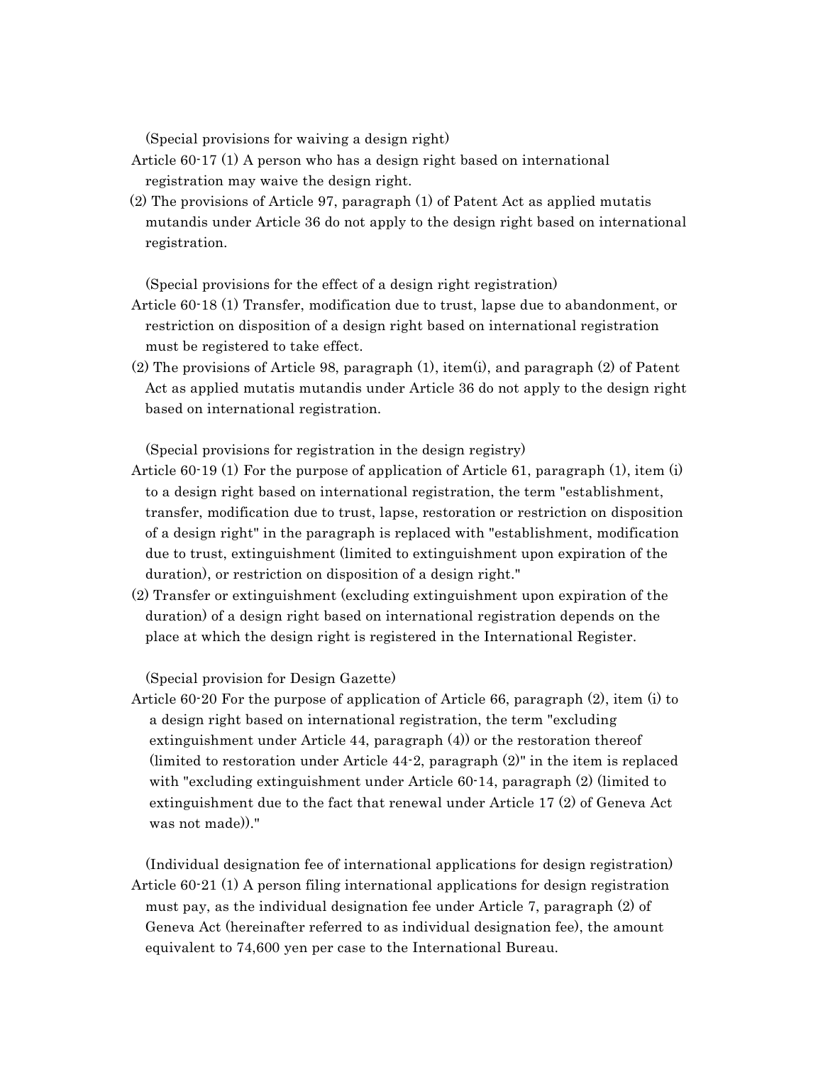(Special provisions for waiving a design right)

Article 60-17 (1) A person who has a design right based on international registration may waive the design right.

(2) The provisions of Article 97, paragraph (1) of Patent Act as applied mutatis mutandis under Article 36 do not apply to the design right based on international registration.

(Special provisions for the effect of a design right registration)

Article 60-18 (1) Transfer, modification due to trust, lapse due to abandonment, or restriction on disposition of a design right based on international registration must be registered to take effect.

(2) The provisions of Article 98, paragraph (1), item(i), and paragraph (2) of Patent Act as applied mutatis mutandis under Article 36 do not apply to the design right based on international registration.

(Special provisions for registration in the design registry)

Article 60-19 (1) For the purpose of application of Article 61, paragraph (1), item (i) to a design right based on international registration, the term "establishment, transfer, modification due to trust, lapse, restoration or restriction on disposition of a design right" in the paragraph is replaced with "establishment, modification due to trust, extinguishment (limited to extinguishment upon expiration of the duration), or restriction on disposition of a design right."

(2) Transfer or extinguishment (excluding extinguishment upon expiration of the duration) of a design right based on international registration depends on the place at which the design right is registered in the International Register.

(Special provision for Design Gazette)

Article 60-20 For the purpose of application of Article 66, paragraph (2), item (i) to a design right based on international registration, the term "excluding extinguishment under Article 44, paragraph (4)) or the restoration thereof (limited to restoration under Article 44-2, paragraph (2)" in the item is replaced with "excluding extinguishment under Article 60-14, paragraph (2) (limited to extinguishment due to the fact that renewal under Article 17 (2) of Geneva Act was not made))."

(Individual designation fee of international applications for design registration)

Article 60-21 (1) A person filing international applications for design registration must pay, as the individual designation fee under Article 7, paragraph (2) of Geneva Act (hereinafter referred to as individual designation fee), the amount equivalent to 74,600 yen per case to the International Bureau.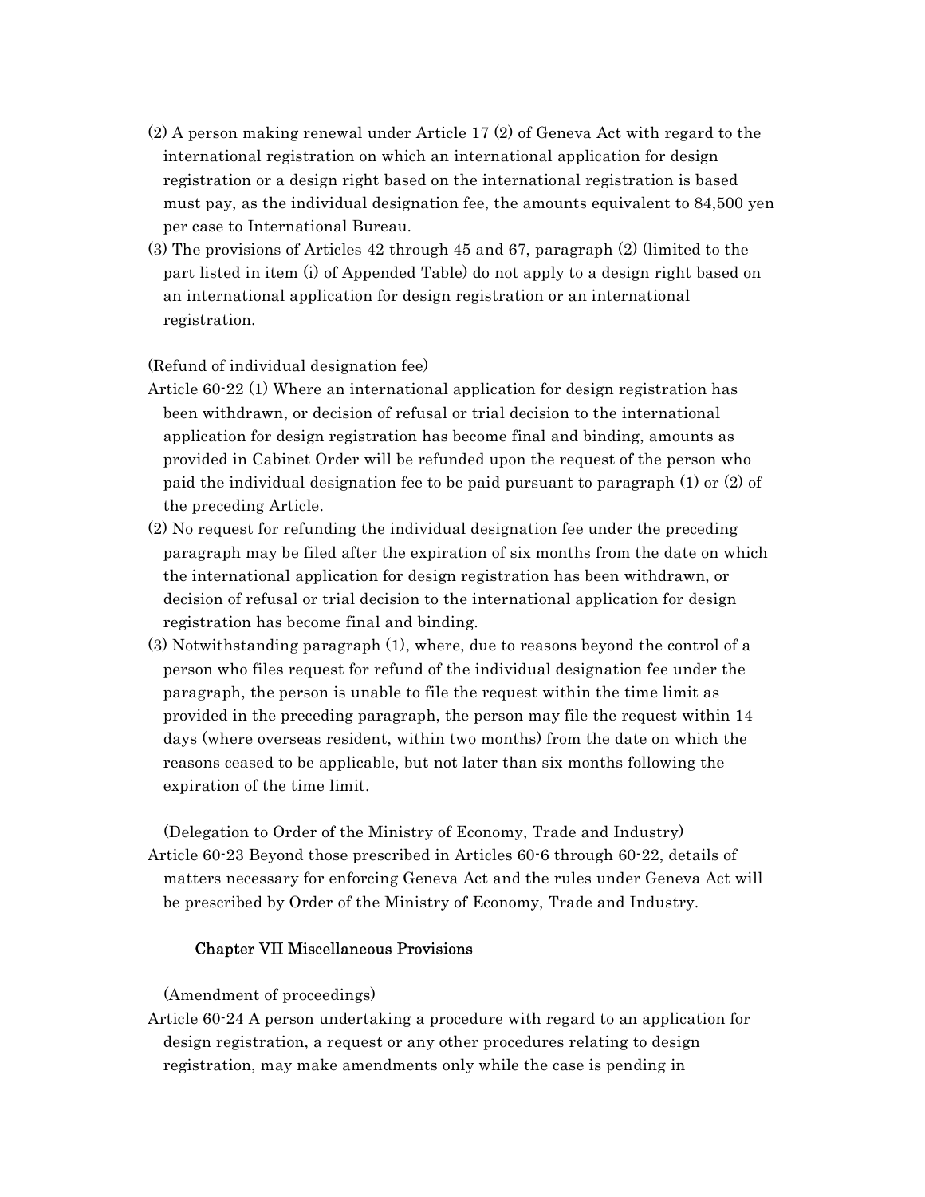(2) A person making renewal under Article 17 (2) of Geneva Act with regard to the international registration on which an international application for design registration or a design right based on the international registration is based must pay, as the individual designation fee, the amounts equivalent to 84,500 yen per case to International Bureau.

(3) The provisions of Articles 42 through 45 and 67, paragraph (2) (limited to the part listed in item (i) of Appended Table) do not apply to a design right based on an international application for design registration or an international registration.

(Refund of individual designation fee)

Article 60-22 (1) Where an international application for design registration has been withdrawn, or decision of refusal or trial decision to the international application for design registration has become final and binding, amounts as provided in Cabinet Order will be refunded upon the request of the person who paid the individual designation fee to be paid pursuant to paragraph (1) or (2) of the preceding Article.

(2) No request for refunding the individual designation fee under the preceding paragraph may be filed after the expiration of six months from the date on which the international application for design registration has been withdrawn, or decision of refusal or trial decision to the international application for design registration has become final and binding.

(3) Notwithstanding paragraph (1), where, due to reasons beyond the control of a person who files request for refund of the individual designation fee under the paragraph, the person is unable to file the request within the time limit as provided in the preceding paragraph, the person may file the request within 14 days (where overseas resident, within two months) from the date on which the reasons ceased to be applicable, but not later than six months following the expiration of the time limit.

(Delegation to Order of the Ministry of Economy, Trade and Industry)

Article 60-23 Beyond those prescribed in Articles 60-6 through 60-22, details of matters necessary for enforcing Geneva Act and the rules under Geneva Act will be prescribed by Order of the Ministry of Economy, Trade and Industry.

## Chapter VII Miscellaneous Provisions

(Amendment of proceedings)

Article 60-24 A person undertaking a procedure with regard to an application for design registration, a request or any other procedures relating to design registration, may make amendments only while the case is pending in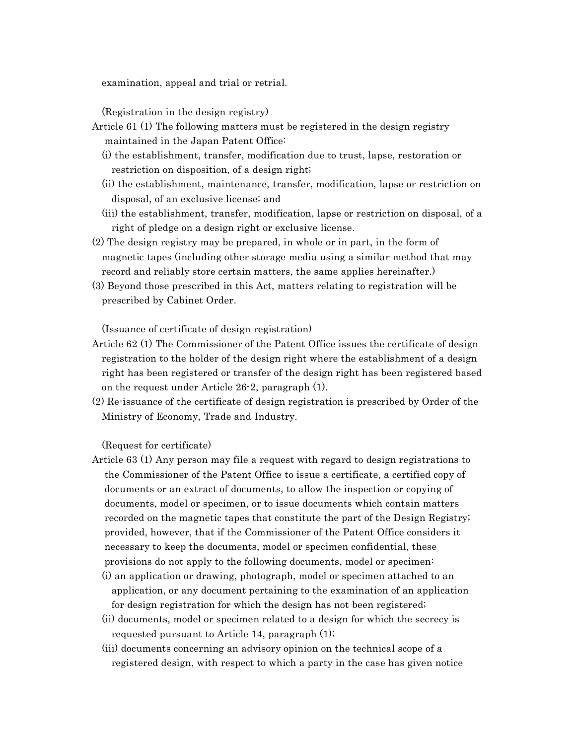examination, appeal and trial or retrial.

(Registration in the design registry)

Article 61 (1) The following matters must be registered in the design registry maintained in the Japan Patent Office:

(i) the establishment, transfer, modification due to trust, lapse, restoration or restriction on disposition, of a design right;

(ii) the establishment, maintenance, transfer, modification, lapse or restriction on disposal, of an exclusive license; and

(iii) the establishment, transfer, modification, lapse or restriction on disposal, of a right of pledge on a design right or exclusive license.

(2) The design registry may be prepared, in whole or in part, in the form of magnetic tapes (including other storage media using a similar method that may record and reliably store certain matters, the same applies hereinafter.)

(3) Beyond those prescribed in this Act, matters relating to registration will be prescribed by Cabinet Order.

(Issuance of certificate of design registration)

Article 62 (1) The Commissioner of the Patent Office issues the certificate of design registration to the holder of the design right where the establishment of a design right has been registered or transfer of the design right has been registered based on the request under Article 26-2, paragraph (1).

(2) Re-issuance of the certificate of design registration is prescribed by Order of the Ministry of Economy, Trade and Industry.

(Request for certificate)

Article 63 (1) Any person may file a request with regard to design registrations to the Commissioner of the Patent Office to issue a certificate, a certified copy of documents or an extract of documents, to allow the inspection or copying of documents, model or specimen, or to issue documents which contain matters recorded on the magnetic tapes that constitute the part of the Design Registry; provided, however, that if the Commissioner of the Patent Office considers it necessary to keep the documents, model or specimen confidential, these provisions do not apply to the following documents, model or specimen:

(i) an application or drawing, photograph, model or specimen attached to an application, or any document pertaining to the examination of an application for design registration for which the design has not been registered;

(ii) documents, model or specimen related to a design for which the secrecy is requested pursuant to Article 14, paragraph (1);

(iii) documents concerning an advisory opinion on the technical scope of a registered design, with respect to which a party in the case has given notice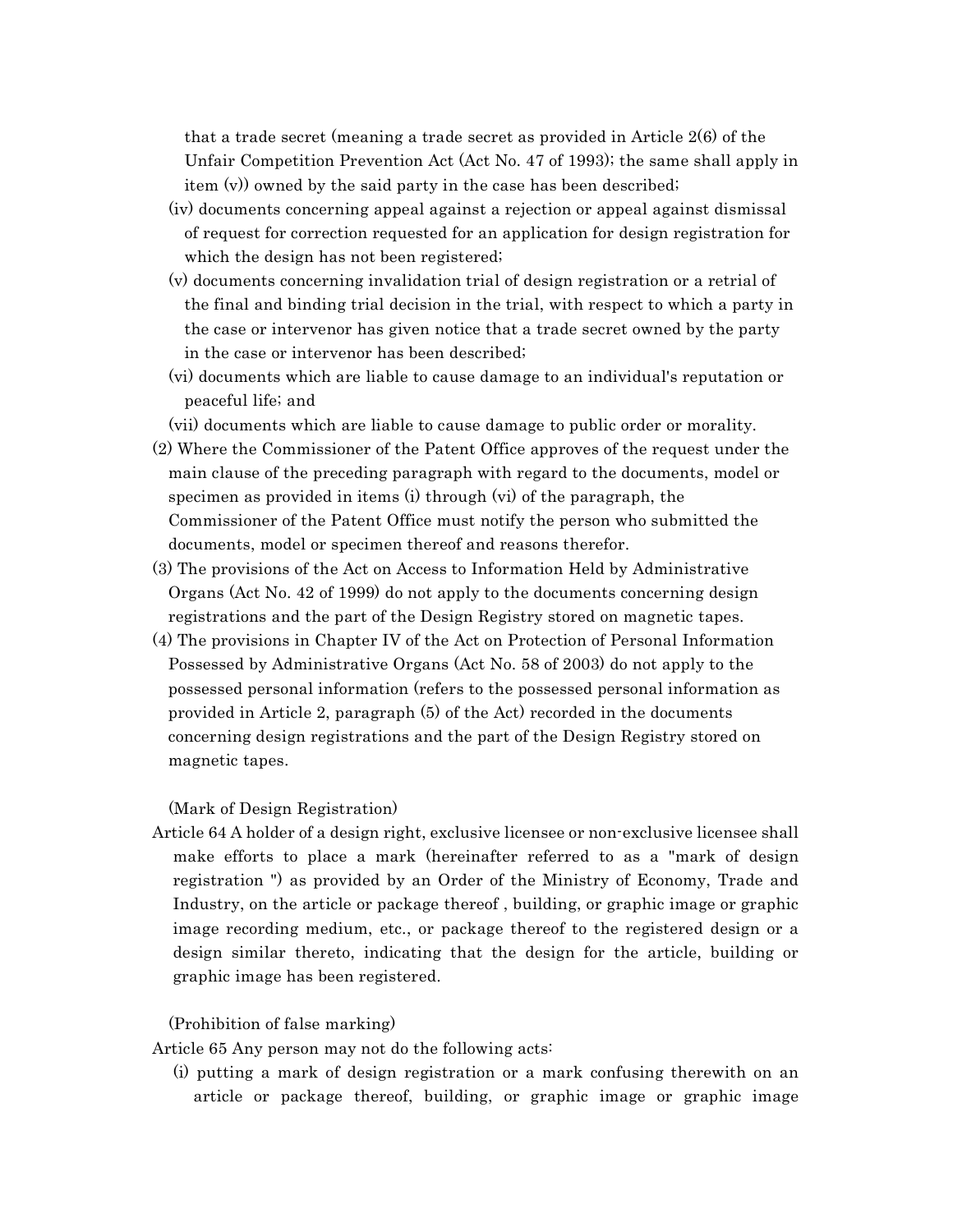that a trade secret (meaning a trade secret as provided in Article 2(6) of the Unfair Competition Prevention Act (Act No. 47 of 1993); the same shall apply in item (v)) owned by the said party in the case has been described;

(iv) documents concerning appeal against a rejection or appeal against dismissal of request for correction requested for an application for design registration for which the design has not been registered;

(v) documents concerning invalidation trial of design registration or a retrial of the final and binding trial decision in the trial, with respect to which a party in the case or intervenor has given notice that a trade secret owned by the party in the case or intervenor has been described;

(vi) documents which are liable to cause damage to an individual's reputation or peaceful life; and

(vii) documents which are liable to cause damage to public order or morality.

(2) Where the Commissioner of the Patent Office approves of the request under the main clause of the preceding paragraph with regard to the documents, model or specimen as provided in items (i) through (vi) of the paragraph, the Commissioner of the Patent Office must notify the person who submitted the documents, model or specimen thereof and reasons therefor.

(3) The provisions of the Act on Access to Information Held by Administrative Organs (Act No. 42 of 1999) do not apply to the documents concerning design registrations and the part of the Design Registry stored on magnetic tapes.

(4) The provisions in Chapter IV of the Act on Protection of Personal Information Possessed by Administrative Organs (Act No. 58 of 2003) do not apply to the possessed personal information (refers to the possessed personal information as provided in Article 2, paragraph (5) of the Act) recorded in the documents concerning design registrations and the part of the Design Registry stored on magnetic tapes.

(Mark of Design Registration)

Article 64 A holder of a design right, exclusive licensee or non-exclusive licensee shall make efforts to place a mark (hereinafter referred to as a "mark of design registration ") as provided by an Order of the Ministry of Economy, Trade and Industry, on the article or package thereof , building, or graphic image or graphic image recording medium, etc., or package thereof to the registered design or a design similar thereto, indicating that the design for the article, building or graphic image has been registered.

(Prohibition of false marking)

Article 65 Any person may not do the following acts:

(i) putting a mark of design registration or a mark confusing therewith on an article or package thereof, building, or graphic image or graphic image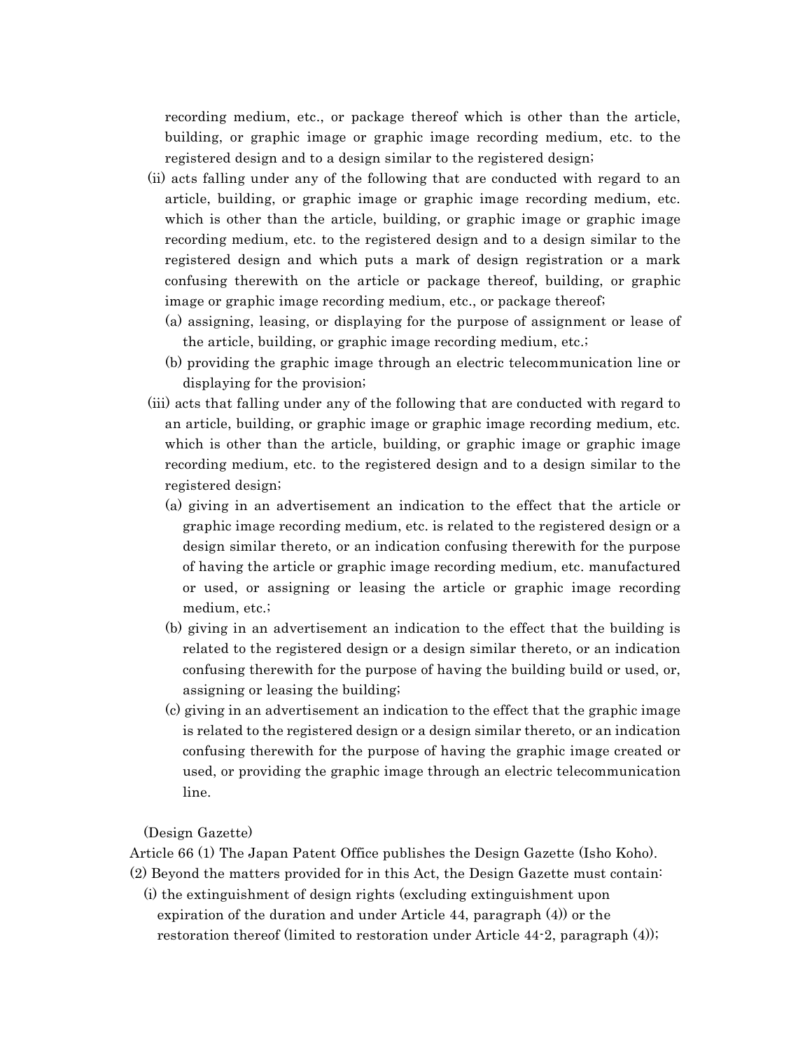recording medium, etc., or package thereof which is other than the article, building, or graphic image or graphic image recording medium, etc. to the registered design and to a design similar to the registered design;

(ii) acts falling under any of the following that are conducted with regard to an article, building, or graphic image or graphic image recording medium, etc. which is other than the article, building, or graphic image or graphic image recording medium, etc. to the registered design and to a design similar to the registered design and which puts a mark of design registration or a mark confusing therewith on the article or package thereof, building, or graphic image or graphic image recording medium, etc., or package thereof;

(a) assigning, leasing, or displaying for the purpose of assignment or lease of the article, building, or graphic image recording medium, etc.;

(b) providing the graphic image through an electric telecommunication line or displaying for the provision;

(iii) acts that falling under any of the following that are conducted with regard to an article, building, or graphic image or graphic image recording medium, etc. which is other than the article, building, or graphic image or graphic image recording medium, etc. to the registered design and to a design similar to the registered design;

(a) giving in an advertisement an indication to the effect that the article or graphic image recording medium, etc. is related to the registered design or a design similar thereto, or an indication confusing therewith for the purpose of having the article or graphic image recording medium, etc. manufactured or used, or assigning or leasing the article or graphic image recording medium, etc.;

(b) giving in an advertisement an indication to the effect that the building is related to the registered design or a design similar thereto, or an indication confusing therewith for the purpose of having the building build or used, or, assigning or leasing the building;

(c) giving in an advertisement an indication to the effect that the graphic image is related to the registered design or a design similar thereto, or an indication confusing therewith for the purpose of having the graphic image created or used, or providing the graphic image through an electric telecommunication line.

(Design Gazette)

Article 66 (1) The Japan Patent Office publishes the Design Gazette (Isho Koho).

(2) Beyond the matters provided for in this Act, the Design Gazette must contain:

(i) the extinguishment of design rights (excluding extinguishment upon expiration of the duration and under Article 44, paragraph (4)) or the restoration thereof (limited to restoration under Article 44-2, paragraph (4));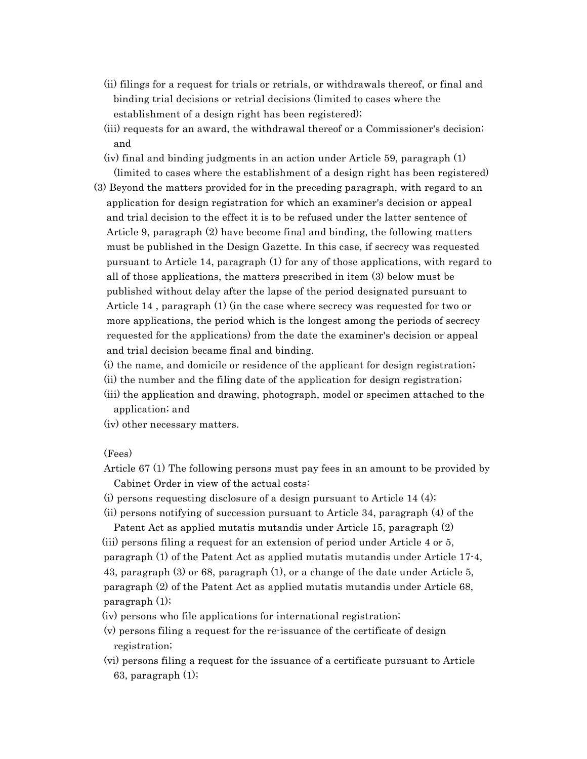(ii) filings for a request for trials or retrials, or withdrawals thereof, or final and binding trial decisions or retrial decisions (limited to cases where the establishment of a design right has been registered);

(iii) requests for an award, the withdrawal thereof or a Commissioner's decision; and

(iv) final and binding judgments in an action under Article 59, paragraph (1) (limited to cases where the establishment of a design right has been registered)

(3) Beyond the matters provided for in the preceding paragraph, with regard to an application for design registration for which an examiner's decision or appeal and trial decision to the effect it is to be refused under the latter sentence of Article 9, paragraph (2) have become final and binding, the following matters must be published in the Design Gazette. In this case, if secrecy was requested pursuant to Article 14, paragraph (1) for any of those applications, with regard to all of those applications, the matters prescribed in item (3) below must be published without delay after the lapse of the period designated pursuant to Article 14 , paragraph (1) (in the case where secrecy was requested for two or more applications, the period which is the longest among the periods of secrecy requested for the applications) from the date the examiner's decision or appeal and trial decision became final and binding.

(i) the name, and domicile or residence of the applicant for design registration;

(ii) the number and the filing date of the application for design registration;

(iii) the application and drawing, photograph, model or specimen attached to the application; and

(iv) other necessary matters.

(Fees)

Article 67 (1) The following persons must pay fees in an amount to be provided by Cabinet Order in view of the actual costs:

(i) persons requesting disclosure of a design pursuant to Article 14 (4);

(ii) persons notifying of succession pursuant to Article 34, paragraph (4) of the Patent Act as applied mutatis mutandis under Article 15, paragraph (2)

(iii) persons filing a request for an extension of period under Article 4 or 5, paragraph (1) of the Patent Act as applied mutatis mutandis under Article 17-4, 43, paragraph (3) or 68, paragraph (1), or a change of the date under Article 5, paragraph (2) of the Patent Act as applied mutatis mutandis under Article 68, paragraph (1);

(iv) persons who file applications for international registration;

(v) persons filing a request for the re-issuance of the certificate of design registration;

(vi) persons filing a request for the issuance of a certificate pursuant to Article 63, paragraph (1);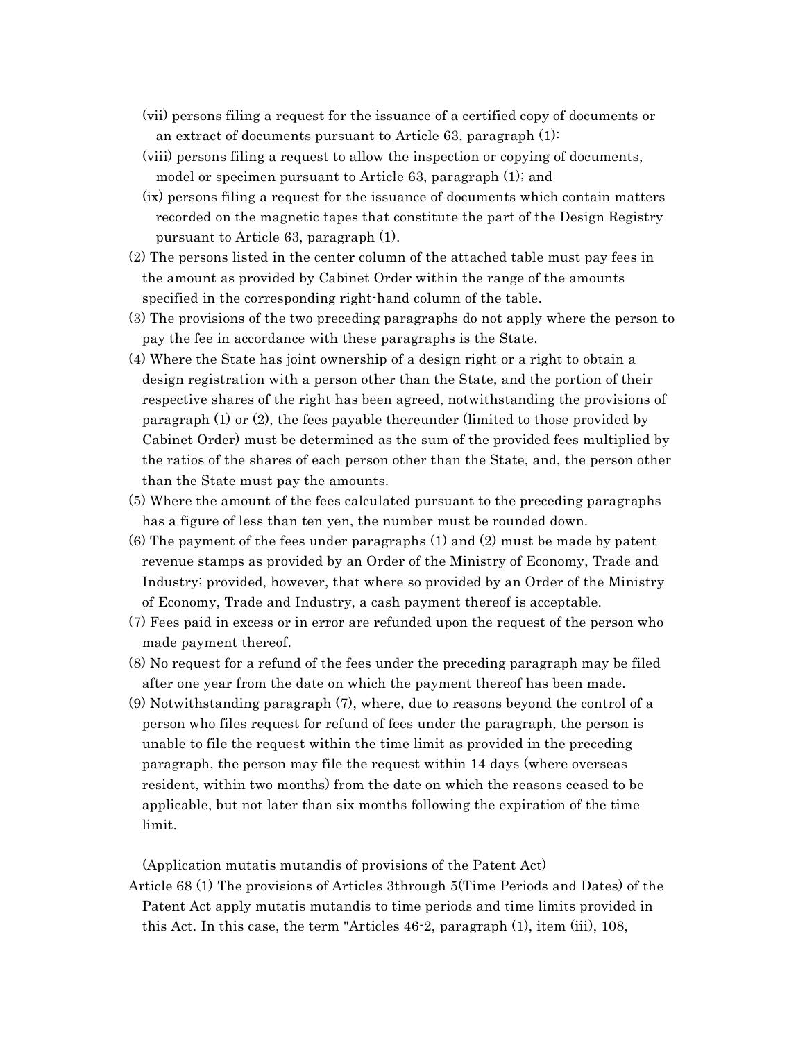(vii) persons filing a request for the issuance of a certified copy of documents or an extract of documents pursuant to Article 63, paragraph (1):

(viii) persons filing a request to allow the inspection or copying of documents, model or specimen pursuant to Article 63, paragraph (1); and

(ix) persons filing a request for the issuance of documents which contain matters recorded on the magnetic tapes that constitute the part of the Design Registry pursuant to Article 63, paragraph (1).

(2) The persons listed in the center column of the attached table must pay fees in the amount as provided by Cabinet Order within the range of the amounts specified in the corresponding right-hand column of the table.

(3) The provisions of the two preceding paragraphs do not apply where the person to pay the fee in accordance with these paragraphs is the State.

(4) Where the State has joint ownership of a design right or a right to obtain a design registration with a person other than the State, and the portion of their respective shares of the right has been agreed, notwithstanding the provisions of paragraph (1) or (2), the fees payable thereunder (limited to those provided by Cabinet Order) must be determined as the sum of the provided fees multiplied by the ratios of the shares of each person other than the State, and, the person other than the State must pay the amounts.

(5) Where the amount of the fees calculated pursuant to the preceding paragraphs has a figure of less than ten yen, the number must be rounded down.

(6) The payment of the fees under paragraphs (1) and (2) must be made by patent revenue stamps as provided by an Order of the Ministry of Economy, Trade and Industry; provided, however, that where so provided by an Order of the Ministry of Economy, Trade and Industry, a cash payment thereof is acceptable.

(7) Fees paid in excess or in error are refunded upon the request of the person who made payment thereof.

(8) No request for a refund of the fees under the preceding paragraph may be filed after one year from the date on which the payment thereof has been made.

(9) Notwithstanding paragraph (7), where, due to reasons beyond the control of a person who files request for refund of fees under the paragraph, the person is unable to file the request within the time limit as provided in the preceding paragraph, the person may file the request within 14 days (where overseas resident, within two months) from the date on which the reasons ceased to be applicable, but not later than six months following the expiration of the time limit.

(Application mutatis mutandis of provisions of the Patent Act)

Article 68 (1) The provisions of Articles 3through 5(Time Periods and Dates) of the Patent Act apply mutatis mutandis to time periods and time limits provided in this Act. In this case, the term "Articles 46-2, paragraph (1), item (iii), 108,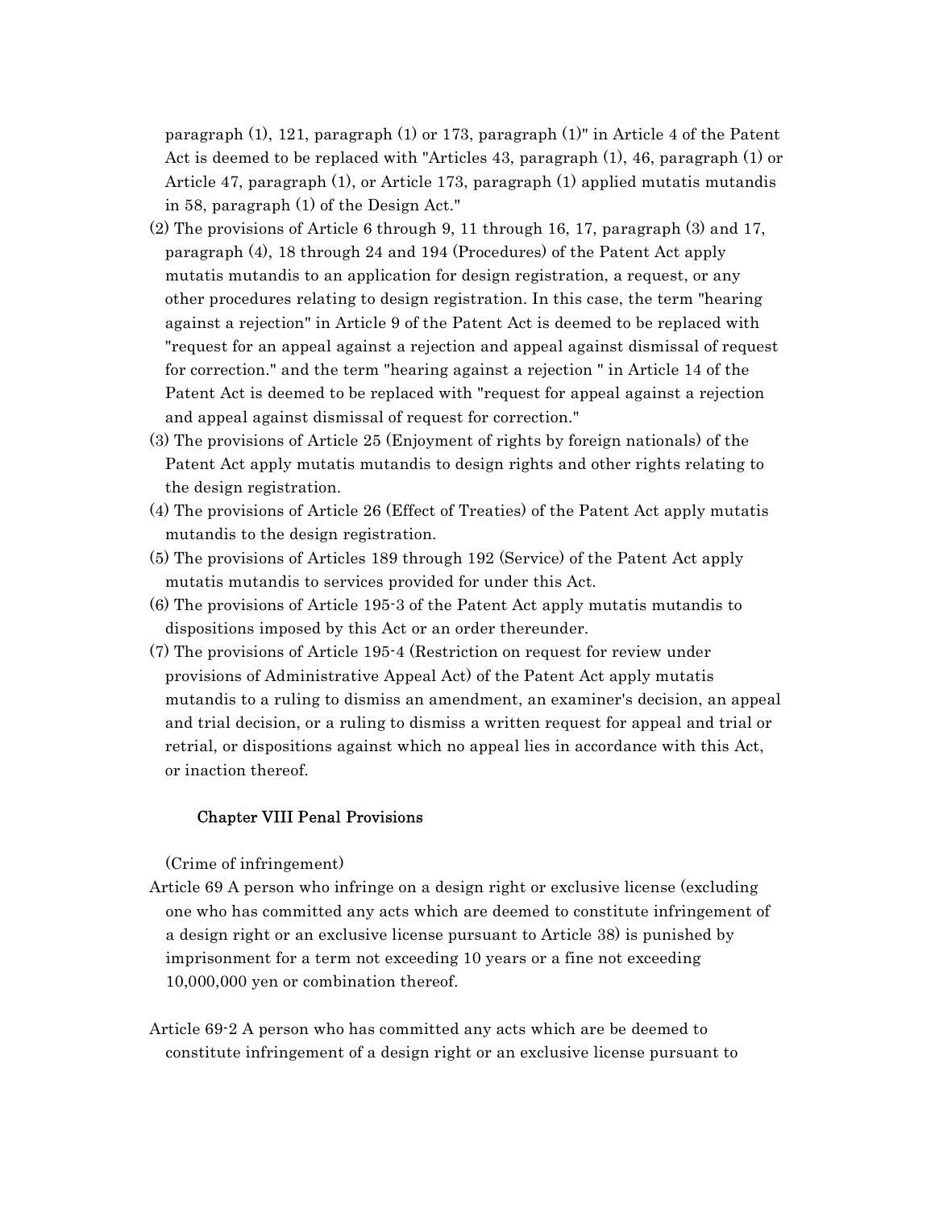paragraph (1), 121, paragraph (1) or 173, paragraph (1)" in Article 4 of the Patent Act is deemed to be replaced with "Articles 43, paragraph (1), 46, paragraph (1) or Article 47, paragraph (1), or Article 173, paragraph (1) applied mutatis mutandis in 58, paragraph (1) of the Design Act."

(2) The provisions of Article 6 through 9, 11 through 16, 17, paragraph (3) and 17, paragraph (4), 18 through 24 and 194 (Procedures) of the Patent Act apply mutatis mutandis to an application for design registration, a request, or any other procedures relating to design registration. In this case, the term "hearing against a rejection" in Article 9 of the Patent Act is deemed to be replaced with "request for an appeal against a rejection and appeal against dismissal of request for correction." and the term "hearing against a rejection " in Article 14 of the Patent Act is deemed to be replaced with "request for appeal against a rejection and appeal against dismissal of request for correction."

(3) The provisions of Article 25 (Enjoyment of rights by foreign nationals) of the Patent Act apply mutatis mutandis to design rights and other rights relating to the design registration.

(4) The provisions of Article 26 (Effect of Treaties) of the Patent Act apply mutatis mutandis to the design registration.

(5) The provisions of Articles 189 through 192 (Service) of the Patent Act apply mutatis mutandis to services provided for under this Act.

(6) The provisions of Article 195-3 of the Patent Act apply mutatis mutandis to dispositions imposed by this Act or an order thereunder.

(7) The provisions of Article 195-4 (Restriction on request for review under provisions of Administrative Appeal Act) of the Patent Act apply mutatis mutandis to a ruling to dismiss an amendment, an examiner's decision, an appeal and trial decision, or a ruling to dismiss a written request for appeal and trial or retrial, or dispositions against which no appeal lies in accordance with this Act, or inaction thereof.

## Chapter VIII Penal Provisions

(Crime of infringement)

Article 69 A person who infringe on a design right or exclusive license (excluding one who has committed any acts which are deemed to constitute infringement of a design right or an exclusive license pursuant to Article 38) is punished by imprisonment for a term not exceeding 10 years or a fine not exceeding 10,000,000 yen or combination thereof.

Article 69-2 A person who has committed any acts which are be deemed to constitute infringement of a design right or an exclusive license pursuant to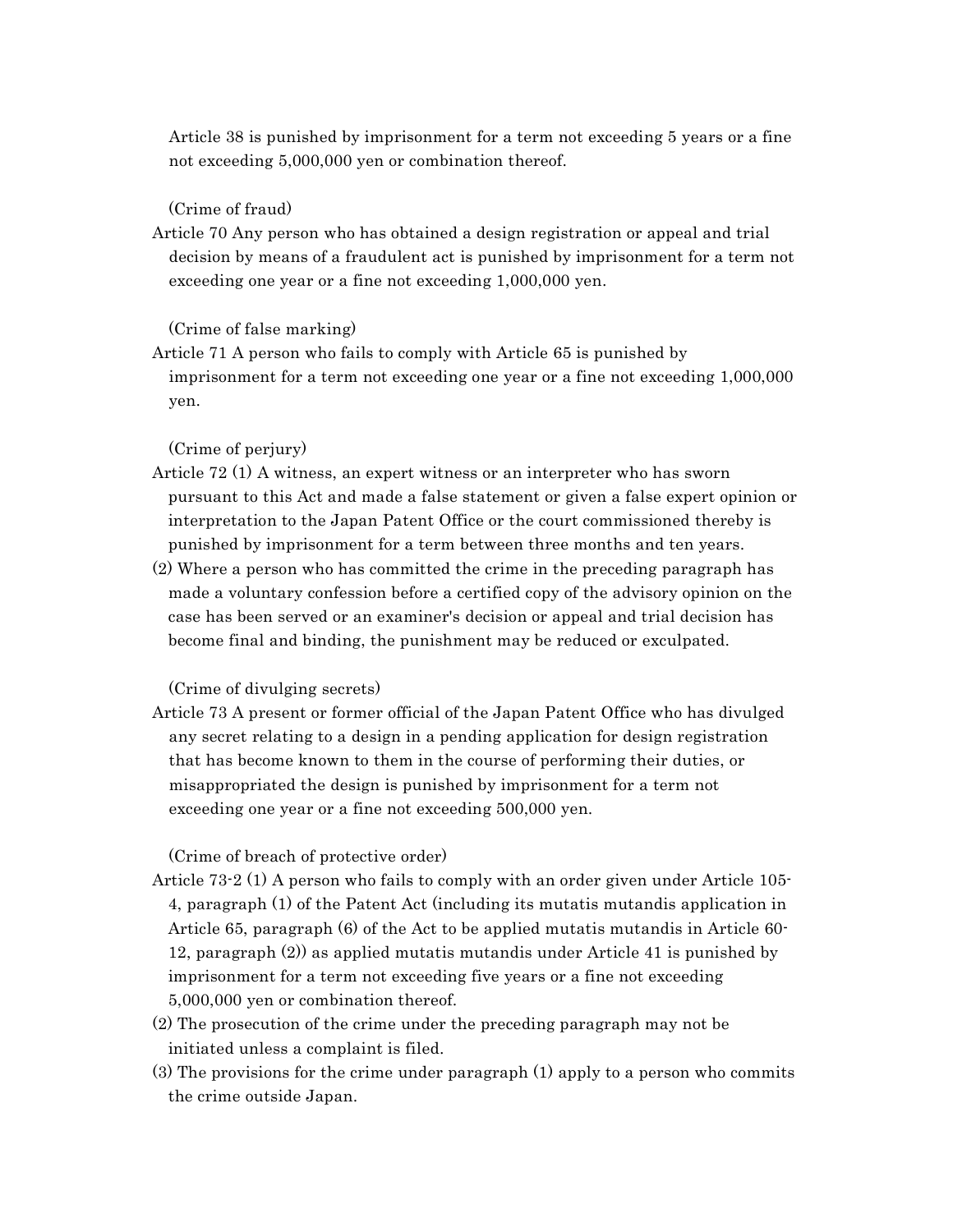Article 38 is punished by imprisonment for a term not exceeding 5 years or a fine not exceeding 5,000,000 yen or combination thereof.

(Crime of fraud)

Article 70 Any person who has obtained a design registration or appeal and trial decision by means of a fraudulent act is punished by imprisonment for a term not exceeding one year or a fine not exceeding 1,000,000 yen.

(Crime of false marking)

Article 71 A person who fails to comply with Article 65 is punished by imprisonment for a term not exceeding one year or a fine not exceeding 1,000,000 yen.

(Crime of perjury)

Article 72 (1) A witness, an expert witness or an interpreter who has sworn pursuant to this Act and made a false statement or given a false expert opinion or interpretation to the Japan Patent Office or the court commissioned thereby is punished by imprisonment for a term between three months and ten years.

(2) Where a person who has committed the crime in the preceding paragraph has made a voluntary confession before a certified copy of the advisory opinion on the case has been served or an examiner's decision or appeal and trial decision has become final and binding, the punishment may be reduced or exculpated.

(Crime of divulging secrets)

Article 73 A present or former official of the Japan Patent Office who has divulged any secret relating to a design in a pending application for design registration that has become known to them in the course of performing their duties, or misappropriated the design is punished by imprisonment for a term not exceeding one year or a fine not exceeding 500,000 yen.

(Crime of breach of protective order)

Article 73-2 (1) A person who fails to comply with an order given under Article 105-4, paragraph (1) of the Patent Act (including its mutatis mutandis application in Article 65, paragraph (6) of the Act to be applied mutatis mutandis in Article 60-12, paragraph (2)) as applied mutatis mutandis under Article 41 is punished by imprisonment for a term not exceeding five years or a fine not exceeding 5,000,000 yen or combination thereof.

(2) The prosecution of the crime under the preceding paragraph may not be initiated unless a complaint is filed.

(3) The provisions for the crime under paragraph (1) apply to a person who commits the crime outside Japan.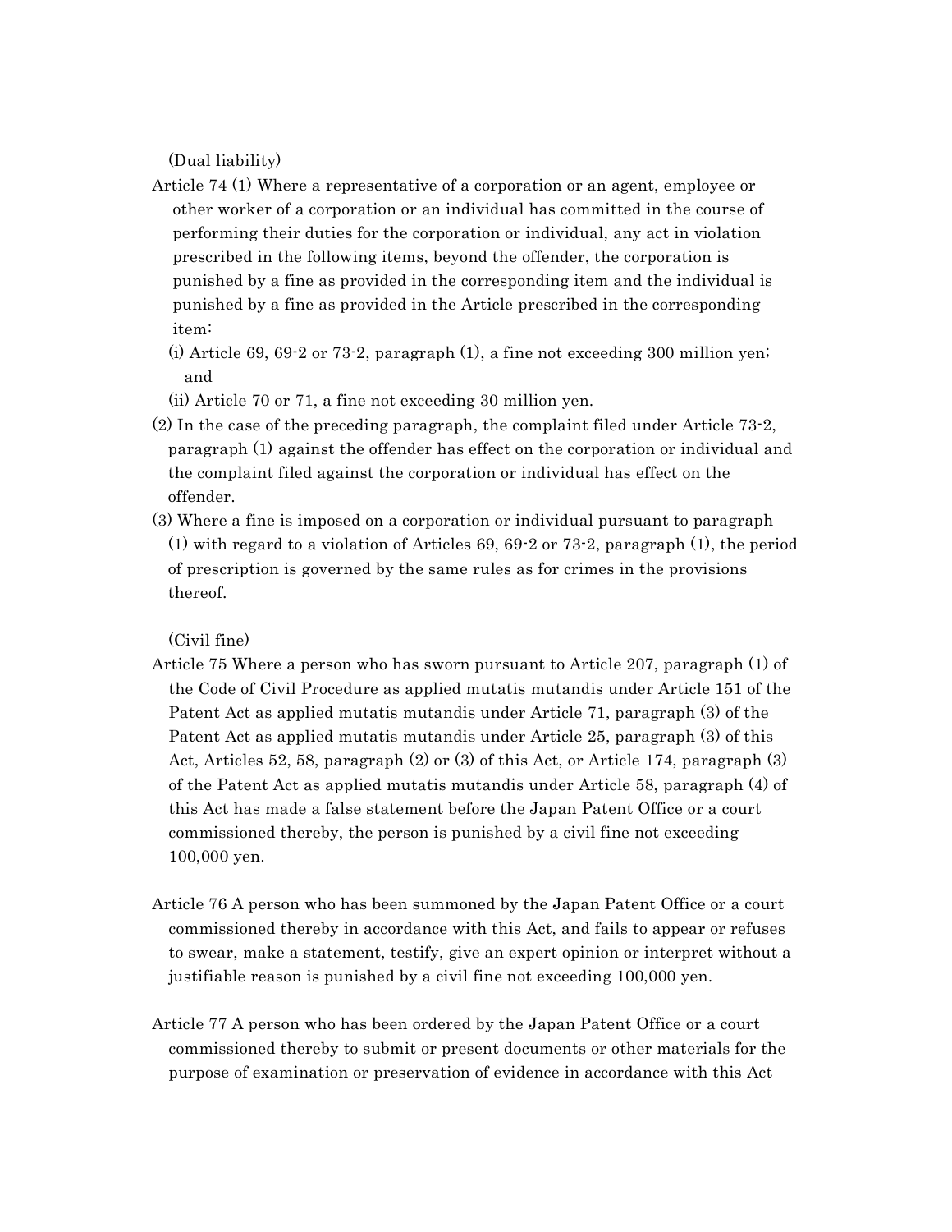(Dual liability)

Article 74 (1) Where a representative of a corporation or an agent, employee or other worker of a corporation or an individual has committed in the course of performing their duties for the corporation or individual, any act in violation prescribed in the following items, beyond the offender, the corporation is punished by a fine as provided in the corresponding item and the individual is punished by a fine as provided in the Article prescribed in the corresponding item:

(i) Article 69, 69-2 or 73-2, paragraph (1), a fine not exceeding 300 million yen; and

(ii) Article 70 or 71, a fine not exceeding 30 million yen.

(2) In the case of the preceding paragraph, the complaint filed under Article 73-2, paragraph (1) against the offender has effect on the corporation or individual and the complaint filed against the corporation or individual has effect on the offender.

(3) Where a fine is imposed on a corporation or individual pursuant to paragraph (1) with regard to a violation of Articles 69, 69-2 or 73-2, paragraph (1), the period of prescription is governed by the same rules as for crimes in the provisions thereof.

(Civil fine)

Article 75 Where a person who has sworn pursuant to Article 207, paragraph (1) of the Code of Civil Procedure as applied mutatis mutandis under Article 151 of the Patent Act as applied mutatis mutandis under Article 71, paragraph (3) of the Patent Act as applied mutatis mutandis under Article 25, paragraph (3) of this Act, Articles 52, 58, paragraph (2) or (3) of this Act, or Article 174, paragraph (3) of the Patent Act as applied mutatis mutandis under Article 58, paragraph (4) of this Act has made a false statement before the Japan Patent Office or a court commissioned thereby, the person is punished by a civil fine not exceeding 100,000 yen.

Article 76 A person who has been summoned by the Japan Patent Office or a court commissioned thereby in accordance with this Act, and fails to appear or refuses to swear, make a statement, testify, give an expert opinion or interpret without a justifiable reason is punished by a civil fine not exceeding 100,000 yen.

Article 77 A person who has been ordered by the Japan Patent Office or a court commissioned thereby to submit or present documents or other materials for the purpose of examination or preservation of evidence in accordance with this Act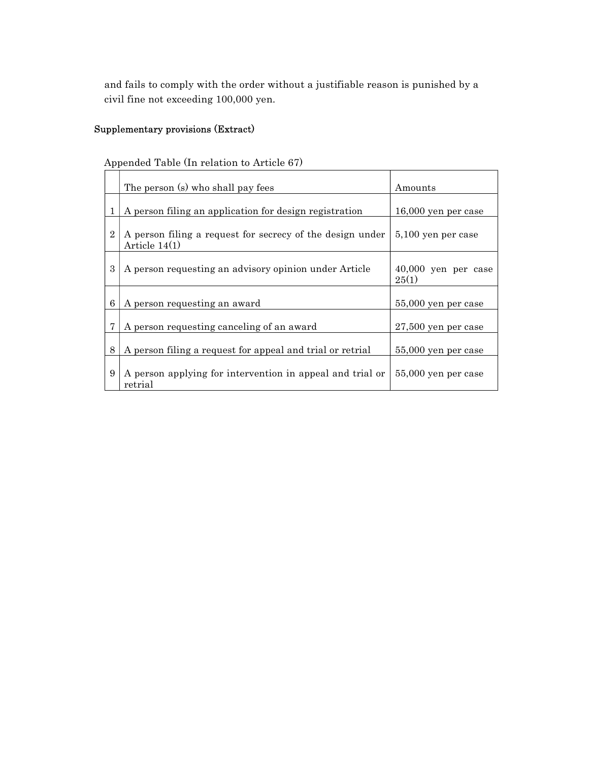and fails to comply with the order without a justifiable reason is punished by a civil fine not exceeding 100,000 yen.

## Supplementary provisions (Extract)

Appended Table (In relation to Article 67)

| | The person (s) who shall pay fees | Amounts |
|---|---|---|
| 1 | A person filing an application for design registration | 16,000 yen per case |
| 2 | A person filing a request for secrecy of the design under Article 14(1) | 5,100 yen per case |
| 3 | A person requesting an advisory opinion under Article | 40,000 yen per case 25(1) |
| 6 | A person requesting an award | 55,000 yen per case |
| 7 | A person requesting canceling of an award | 27,500 yen per case |
| 8 | A person filing a request for appeal and trial or retrial | 55,000 yen per case |
| 9 | A person applying for intervention in appeal and trial or retrial | 55,000 yen per case |